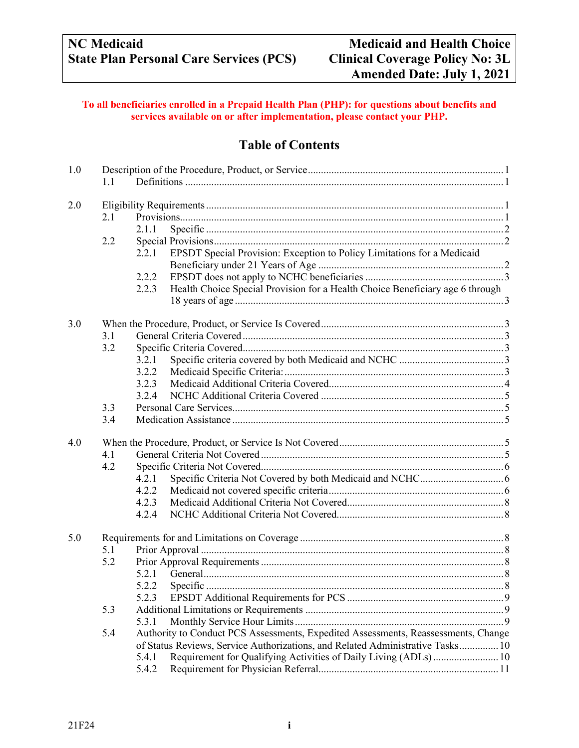**NC Medicaid**
**State Plan Personal Care Services (PCS)**

**Medicaid and Health Choice**
**Clinical Coverage Policy No: 3L**
**Amended Date: July 1, 2021**

**To all beneficiaries enrolled in a Prepaid Health Plan (PHP): for questions about benefits and services available on or after implementation, please contact your PHP.**

## Table of Contents

1.0 Description of the Procedure, Product, or Service ... 1
- 1.1 Definitions ... 1

2.0 Eligibility Requirements ... 1
- 2.1 Provisions ... 1
  - 2.1.1 Specific ... 2
- 2.2 Special Provisions ... 2
  - 2.2.1 EPSDT Special Provision: Exception to Policy Limitations for a Medicaid Beneficiary under 21 Years of Age ... 2
  - 2.2.2 EPSDT does not apply to NCHC beneficiaries ... 3
  - 2.2.3 Health Choice Special Provision for a Health Choice Beneficiary age 6 through 18 years of age ... 3

3.0 When the Procedure, Product, or Service Is Covered ... 3
- 3.1 General Criteria Covered ... 3
- 3.2 Specific Criteria Covered ... 3
  - 3.2.1 Specific criteria covered by both Medicaid and NCHC ... 3
  - 3.2.2 Medicaid Specific Criteria: ... 3
  - 3.2.3 Medicaid Additional Criteria Covered ... 4
  - 3.2.4 NCHC Additional Criteria Covered ... 5
- 3.3 Personal Care Services ... 5
- 3.4 Medication Assistance ... 5

4.0 When the Procedure, Product, or Service Is Not Covered ... 5
- 4.1 General Criteria Not Covered ... 5
- 4.2 Specific Criteria Not Covered ... 6
  - 4.2.1 Specific Criteria Not Covered by both Medicaid and NCHC ... 6
  - 4.2.2 Medicaid not covered specific criteria ... 6
  - 4.2.3 Medicaid Additional Criteria Not Covered ... 8
  - 4.2.4 NCHC Additional Criteria Not Covered ... 8

5.0 Requirements for and Limitations on Coverage ... 8
- 5.1 Prior Approval ... 8
- 5.2 Prior Approval Requirements ... 8
  - 5.2.1 General ... 8
  - 5.2.2 Specific ... 8
  - 5.2.3 EPSDT Additional Requirements for PCS ... 9
- 5.3 Additional Limitations or Requirements ... 9
  - 5.3.1 Monthly Service Hour Limits ... 9
- 5.4 Authority to Conduct PCS Assessments, Expedited Assessments, Reassessments, Change of Status Reviews, Service Authorizations, and Related Administrative Tasks ... 10
  - 5.4.1 Requirement for Qualifying Activities of Daily Living (ADLs) ... 10
  - 5.4.2 Requirement for Physician Referral ... 11

21F24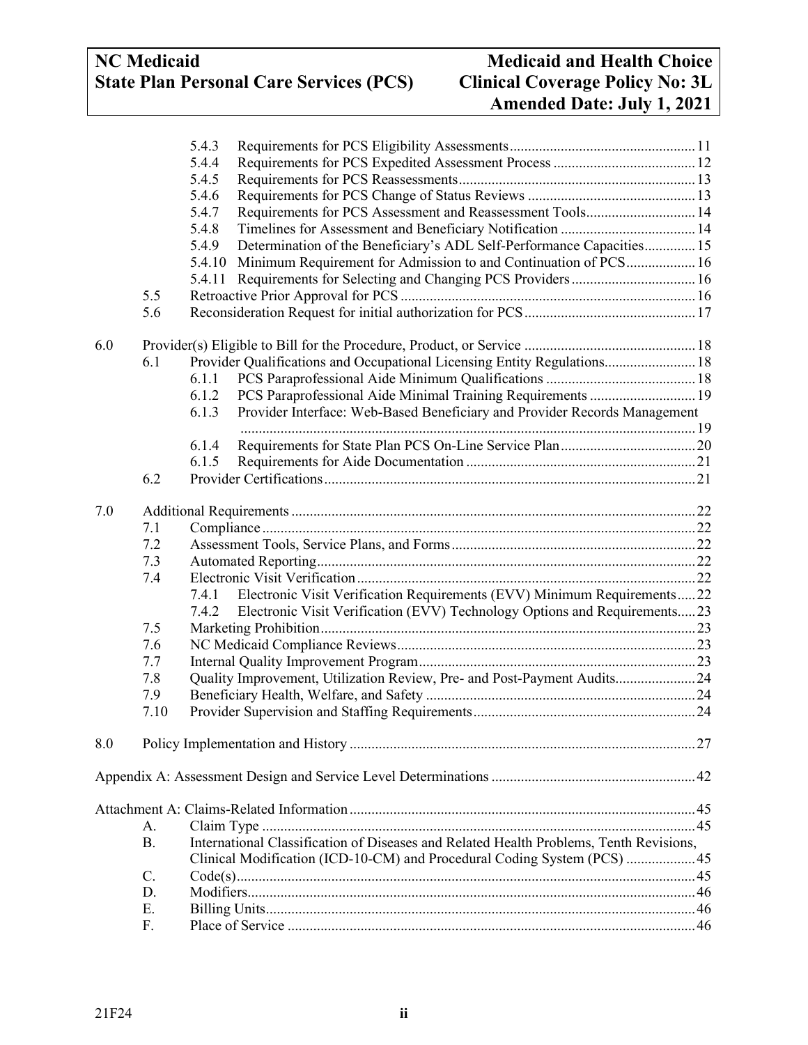5.4.3 Requirements for PCS Eligibility Assessments ..... 11
5.4.4 Requirements for PCS Expedited Assessment Process ..... 12
5.4.5 Requirements for PCS Reassessments ..... 13
5.4.6 Requirements for PCS Change of Status Reviews ..... 13
5.4.7 Requirements for PCS Assessment and Reassessment Tools ..... 14
5.4.8 Timelines for Assessment and Beneficiary Notification ..... 14
5.4.9 Determination of the Beneficiary's ADL Self-Performance Capacities ..... 15
5.4.10 Minimum Requirement for Admission to and Continuation of PCS ..... 16
5.4.11 Requirements for Selecting and Changing PCS Providers ..... 16
5.5 Retroactive Prior Approval for PCS ..... 16
5.6 Reconsideration Request for initial authorization for PCS ..... 17

6.0 Provider(s) Eligible to Bill for the Procedure, Product, or Service ..... 18
6.1 Provider Qualifications and Occupational Licensing Entity Regulations ..... 18
6.1.1 PCS Paraprofessional Aide Minimum Qualifications ..... 18
6.1.2 PCS Paraprofessional Aide Minimal Training Requirements ..... 19
6.1.3 Provider Interface: Web-Based Beneficiary and Provider Records Management ..... 19
6.1.4 Requirements for State Plan PCS On-Line Service Plan ..... 20
6.1.5 Requirements for Aide Documentation ..... 21
6.2 Provider Certifications ..... 21

7.0 Additional Requirements ..... 22
7.1 Compliance ..... 22
7.2 Assessment Tools, Service Plans, and Forms ..... 22
7.3 Automated Reporting ..... 22
7.4 Electronic Visit Verification ..... 22
7.4.1 Electronic Visit Verification Requirements (EVV) Minimum Requirements ..... 22
7.4.2 Electronic Visit Verification (EVV) Technology Options and Requirements ..... 23
7.5 Marketing Prohibition ..... 23
7.6 NC Medicaid Compliance Reviews ..... 23
7.7 Internal Quality Improvement Program ..... 23
7.8 Quality Improvement, Utilization Review, Pre- and Post-Payment Audits ..... 24
7.9 Beneficiary Health, Welfare, and Safety ..... 24
7.10 Provider Supervision and Staffing Requirements ..... 24

8.0 Policy Implementation and History ..... 27

Appendix A: Assessment Design and Service Level Determinations ..... 42

Attachment A: Claims-Related Information ..... 45
A. Claim Type ..... 45
B. International Classification of Diseases and Related Health Problems, Tenth Revisions, Clinical Modification (ICD-10-CM) and Procedural Coding System (PCS) ..... 45
C. Code(s) ..... 45
D. Modifiers ..... 46
E. Billing Units ..... 46
F. Place of Service ..... 46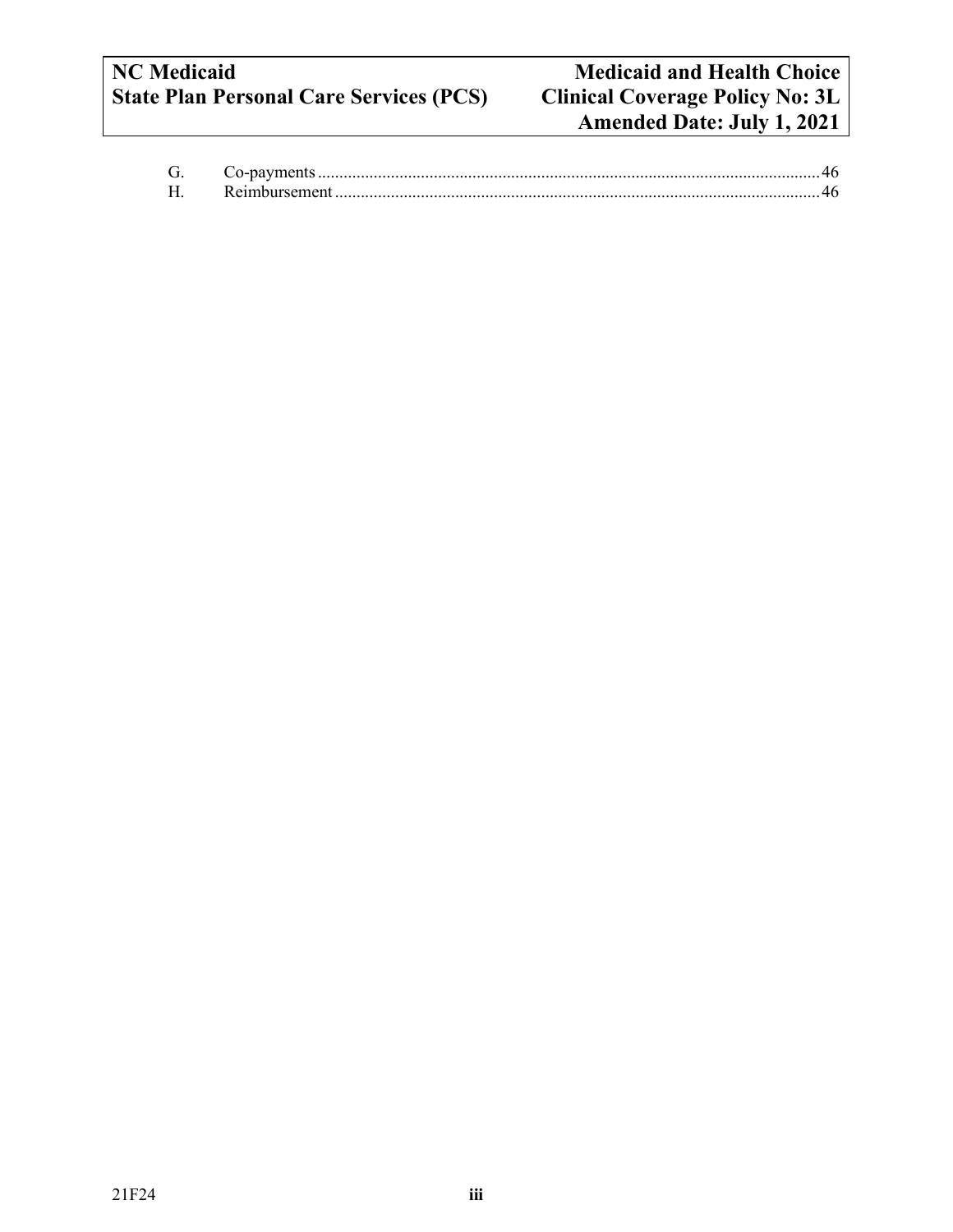G. Co-payments ........................................................................................................................ 46
H. Reimbursement .................................................................................................................... 46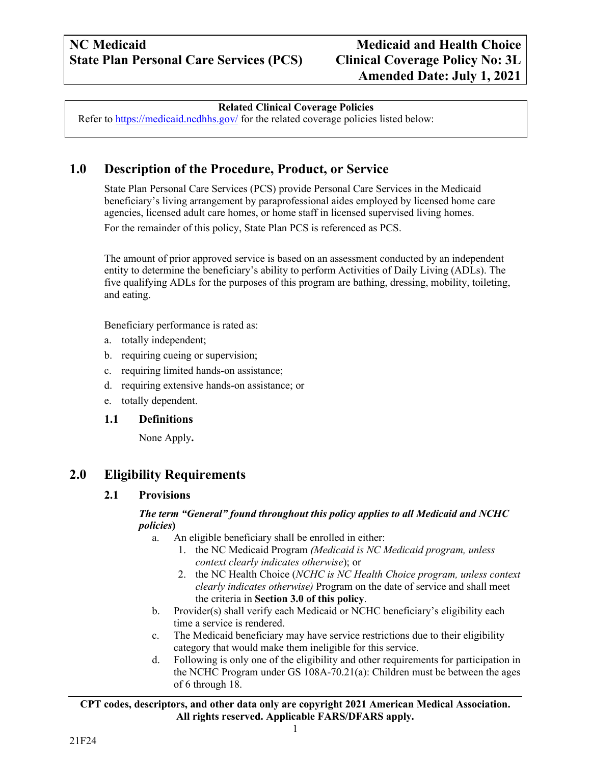**Related Clinical Coverage Policies**

Refer to https://medicaid.ncdhhs.gov/ for the related coverage policies listed below:

# 1.0 Description of the Procedure, Product, or Service

State Plan Personal Care Services (PCS) provide Personal Care Services in the Medicaid beneficiary's living arrangement by paraprofessional aides employed by licensed home care agencies, licensed adult care homes, or home staff in licensed supervised living homes.

For the remainder of this policy, State Plan PCS is referenced as PCS.

The amount of prior approved service is based on an assessment conducted by an independent entity to determine the beneficiary's ability to perform Activities of Daily Living (ADLs). The five qualifying ADLs for the purposes of this program are bathing, dressing, mobility, toileting, and eating.

Beneficiary performance is rated as:

a. totally independent;
b. requiring cueing or supervision;
c. requiring limited hands-on assistance;
d. requiring extensive hands-on assistance; or
e. totally dependent.

## 1.1 Definitions

None Apply**.**

# 2.0 Eligibility Requirements

## 2.1 Provisions

***The term "General" found throughout this policy applies to all Medicaid and NCHC policies*)**

a. An eligible beneficiary shall be enrolled in either:
   1. the NC Medicaid Program *(Medicaid is NC Medicaid program, unless context clearly indicates otherwise*); or
   2. the NC Health Choice (*NCHC is NC Health Choice program, unless context clearly indicates otherwise)* Program on the date of service and shall meet the criteria in **Section 3.0 of this policy**.
b. Provider(s) shall verify each Medicaid or NCHC beneficiary's eligibility each time a service is rendered.
c. The Medicaid beneficiary may have service restrictions due to their eligibility category that would make them ineligible for this service.
d. Following is only one of the eligibility and other requirements for participation in the NCHC Program under GS 108A-70.21(a): Children must be between the ages of 6 through 18.

**CPT codes, descriptors, and other data only are copyright 2021 American Medical Association. All rights reserved. Applicable FARS/DFARS apply.**

21F24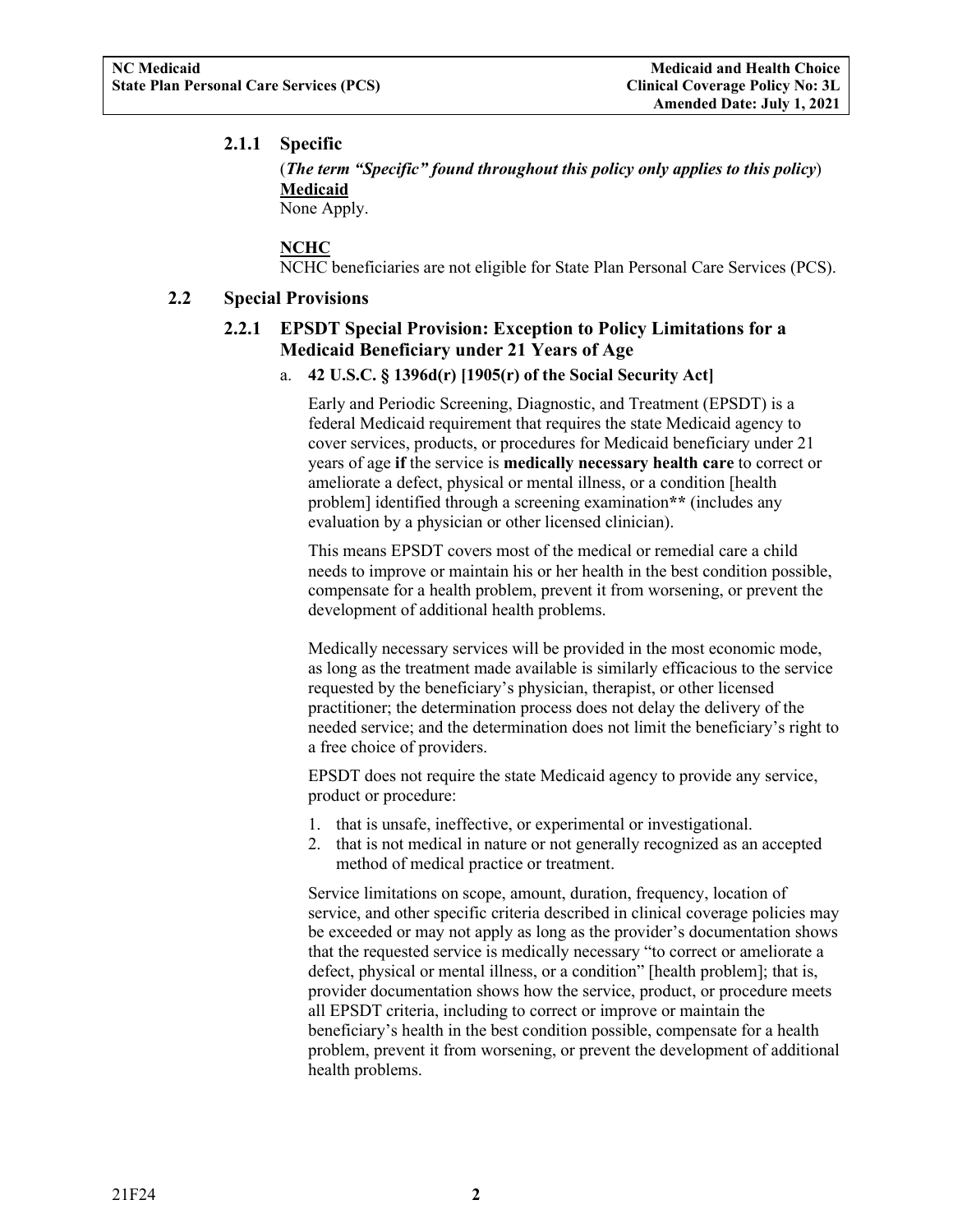### 2.1.1 Specific

(***The term "Specific" found throughout this policy only applies to this policy***)

**Medicaid**

None Apply.

**NCHC**

NCHC beneficiaries are not eligible for State Plan Personal Care Services (PCS).

## 2.2 Special Provisions

### 2.2.1 EPSDT Special Provision: Exception to Policy Limitations for a Medicaid Beneficiary under 21 Years of Age

a. **42 U.S.C. § 1396d(r) [1905(r) of the Social Security Act]**

Early and Periodic Screening, Diagnostic, and Treatment (EPSDT) is a federal Medicaid requirement that requires the state Medicaid agency to cover services, products, or procedures for Medicaid beneficiary under 21 years of age **if** the service is **medically necessary health care** to correct or ameliorate a defect, physical or mental illness, or a condition [health problem] identified through a screening examination**\*\*** (includes any evaluation by a physician or other licensed clinician).

This means EPSDT covers most of the medical or remedial care a child needs to improve or maintain his or her health in the best condition possible, compensate for a health problem, prevent it from worsening, or prevent the development of additional health problems.

Medically necessary services will be provided in the most economic mode, as long as the treatment made available is similarly efficacious to the service requested by the beneficiary's physician, therapist, or other licensed practitioner; the determination process does not delay the delivery of the needed service; and the determination does not limit the beneficiary's right to a free choice of providers.

EPSDT does not require the state Medicaid agency to provide any service, product or procedure:

1. that is unsafe, ineffective, or experimental or investigational.
2. that is not medical in nature or not generally recognized as an accepted method of medical practice or treatment.

Service limitations on scope, amount, duration, frequency, location of service, and other specific criteria described in clinical coverage policies may be exceeded or may not apply as long as the provider's documentation shows that the requested service is medically necessary "to correct or ameliorate a defect, physical or mental illness, or a condition" [health problem]; that is, provider documentation shows how the service, product, or procedure meets all EPSDT criteria, including to correct or improve or maintain the beneficiary's health in the best condition possible, compensate for a health problem, prevent it from worsening, or prevent the development of additional health problems.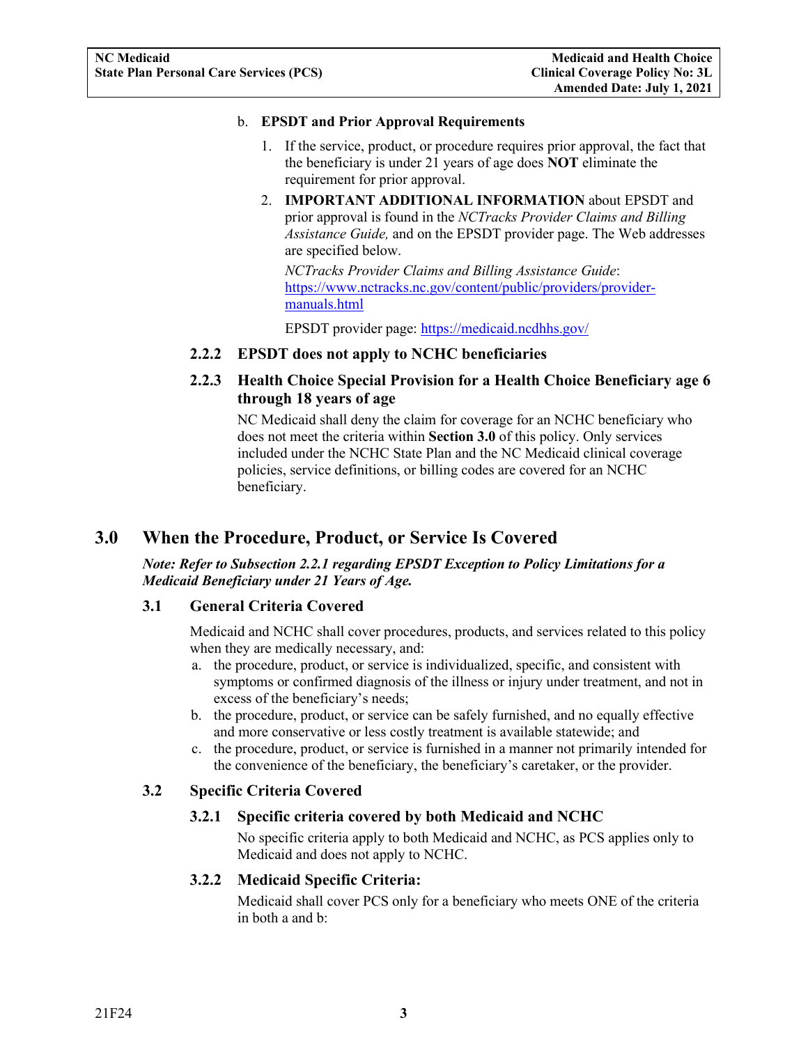b. **EPSDT and Prior Approval Requirements**

   1. If the service, product, or procedure requires prior approval, the fact that the beneficiary is under 21 years of age does **NOT** eliminate the requirement for prior approval.
   2. **IMPORTANT ADDITIONAL INFORMATION** about EPSDT and prior approval is found in the *NCTracks Provider Claims and Billing Assistance Guide,* and on the EPSDT provider page. The Web addresses are specified below.

      *NCTracks Provider Claims and Billing Assistance Guide*: https://www.nctracks.nc.gov/content/public/providers/provider-manuals.html

      EPSDT provider page: https://medicaid.ncdhhs.gov/

#### 2.2.2 EPSDT does not apply to NCHC beneficiaries

#### 2.2.3 Health Choice Special Provision for a Health Choice Beneficiary age 6 through 18 years of age

NC Medicaid shall deny the claim for coverage for an NCHC beneficiary who does not meet the criteria within **Section 3.0** of this policy. Only services included under the NCHC State Plan and the NC Medicaid clinical coverage policies, service definitions, or billing codes are covered for an NCHC beneficiary.

## 3.0 When the Procedure, Product, or Service Is Covered

***Note: Refer to Subsection 2.2.1 regarding EPSDT Exception to Policy Limitations for a Medicaid Beneficiary under 21 Years of Age.***

### 3.1 General Criteria Covered

Medicaid and NCHC shall cover procedures, products, and services related to this policy when they are medically necessary, and:

a. the procedure, product, or service is individualized, specific, and consistent with symptoms or confirmed diagnosis of the illness or injury under treatment, and not in excess of the beneficiary's needs;
b. the procedure, product, or service can be safely furnished, and no equally effective and more conservative or less costly treatment is available statewide; and
c. the procedure, product, or service is furnished in a manner not primarily intended for the convenience of the beneficiary, the beneficiary's caretaker, or the provider.

### 3.2 Specific Criteria Covered

#### 3.2.1 Specific criteria covered by both Medicaid and NCHC

No specific criteria apply to both Medicaid and NCHC, as PCS applies only to Medicaid and does not apply to NCHC.

#### 3.2.2 Medicaid Specific Criteria:

Medicaid shall cover PCS only for a beneficiary who meets ONE of the criteria in both a and b: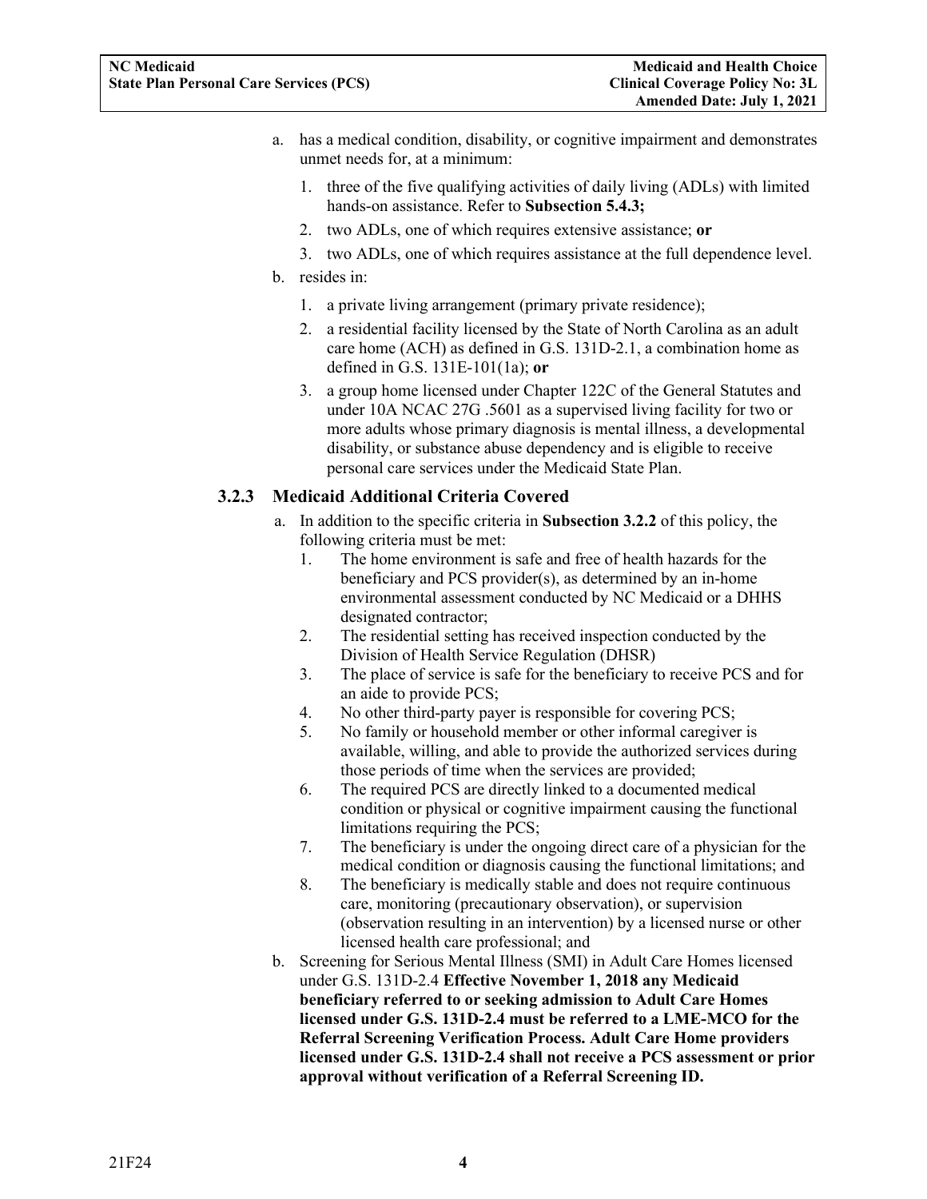a. has a medical condition, disability, or cognitive impairment and demonstrates unmet needs for, at a minimum:

   1. three of the five qualifying activities of daily living (ADLs) with limited hands-on assistance. Refer to **Subsection 5.4.3;**
   2. two ADLs, one of which requires extensive assistance; **or**
   3. two ADLs, one of which requires assistance at the full dependence level.

b. resides in:

   1. a private living arrangement (primary private residence);
   2. a residential facility licensed by the State of North Carolina as an adult care home (ACH) as defined in G.S. 131D-2.1, a combination home as defined in G.S. 131E-101(1a); **or**
   3. a group home licensed under Chapter 122C of the General Statutes and under 10A NCAC 27G .5601 as a supervised living facility for two or more adults whose primary diagnosis is mental illness, a developmental disability, or substance abuse dependency and is eligible to receive personal care services under the Medicaid State Plan.

### 3.2.3 Medicaid Additional Criteria Covered

a. In addition to the specific criteria in **Subsection 3.2.2** of this policy, the following criteria must be met:
   1. The home environment is safe and free of health hazards for the beneficiary and PCS provider(s), as determined by an in-home environmental assessment conducted by NC Medicaid or a DHHS designated contractor;
   2. The residential setting has received inspection conducted by the Division of Health Service Regulation (DHSR)
   3. The place of service is safe for the beneficiary to receive PCS and for an aide to provide PCS;
   4. No other third-party payer is responsible for covering PCS;
   5. No family or household member or other informal caregiver is available, willing, and able to provide the authorized services during those periods of time when the services are provided;
   6. The required PCS are directly linked to a documented medical condition or physical or cognitive impairment causing the functional limitations requiring the PCS;
   7. The beneficiary is under the ongoing direct care of a physician for the medical condition or diagnosis causing the functional limitations; and
   8. The beneficiary is medically stable and does not require continuous care, monitoring (precautionary observation), or supervision (observation resulting in an intervention) by a licensed nurse or other licensed health care professional; and

b. Screening for Serious Mental Illness (SMI) in Adult Care Homes licensed under G.S. 131D-2.4 **Effective November 1, 2018 any Medicaid beneficiary referred to or seeking admission to Adult Care Homes licensed under G.S. 131D-2.4 must be referred to a LME-MCO for the Referral Screening Verification Process. Adult Care Home providers licensed under G.S. 131D-2.4 shall not receive a PCS assessment or prior approval without verification of a Referral Screening ID.**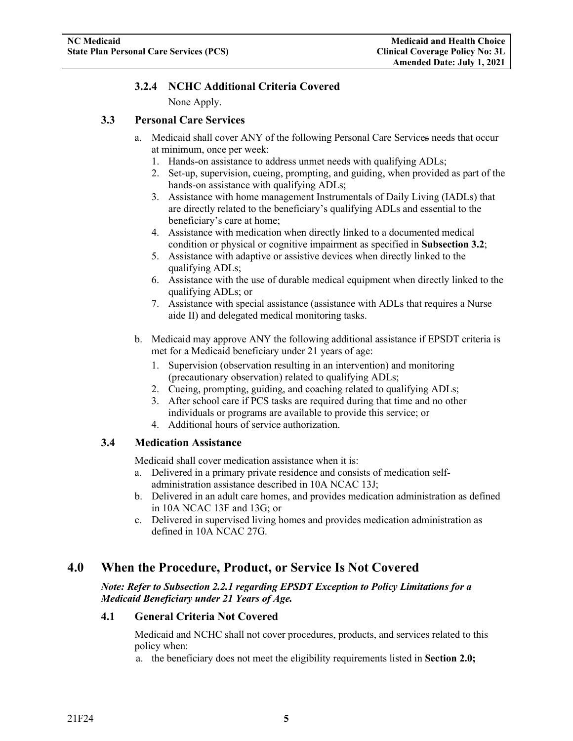### 3.2.4 NCHC Additional Criteria Covered

None Apply.

## 3.3 Personal Care Services

a. Medicaid shall cover ANY of the following Personal Care Services needs that occur at minimum, once per week:
   1. Hands-on assistance to address unmet needs with qualifying ADLs;
   2. Set-up, supervision, cueing, prompting, and guiding, when provided as part of the hands-on assistance with qualifying ADLs;
   3. Assistance with home management Instrumentals of Daily Living (IADLs) that are directly related to the beneficiary's qualifying ADLs and essential to the beneficiary's care at home;
   4. Assistance with medication when directly linked to a documented medical condition or physical or cognitive impairment as specified in **Subsection 3.2**;
   5. Assistance with adaptive or assistive devices when directly linked to the qualifying ADLs;
   6. Assistance with the use of durable medical equipment when directly linked to the qualifying ADLs; or
   7. Assistance with special assistance (assistance with ADLs that requires a Nurse aide II) and delegated medical monitoring tasks.

b. Medicaid may approve ANY the following additional assistance if EPSDT criteria is met for a Medicaid beneficiary under 21 years of age:
   1. Supervision (observation resulting in an intervention) and monitoring (precautionary observation) related to qualifying ADLs;
   2. Cueing, prompting, guiding, and coaching related to qualifying ADLs;
   3. After school care if PCS tasks are required during that time and no other individuals or programs are available to provide this service; or
   4. Additional hours of service authorization.

## 3.4 Medication Assistance

Medicaid shall cover medication assistance when it is:

a. Delivered in a primary private residence and consists of medication self-administration assistance described in 10A NCAC 13J;
b. Delivered in an adult care homes, and provides medication administration as defined in 10A NCAC 13F and 13G; or
c. Delivered in supervised living homes and provides medication administration as defined in 10A NCAC 27G.

# 4.0 When the Procedure, Product, or Service Is Not Covered

***Note: Refer to Subsection 2.2.1 regarding EPSDT Exception to Policy Limitations for a Medicaid Beneficiary under 21 Years of Age.***

## 4.1 General Criteria Not Covered

Medicaid and NCHC shall not cover procedures, products, and services related to this policy when:

a. the beneficiary does not meet the eligibility requirements listed in **Section 2.0;**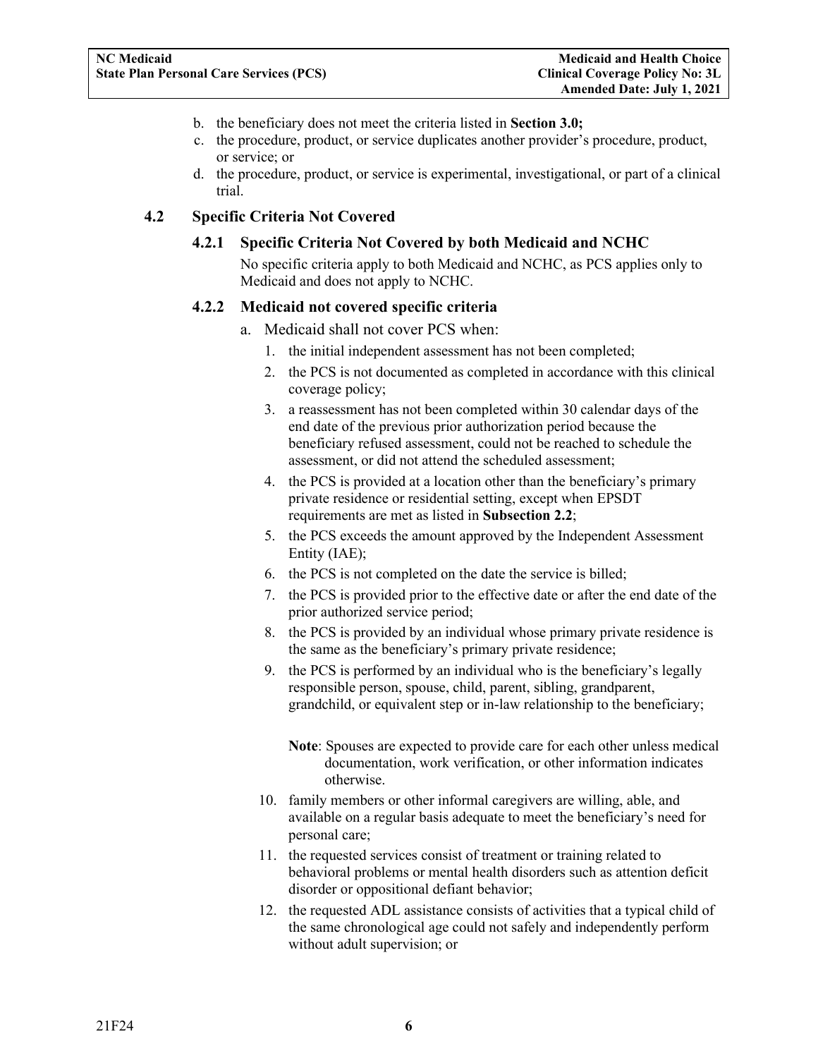b. the beneficiary does not meet the criteria listed in **Section 3.0;**
c. the procedure, product, or service duplicates another provider's procedure, product, or service; or
d. the procedure, product, or service is experimental, investigational, or part of a clinical trial.

## 4.2 Specific Criteria Not Covered

### 4.2.1 Specific Criteria Not Covered by both Medicaid and NCHC

No specific criteria apply to both Medicaid and NCHC, as PCS applies only to Medicaid and does not apply to NCHC.

### 4.2.2 Medicaid not covered specific criteria

a. Medicaid shall not cover PCS when:

1. the initial independent assessment has not been completed;
2. the PCS is not documented as completed in accordance with this clinical coverage policy;
3. a reassessment has not been completed within 30 calendar days of the end date of the previous prior authorization period because the beneficiary refused assessment, could not be reached to schedule the assessment, or did not attend the scheduled assessment;
4. the PCS is provided at a location other than the beneficiary's primary private residence or residential setting, except when EPSDT requirements are met as listed in **Subsection 2.2**;
5. the PCS exceeds the amount approved by the Independent Assessment Entity (IAE);
6. the PCS is not completed on the date the service is billed;
7. the PCS is provided prior to the effective date or after the end date of the prior authorized service period;
8. the PCS is provided by an individual whose primary private residence is the same as the beneficiary's primary private residence;
9. the PCS is performed by an individual who is the beneficiary's legally responsible person, spouse, child, parent, sibling, grandparent, grandchild, or equivalent step or in-law relationship to the beneficiary;

   **Note**: Spouses are expected to provide care for each other unless medical documentation, work verification, or other information indicates otherwise.

10. family members or other informal caregivers are willing, able, and available on a regular basis adequate to meet the beneficiary's need for personal care;
11. the requested services consist of treatment or training related to behavioral problems or mental health disorders such as attention deficit disorder or oppositional defiant behavior;
12. the requested ADL assistance consists of activities that a typical child of the same chronological age could not safely and independently perform without adult supervision; or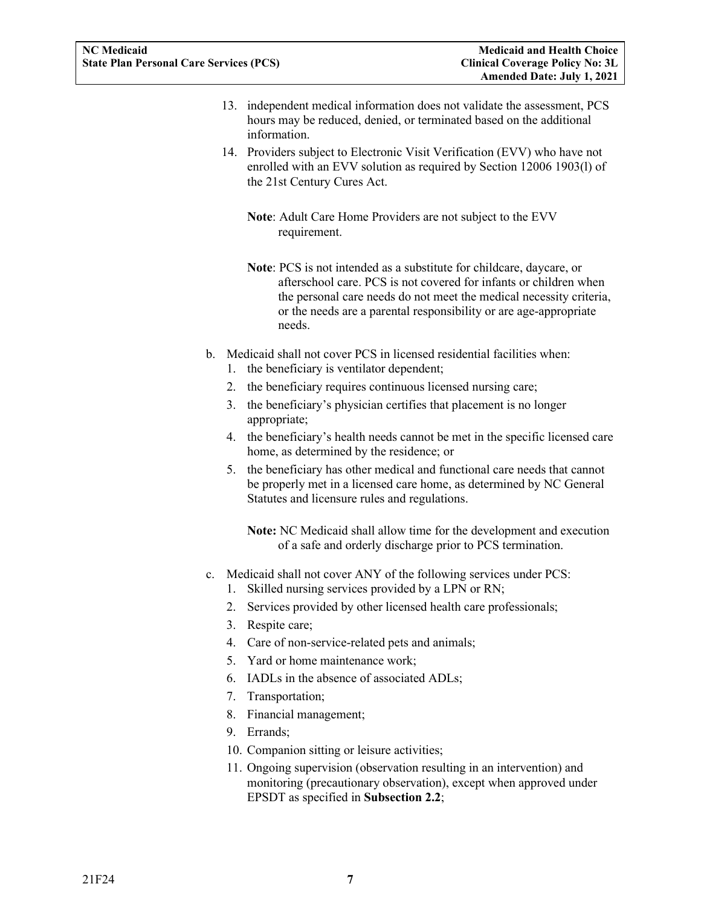13. independent medical information does not validate the assessment, PCS hours may be reduced, denied, or terminated based on the additional information.
14. Providers subject to Electronic Visit Verification (EVV) who have not enrolled with an EVV solution as required by Section 12006 1903(l) of the 21st Century Cures Act.

    **Note**: Adult Care Home Providers are not subject to the EVV requirement.

    **Note**: PCS is not intended as a substitute for childcare, daycare, or afterschool care. PCS is not covered for infants or children when the personal care needs do not meet the medical necessity criteria, or the needs are a parental responsibility or are age-appropriate needs.

b. Medicaid shall not cover PCS in licensed residential facilities when:
   1. the beneficiary is ventilator dependent;
   2. the beneficiary requires continuous licensed nursing care;
   3. the beneficiary's physician certifies that placement is no longer appropriate;
   4. the beneficiary's health needs cannot be met in the specific licensed care home, as determined by the residence; or
   5. the beneficiary has other medical and functional care needs that cannot be properly met in a licensed care home, as determined by NC General Statutes and licensure rules and regulations.

   **Note:** NC Medicaid shall allow time for the development and execution of a safe and orderly discharge prior to PCS termination.

c. Medicaid shall not cover ANY of the following services under PCS:
   1. Skilled nursing services provided by a LPN or RN;
   2. Services provided by other licensed health care professionals;
   3. Respite care;
   4. Care of non-service-related pets and animals;
   5. Yard or home maintenance work;
   6. IADLs in the absence of associated ADLs;
   7. Transportation;
   8. Financial management;
   9. Errands;
   10. Companion sitting or leisure activities;
   11. Ongoing supervision (observation resulting in an intervention) and monitoring (precautionary observation), except when approved under EPSDT as specified in **Subsection 2.2**;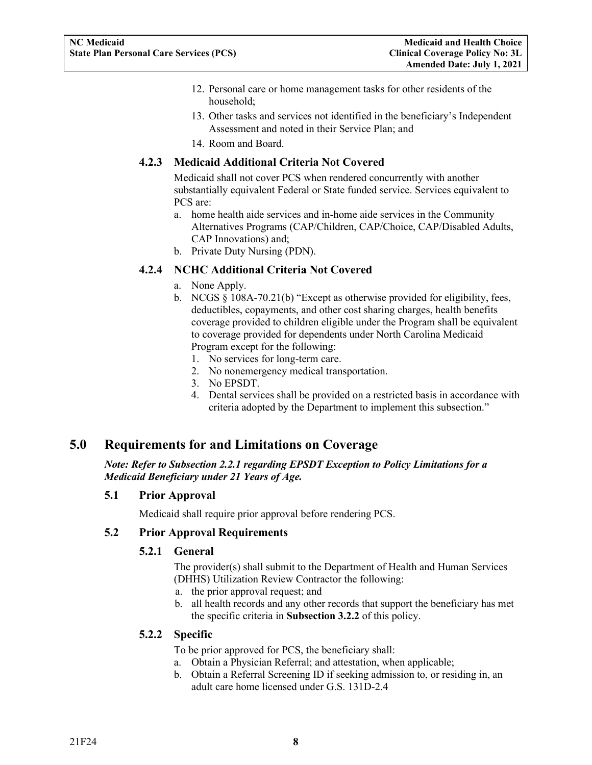12. Personal care or home management tasks for other residents of the household;
13. Other tasks and services not identified in the beneficiary's Independent Assessment and noted in their Service Plan; and
14. Room and Board.

### 4.2.3 Medicaid Additional Criteria Not Covered

Medicaid shall not cover PCS when rendered concurrently with another substantially equivalent Federal or State funded service. Services equivalent to PCS are:

a. home health aide services and in-home aide services in the Community Alternatives Programs (CAP/Children, CAP/Choice, CAP/Disabled Adults, CAP Innovations) and;
b. Private Duty Nursing (PDN).

### 4.2.4 NCHC Additional Criteria Not Covered

a. None Apply.
b. NCGS § 108A-70.21(b) "Except as otherwise provided for eligibility, fees, deductibles, copayments, and other cost sharing charges, health benefits coverage provided to children eligible under the Program shall be equivalent to coverage provided for dependents under North Carolina Medicaid Program except for the following:
   1. No services for long-term care.
   2. No nonemergency medical transportation.
   3. No EPSDT.
   4. Dental services shall be provided on a restricted basis in accordance with criteria adopted by the Department to implement this subsection."

# 5.0 Requirements for and Limitations on Coverage

***Note: Refer to Subsection 2.2.1 regarding EPSDT Exception to Policy Limitations for a Medicaid Beneficiary under 21 Years of Age.***

## 5.1 Prior Approval

Medicaid shall require prior approval before rendering PCS.

## 5.2 Prior Approval Requirements

### 5.2.1 General

The provider(s) shall submit to the Department of Health and Human Services (DHHS) Utilization Review Contractor the following:

a. the prior approval request; and
b. all health records and any other records that support the beneficiary has met the specific criteria in **Subsection 3.2.2** of this policy.

### 5.2.2 Specific

To be prior approved for PCS, the beneficiary shall:

a. Obtain a Physician Referral; and attestation, when applicable;
b. Obtain a Referral Screening ID if seeking admission to, or residing in, an adult care home licensed under G.S. 131D-2.4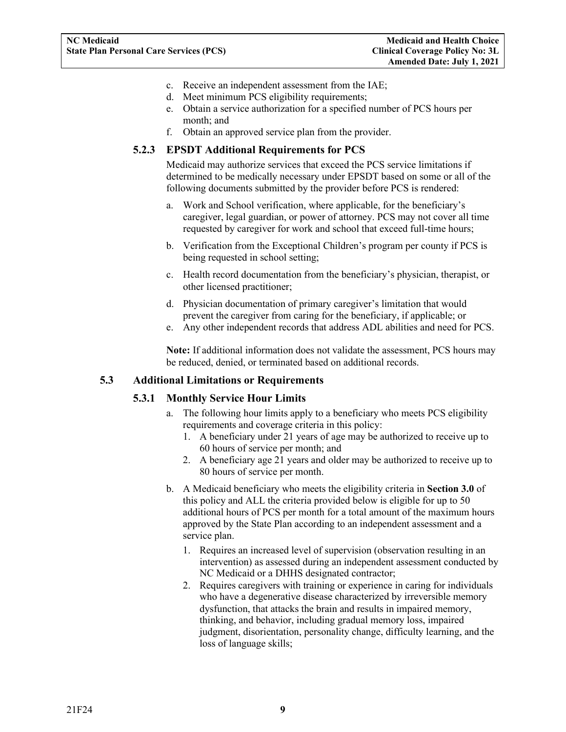c. Receive an independent assessment from the IAE;
d. Meet minimum PCS eligibility requirements;
e. Obtain a service authorization for a specified number of PCS hours per month; and
f. Obtain an approved service plan from the provider.

### 5.2.3 EPSDT Additional Requirements for PCS

Medicaid may authorize services that exceed the PCS service limitations if determined to be medically necessary under EPSDT based on some or all of the following documents submitted by the provider before PCS is rendered:

a. Work and School verification, where applicable, for the beneficiary's caregiver, legal guardian, or power of attorney. PCS may not cover all time requested by caregiver for work and school that exceed full-time hours;

b. Verification from the Exceptional Children's program per county if PCS is being requested in school setting;

c. Health record documentation from the beneficiary's physician, therapist, or other licensed practitioner;

d. Physician documentation of primary caregiver's limitation that would prevent the caregiver from caring for the beneficiary, if applicable; or

e. Any other independent records that address ADL abilities and need for PCS.

**Note:** If additional information does not validate the assessment, PCS hours may be reduced, denied, or terminated based on additional records.

## 5.3 Additional Limitations or Requirements

### 5.3.1 Monthly Service Hour Limits

a. The following hour limits apply to a beneficiary who meets PCS eligibility requirements and coverage criteria in this policy:
   1. A beneficiary under 21 years of age may be authorized to receive up to 60 hours of service per month; and
   2. A beneficiary age 21 years and older may be authorized to receive up to 80 hours of service per month.

b. A Medicaid beneficiary who meets the eligibility criteria in **Section 3.0** of this policy and ALL the criteria provided below is eligible for up to 50 additional hours of PCS per month for a total amount of the maximum hours approved by the State Plan according to an independent assessment and a service plan.
   1. Requires an increased level of supervision (observation resulting in an intervention) as assessed during an independent assessment conducted by NC Medicaid or a DHHS designated contractor;
   2. Requires caregivers with training or experience in caring for individuals who have a degenerative disease characterized by irreversible memory dysfunction, that attacks the brain and results in impaired memory, thinking, and behavior, including gradual memory loss, impaired judgment, disorientation, personality change, difficulty learning, and the loss of language skills;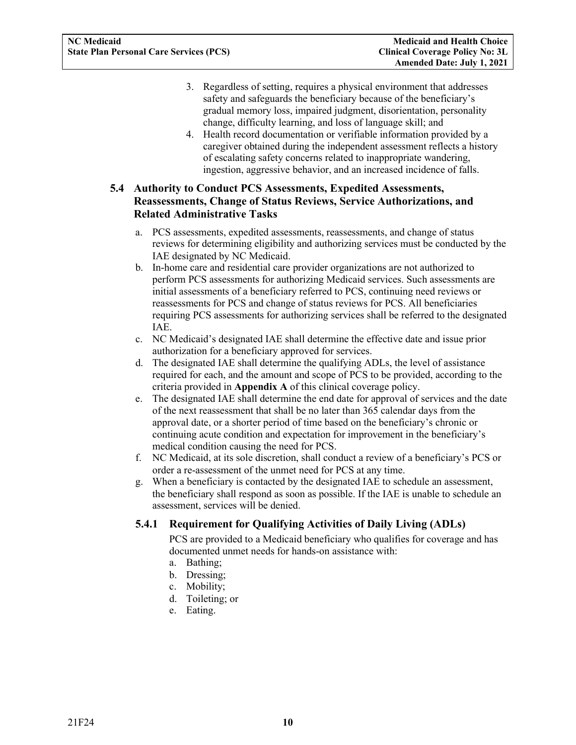3. Regardless of setting, requires a physical environment that addresses safety and safeguards the beneficiary because of the beneficiary's gradual memory loss, impaired judgment, disorientation, personality change, difficulty learning, and loss of language skill; and
4. Health record documentation or verifiable information provided by a caregiver obtained during the independent assessment reflects a history of escalating safety concerns related to inappropriate wandering, ingestion, aggressive behavior, and an increased incidence of falls.

## 5.4 Authority to Conduct PCS Assessments, Expedited Assessments, Reassessments, Change of Status Reviews, Service Authorizations, and Related Administrative Tasks

a. PCS assessments, expedited assessments, reassessments, and change of status reviews for determining eligibility and authorizing services must be conducted by the IAE designated by NC Medicaid.
b. In-home care and residential care provider organizations are not authorized to perform PCS assessments for authorizing Medicaid services. Such assessments are initial assessments of a beneficiary referred to PCS, continuing need reviews or reassessments for PCS and change of status reviews for PCS. All beneficiaries requiring PCS assessments for authorizing services shall be referred to the designated IAE.
c. NC Medicaid's designated IAE shall determine the effective date and issue prior authorization for a beneficiary approved for services.
d. The designated IAE shall determine the qualifying ADLs, the level of assistance required for each, and the amount and scope of PCS to be provided, according to the criteria provided in **Appendix A** of this clinical coverage policy.
e. The designated IAE shall determine the end date for approval of services and the date of the next reassessment that shall be no later than 365 calendar days from the approval date, or a shorter period of time based on the beneficiary's chronic or continuing acute condition and expectation for improvement in the beneficiary's medical condition causing the need for PCS.
f. NC Medicaid, at its sole discretion, shall conduct a review of a beneficiary's PCS or order a re-assessment of the unmet need for PCS at any time.
g. When a beneficiary is contacted by the designated IAE to schedule an assessment, the beneficiary shall respond as soon as possible. If the IAE is unable to schedule an assessment, services will be denied.

### 5.4.1 Requirement for Qualifying Activities of Daily Living (ADLs)

PCS are provided to a Medicaid beneficiary who qualifies for coverage and has documented unmet needs for hands-on assistance with:

a. Bathing;
b. Dressing;
c. Mobility;
d. Toileting; or
e. Eating.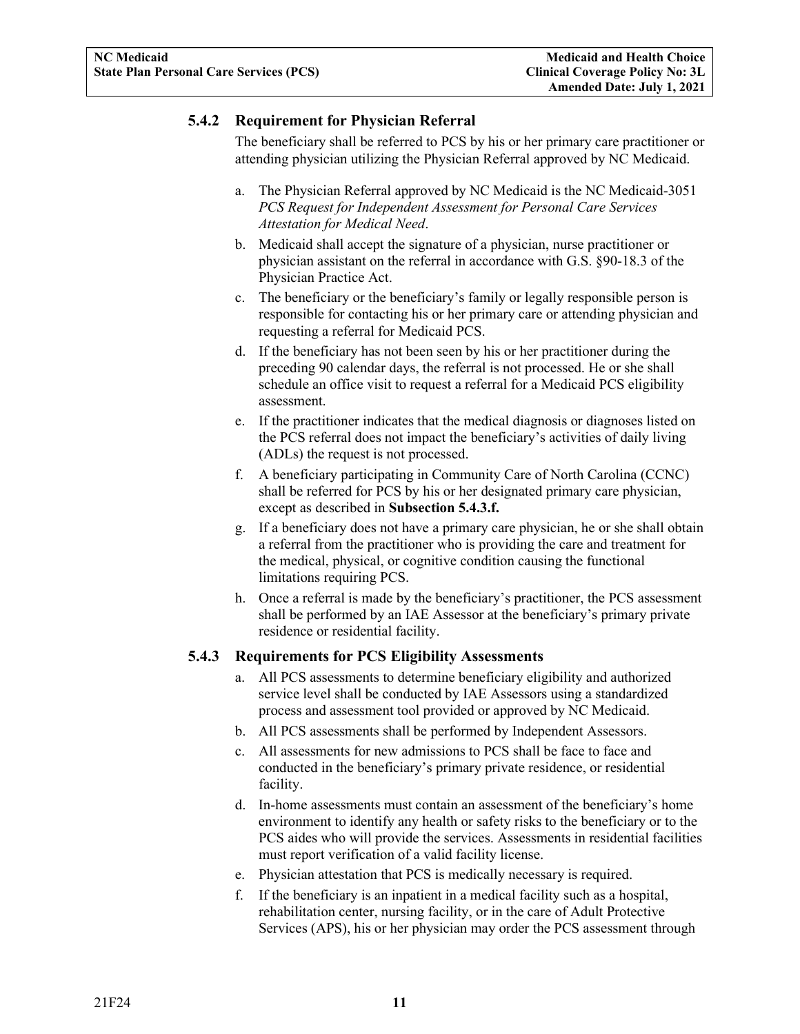### 5.4.2 Requirement for Physician Referral

The beneficiary shall be referred to PCS by his or her primary care practitioner or attending physician utilizing the Physician Referral approved by NC Medicaid.

a. The Physician Referral approved by NC Medicaid is the NC Medicaid-3051 *PCS Request for Independent Assessment for Personal Care Services Attestation for Medical Need*.

b. Medicaid shall accept the signature of a physician, nurse practitioner or physician assistant on the referral in accordance with G.S. §90-18.3 of the Physician Practice Act.

c. The beneficiary or the beneficiary's family or legally responsible person is responsible for contacting his or her primary care or attending physician and requesting a referral for Medicaid PCS.

d. If the beneficiary has not been seen by his or her practitioner during the preceding 90 calendar days, the referral is not processed. He or she shall schedule an office visit to request a referral for a Medicaid PCS eligibility assessment.

e. If the practitioner indicates that the medical diagnosis or diagnoses listed on the PCS referral does not impact the beneficiary's activities of daily living (ADLs) the request is not processed.

f. A beneficiary participating in Community Care of North Carolina (CCNC) shall be referred for PCS by his or her designated primary care physician, except as described in **Subsection 5.4.3.f.**

g. If a beneficiary does not have a primary care physician, he or she shall obtain a referral from the practitioner who is providing the care and treatment for the medical, physical, or cognitive condition causing the functional limitations requiring PCS.

h. Once a referral is made by the beneficiary's practitioner, the PCS assessment shall be performed by an IAE Assessor at the beneficiary's primary private residence or residential facility.

### 5.4.3 Requirements for PCS Eligibility Assessments

a. All PCS assessments to determine beneficiary eligibility and authorized service level shall be conducted by IAE Assessors using a standardized process and assessment tool provided or approved by NC Medicaid.

b. All PCS assessments shall be performed by Independent Assessors.

c. All assessments for new admissions to PCS shall be face to face and conducted in the beneficiary's primary private residence, or residential facility.

d. In-home assessments must contain an assessment of the beneficiary's home environment to identify any health or safety risks to the beneficiary or to the PCS aides who will provide the services. Assessments in residential facilities must report verification of a valid facility license.

e. Physician attestation that PCS is medically necessary is required.

f. If the beneficiary is an inpatient in a medical facility such as a hospital, rehabilitation center, nursing facility, or in the care of Adult Protective Services (APS), his or her physician may order the PCS assessment through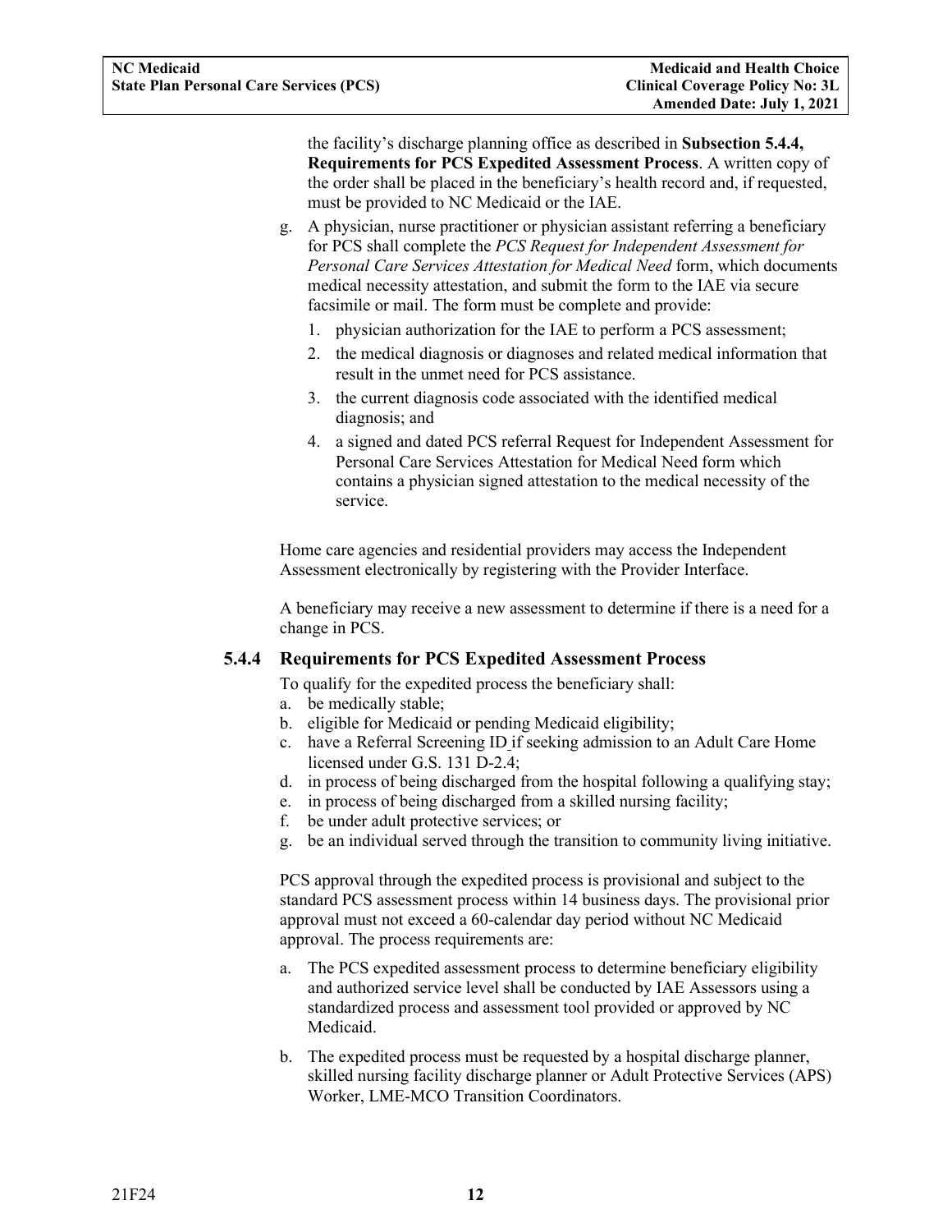the facility's discharge planning office as described in **Subsection 5.4.4, Requirements for PCS Expedited Assessment Process**. A written copy of the order shall be placed in the beneficiary's health record and, if requested, must be provided to NC Medicaid or the IAE.

g. A physician, nurse practitioner or physician assistant referring a beneficiary for PCS shall complete the *PCS Request for Independent Assessment for Personal Care Services Attestation for Medical Need* form, which documents medical necessity attestation, and submit the form to the IAE via secure facsimile or mail. The form must be complete and provide:
   1. physician authorization for the IAE to perform a PCS assessment;
   2. the medical diagnosis or diagnoses and related medical information that result in the unmet need for PCS assistance.
   3. the current diagnosis code associated with the identified medical diagnosis; and
   4. a signed and dated PCS referral Request for Independent Assessment for Personal Care Services Attestation for Medical Need form which contains a physician signed attestation to the medical necessity of the service.

Home care agencies and residential providers may access the Independent Assessment electronically by registering with the Provider Interface.

A beneficiary may receive a new assessment to determine if there is a need for a change in PCS.

### 5.4.4 Requirements for PCS Expedited Assessment Process

To qualify for the expedited process the beneficiary shall:

a. be medically stable;
b. eligible for Medicaid or pending Medicaid eligibility;
c. have a Referral Screening ID if seeking admission to an Adult Care Home licensed under G.S. 131 D-2.4;
d. in process of being discharged from the hospital following a qualifying stay;
e. in process of being discharged from a skilled nursing facility;
f. be under adult protective services; or
g. be an individual served through the transition to community living initiative.

PCS approval through the expedited process is provisional and subject to the standard PCS assessment process within 14 business days. The provisional prior approval must not exceed a 60-calendar day period without NC Medicaid approval. The process requirements are:

a. The PCS expedited assessment process to determine beneficiary eligibility and authorized service level shall be conducted by IAE Assessors using a standardized process and assessment tool provided or approved by NC Medicaid.
b. The expedited process must be requested by a hospital discharge planner, skilled nursing facility discharge planner or Adult Protective Services (APS) Worker, LME-MCO Transition Coordinators.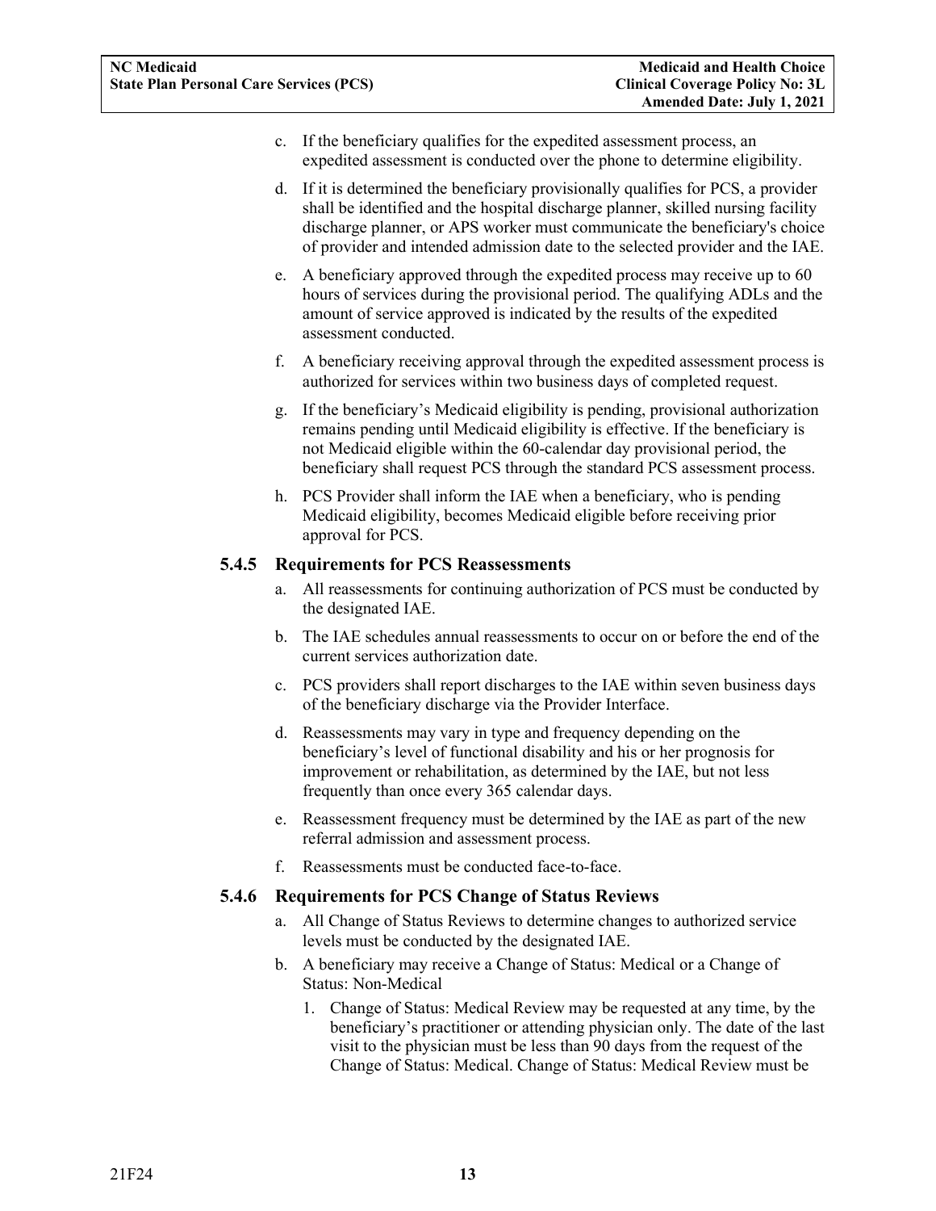c. If the beneficiary qualifies for the expedited assessment process, an expedited assessment is conducted over the phone to determine eligibility.

d. If it is determined the beneficiary provisionally qualifies for PCS, a provider shall be identified and the hospital discharge planner, skilled nursing facility discharge planner, or APS worker must communicate the beneficiary's choice of provider and intended admission date to the selected provider and the IAE.

e. A beneficiary approved through the expedited process may receive up to 60 hours of services during the provisional period. The qualifying ADLs and the amount of service approved is indicated by the results of the expedited assessment conducted.

f. A beneficiary receiving approval through the expedited assessment process is authorized for services within two business days of completed request.

g. If the beneficiary's Medicaid eligibility is pending, provisional authorization remains pending until Medicaid eligibility is effective. If the beneficiary is not Medicaid eligible within the 60-calendar day provisional period, the beneficiary shall request PCS through the standard PCS assessment process.

h. PCS Provider shall inform the IAE when a beneficiary, who is pending Medicaid eligibility, becomes Medicaid eligible before receiving prior approval for PCS.

### 5.4.5 Requirements for PCS Reassessments

a. All reassessments for continuing authorization of PCS must be conducted by the designated IAE.

b. The IAE schedules annual reassessments to occur on or before the end of the current services authorization date.

c. PCS providers shall report discharges to the IAE within seven business days of the beneficiary discharge via the Provider Interface.

d. Reassessments may vary in type and frequency depending on the beneficiary's level of functional disability and his or her prognosis for improvement or rehabilitation, as determined by the IAE, but not less frequently than once every 365 calendar days.

e. Reassessment frequency must be determined by the IAE as part of the new referral admission and assessment process.

f. Reassessments must be conducted face-to-face.

### 5.4.6 Requirements for PCS Change of Status Reviews

a. All Change of Status Reviews to determine changes to authorized service levels must be conducted by the designated IAE.

b. A beneficiary may receive a Change of Status: Medical or a Change of Status: Non-Medical

   1. Change of Status: Medical Review may be requested at any time, by the beneficiary's practitioner or attending physician only. The date of the last visit to the physician must be less than 90 days from the request of the Change of Status: Medical. Change of Status: Medical Review must be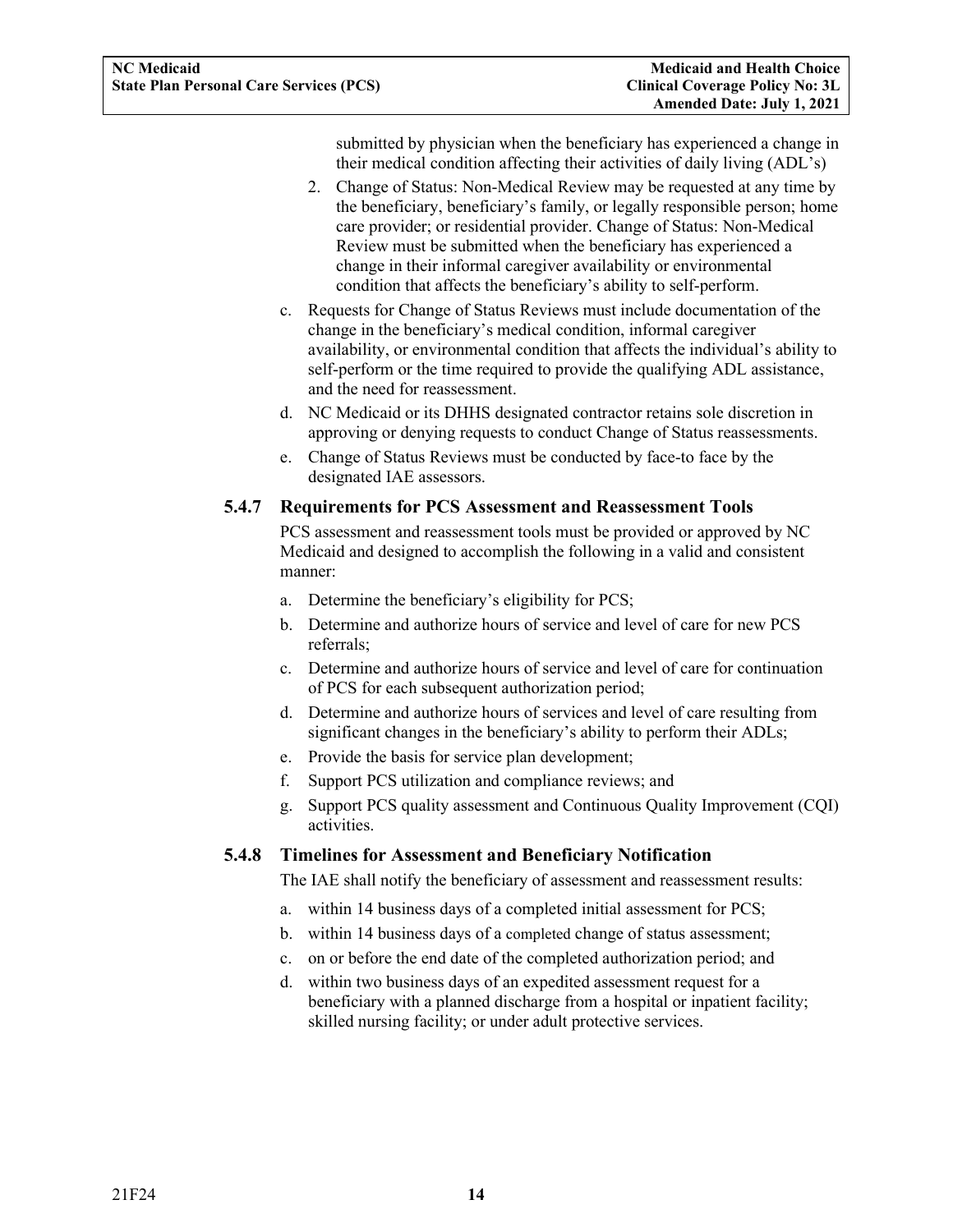submitted by physician when the beneficiary has experienced a change in their medical condition affecting their activities of daily living (ADL's)

2. Change of Status: Non-Medical Review may be requested at any time by the beneficiary, beneficiary's family, or legally responsible person; home care provider; or residential provider. Change of Status: Non-Medical Review must be submitted when the beneficiary has experienced a change in their informal caregiver availability or environmental condition that affects the beneficiary's ability to self-perform.

c. Requests for Change of Status Reviews must include documentation of the change in the beneficiary's medical condition, informal caregiver availability, or environmental condition that affects the individual's ability to self-perform or the time required to provide the qualifying ADL assistance, and the need for reassessment.

d. NC Medicaid or its DHHS designated contractor retains sole discretion in approving or denying requests to conduct Change of Status reassessments.

e. Change of Status Reviews must be conducted by face-to face by the designated IAE assessors.

### 5.4.7 Requirements for PCS Assessment and Reassessment Tools

PCS assessment and reassessment tools must be provided or approved by NC Medicaid and designed to accomplish the following in a valid and consistent manner:

a. Determine the beneficiary's eligibility for PCS;

b. Determine and authorize hours of service and level of care for new PCS referrals;

c. Determine and authorize hours of service and level of care for continuation of PCS for each subsequent authorization period;

d. Determine and authorize hours of services and level of care resulting from significant changes in the beneficiary's ability to perform their ADLs;

e. Provide the basis for service plan development;

f. Support PCS utilization and compliance reviews; and

g. Support PCS quality assessment and Continuous Quality Improvement (CQI) activities.

### 5.4.8 Timelines for Assessment and Beneficiary Notification

The IAE shall notify the beneficiary of assessment and reassessment results:

a. within 14 business days of a completed initial assessment for PCS;

b. within 14 business days of a completed change of status assessment;

c. on or before the end date of the completed authorization period; and

d. within two business days of an expedited assessment request for a beneficiary with a planned discharge from a hospital or inpatient facility; skilled nursing facility; or under adult protective services.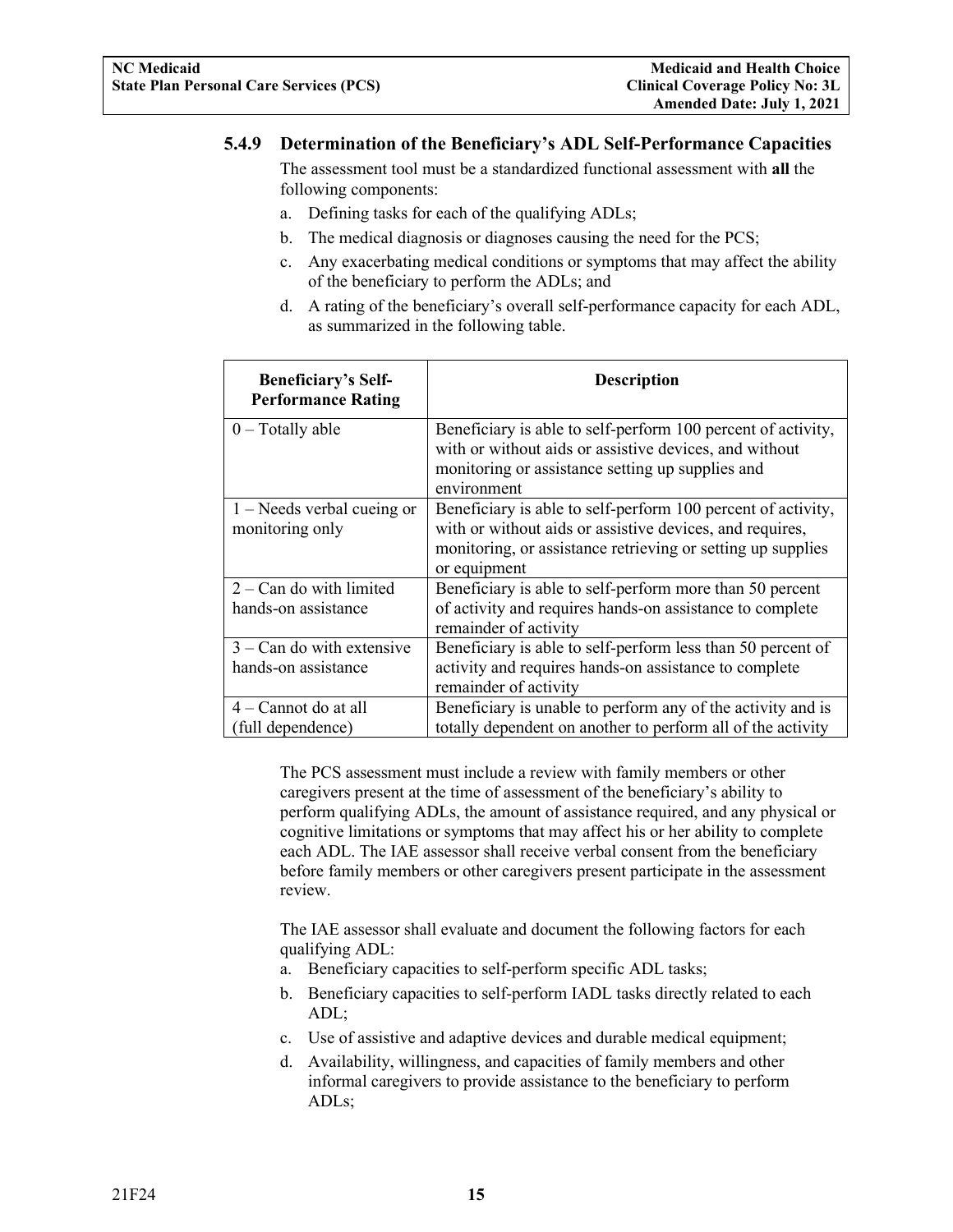### 5.4.9 Determination of the Beneficiary's ADL Self-Performance Capacities

The assessment tool must be a standardized functional assessment with **all** the following components:

a. Defining tasks for each of the qualifying ADLs;
b. The medical diagnosis or diagnoses causing the need for the PCS;
c. Any exacerbating medical conditions or symptoms that may affect the ability of the beneficiary to perform the ADLs; and
d. A rating of the beneficiary's overall self-performance capacity for each ADL, as summarized in the following table.

| Beneficiary's Self-Performance Rating | Description |
|---|---|
| 0 – Totally able | Beneficiary is able to self-perform 100 percent of activity, with or without aids or assistive devices, and without monitoring or assistance setting up supplies and environment |
| 1 – Needs verbal cueing or monitoring only | Beneficiary is able to self-perform 100 percent of activity, with or without aids or assistive devices, and requires, monitoring, or assistance retrieving or setting up supplies or equipment |
| 2 – Can do with limited hands-on assistance | Beneficiary is able to self-perform more than 50 percent of activity and requires hands-on assistance to complete remainder of activity |
| 3 – Can do with extensive hands-on assistance | Beneficiary is able to self-perform less than 50 percent of activity and requires hands-on assistance to complete remainder of activity |
| 4 – Cannot do at all (full dependence) | Beneficiary is unable to perform any of the activity and is totally dependent on another to perform all of the activity |

The PCS assessment must include a review with family members or other caregivers present at the time of assessment of the beneficiary's ability to perform qualifying ADLs, the amount of assistance required, and any physical or cognitive limitations or symptoms that may affect his or her ability to complete each ADL. The IAE assessor shall receive verbal consent from the beneficiary before family members or other caregivers present participate in the assessment review.

The IAE assessor shall evaluate and document the following factors for each qualifying ADL:

a. Beneficiary capacities to self-perform specific ADL tasks;
b. Beneficiary capacities to self-perform IADL tasks directly related to each ADL;
c. Use of assistive and adaptive devices and durable medical equipment;
d. Availability, willingness, and capacities of family members and other informal caregivers to provide assistance to the beneficiary to perform ADLs;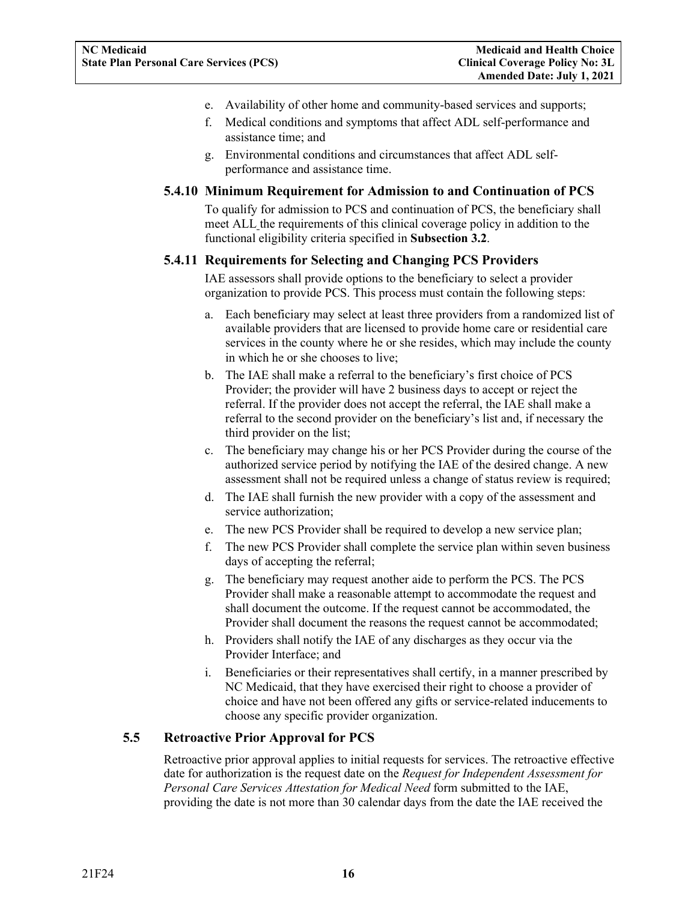e. Availability of other home and community-based services and supports;
f. Medical conditions and symptoms that affect ADL self-performance and assistance time; and
g. Environmental conditions and circumstances that affect ADL self-performance and assistance time.

### 5.4.10 Minimum Requirement for Admission to and Continuation of PCS

To qualify for admission to PCS and continuation of PCS, the beneficiary shall meet ALL the requirements of this clinical coverage policy in addition to the functional eligibility criteria specified in **Subsection 3.2**.

### 5.4.11 Requirements for Selecting and Changing PCS Providers

IAE assessors shall provide options to the beneficiary to select a provider organization to provide PCS. This process must contain the following steps:

a. Each beneficiary may select at least three providers from a randomized list of available providers that are licensed to provide home care or residential care services in the county where he or she resides, which may include the county in which he or she chooses to live;
b. The IAE shall make a referral to the beneficiary's first choice of PCS Provider; the provider will have 2 business days to accept or reject the referral. If the provider does not accept the referral, the IAE shall make a referral to the second provider on the beneficiary's list and, if necessary the third provider on the list;
c. The beneficiary may change his or her PCS Provider during the course of the authorized service period by notifying the IAE of the desired change. A new assessment shall not be required unless a change of status review is required;
d. The IAE shall furnish the new provider with a copy of the assessment and service authorization;
e. The new PCS Provider shall be required to develop a new service plan;
f. The new PCS Provider shall complete the service plan within seven business days of accepting the referral;
g. The beneficiary may request another aide to perform the PCS. The PCS Provider shall make a reasonable attempt to accommodate the request and shall document the outcome. If the request cannot be accommodated, the Provider shall document the reasons the request cannot be accommodated;
h. Providers shall notify the IAE of any discharges as they occur via the Provider Interface; and
i. Beneficiaries or their representatives shall certify, in a manner prescribed by NC Medicaid, that they have exercised their right to choose a provider of choice and have not been offered any gifts or service-related inducements to choose any specific provider organization.

## 5.5 Retroactive Prior Approval for PCS

Retroactive prior approval applies to initial requests for services. The retroactive effective date for authorization is the request date on the *Request for Independent Assessment for Personal Care Services Attestation for Medical Need* form submitted to the IAE, providing the date is not more than 30 calendar days from the date the IAE received the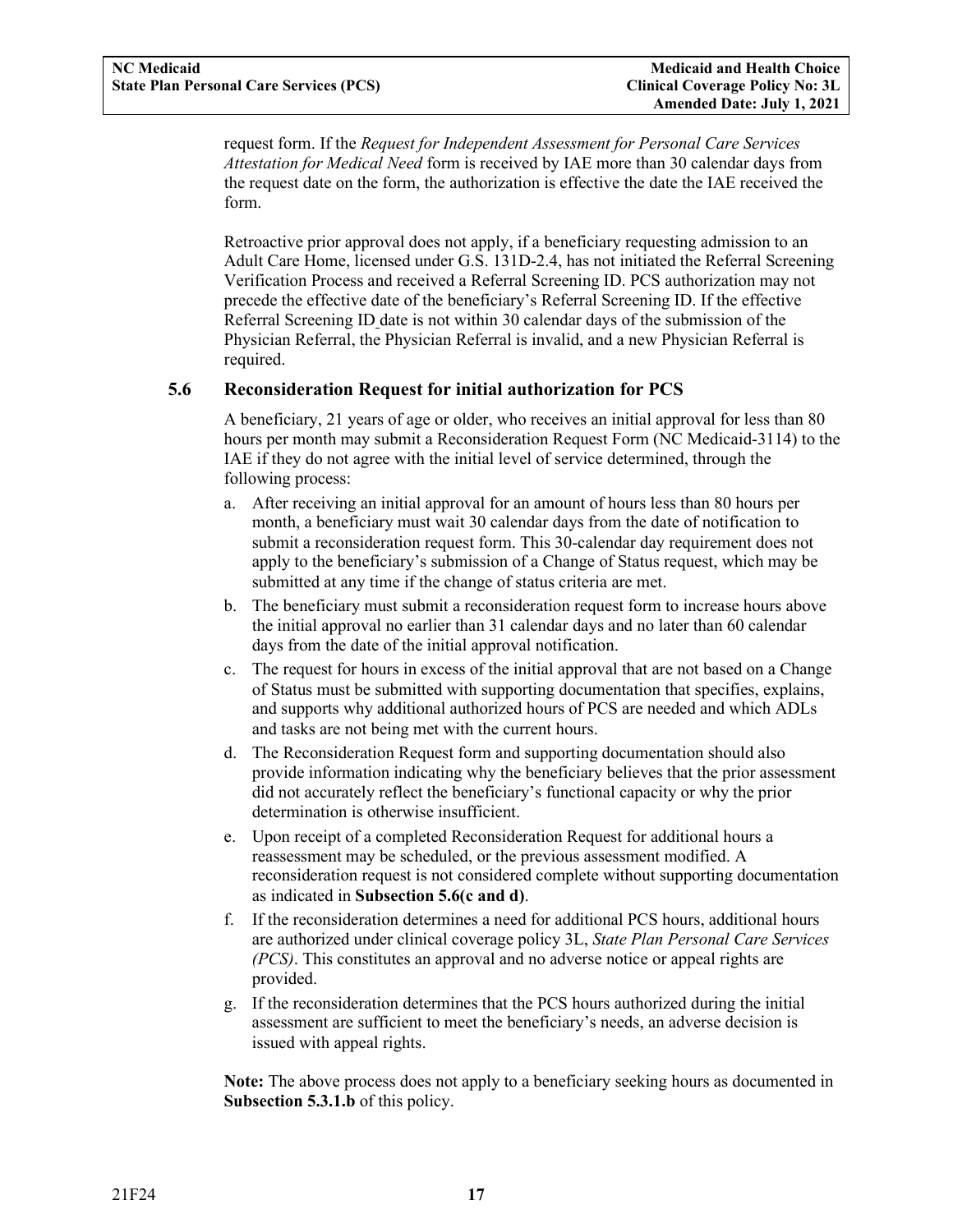request form. If the *Request for Independent Assessment for Personal Care Services Attestation for Medical Need* form is received by IAE more than 30 calendar days from the request date on the form, the authorization is effective the date the IAE received the form.

Retroactive prior approval does not apply, if a beneficiary requesting admission to an Adult Care Home, licensed under G.S. 131D-2.4, has not initiated the Referral Screening Verification Process and received a Referral Screening ID. PCS authorization may not precede the effective date of the beneficiary's Referral Screening ID. If the effective Referral Screening ID date is not within 30 calendar days of the submission of the Physician Referral, the Physician Referral is invalid, and a new Physician Referral is required.

### 5.6 Reconsideration Request for initial authorization for PCS

A beneficiary, 21 years of age or older, who receives an initial approval for less than 80 hours per month may submit a Reconsideration Request Form (NC Medicaid-3114) to the IAE if they do not agree with the initial level of service determined, through the following process:

a. After receiving an initial approval for an amount of hours less than 80 hours per month, a beneficiary must wait 30 calendar days from the date of notification to submit a reconsideration request form. This 30-calendar day requirement does not apply to the beneficiary's submission of a Change of Status request, which may be submitted at any time if the change of status criteria are met.
b. The beneficiary must submit a reconsideration request form to increase hours above the initial approval no earlier than 31 calendar days and no later than 60 calendar days from the date of the initial approval notification.
c. The request for hours in excess of the initial approval that are not based on a Change of Status must be submitted with supporting documentation that specifies, explains, and supports why additional authorized hours of PCS are needed and which ADLs and tasks are not being met with the current hours.
d. The Reconsideration Request form and supporting documentation should also provide information indicating why the beneficiary believes that the prior assessment did not accurately reflect the beneficiary's functional capacity or why the prior determination is otherwise insufficient.
e. Upon receipt of a completed Reconsideration Request for additional hours a reassessment may be scheduled, or the previous assessment modified. A reconsideration request is not considered complete without supporting documentation as indicated in **Subsection 5.6(c and d)**.
f. If the reconsideration determines a need for additional PCS hours, additional hours are authorized under clinical coverage policy 3L, *State Plan Personal Care Services (PCS)*. This constitutes an approval and no adverse notice or appeal rights are provided.
g. If the reconsideration determines that the PCS hours authorized during the initial assessment are sufficient to meet the beneficiary's needs, an adverse decision is issued with appeal rights.

**Note:** The above process does not apply to a beneficiary seeking hours as documented in **Subsection 5.3.1.b** of this policy.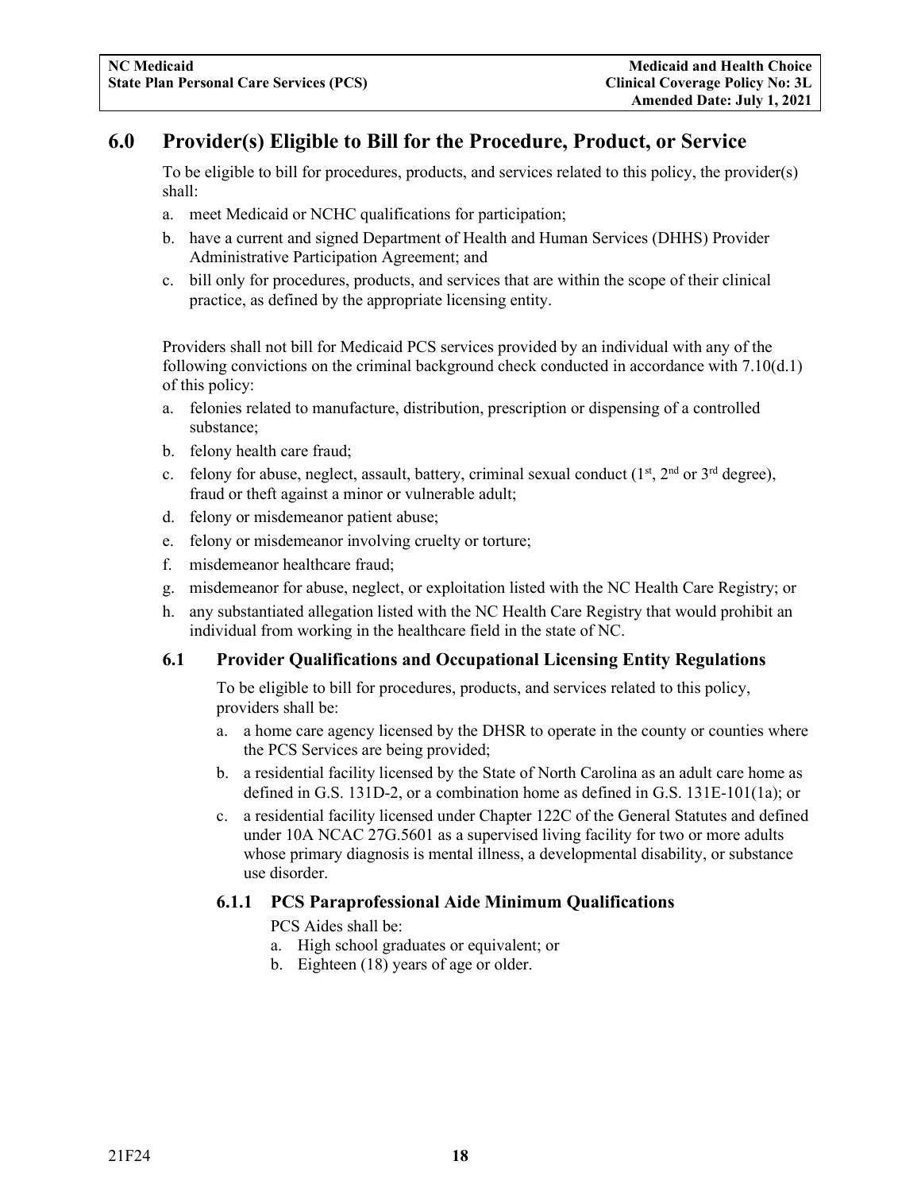## 6.0 Provider(s) Eligible to Bill for the Procedure, Product, or Service

To be eligible to bill for procedures, products, and services related to this policy, the provider(s) shall:

a. meet Medicaid or NCHC qualifications for participation;
b. have a current and signed Department of Health and Human Services (DHHS) Provider Administrative Participation Agreement; and
c. bill only for procedures, products, and services that are within the scope of their clinical practice, as defined by the appropriate licensing entity.

Providers shall not bill for Medicaid PCS services provided by an individual with any of the following convictions on the criminal background check conducted in accordance with 7.10(d.1) of this policy:

a. felonies related to manufacture, distribution, prescription or dispensing of a controlled substance;
b. felony health care fraud;
c. felony for abuse, neglect, assault, battery, criminal sexual conduct (1st, 2nd or 3rd degree), fraud or theft against a minor or vulnerable adult;
d. felony or misdemeanor patient abuse;
e. felony or misdemeanor involving cruelty or torture;
f. misdemeanor healthcare fraud;
g. misdemeanor for abuse, neglect, or exploitation listed with the NC Health Care Registry; or
h. any substantiated allegation listed with the NC Health Care Registry that would prohibit an individual from working in the healthcare field in the state of NC.

### 6.1 Provider Qualifications and Occupational Licensing Entity Regulations

To be eligible to bill for procedures, products, and services related to this policy, providers shall be:

a. a home care agency licensed by the DHSR to operate in the county or counties where the PCS Services are being provided;
b. a residential facility licensed by the State of North Carolina as an adult care home as defined in G.S. 131D-2, or a combination home as defined in G.S. 131E-101(1a); or
c. a residential facility licensed under Chapter 122C of the General Statutes and defined under 10A NCAC 27G.5601 as a supervised living facility for two or more adults whose primary diagnosis is mental illness, a developmental disability, or substance use disorder.

#### 6.1.1 PCS Paraprofessional Aide Minimum Qualifications

PCS Aides shall be:

a. High school graduates or equivalent; or
b. Eighteen (18) years of age or older.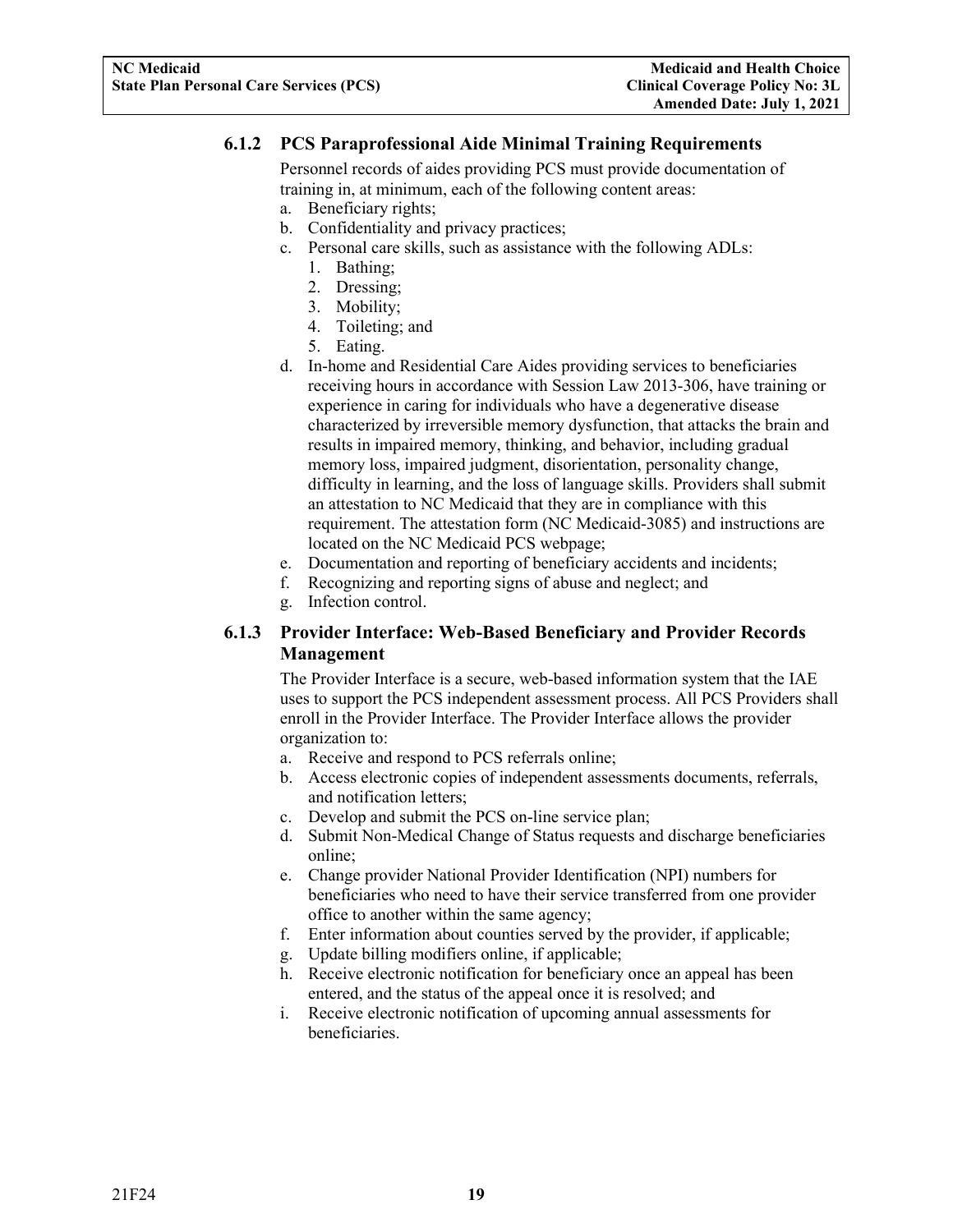### 6.1.2 PCS Paraprofessional Aide Minimal Training Requirements

Personnel records of aides providing PCS must provide documentation of training in, at minimum, each of the following content areas:

a. Beneficiary rights;
b. Confidentiality and privacy practices;
c. Personal care skills, such as assistance with the following ADLs:
   1. Bathing;
   2. Dressing;
   3. Mobility;
   4. Toileting; and
   5. Eating.
d. In-home and Residential Care Aides providing services to beneficiaries receiving hours in accordance with Session Law 2013-306, have training or experience in caring for individuals who have a degenerative disease characterized by irreversible memory dysfunction, that attacks the brain and results in impaired memory, thinking, and behavior, including gradual memory loss, impaired judgment, disorientation, personality change, difficulty in learning, and the loss of language skills. Providers shall submit an attestation to NC Medicaid that they are in compliance with this requirement. The attestation form (NC Medicaid-3085) and instructions are located on the NC Medicaid PCS webpage;
e. Documentation and reporting of beneficiary accidents and incidents;
f. Recognizing and reporting signs of abuse and neglect; and
g. Infection control.

### 6.1.3 Provider Interface: Web-Based Beneficiary and Provider Records Management

The Provider Interface is a secure, web-based information system that the IAE uses to support the PCS independent assessment process. All PCS Providers shall enroll in the Provider Interface. The Provider Interface allows the provider organization to:

a. Receive and respond to PCS referrals online;
b. Access electronic copies of independent assessments documents, referrals, and notification letters;
c. Develop and submit the PCS on-line service plan;
d. Submit Non-Medical Change of Status requests and discharge beneficiaries online;
e. Change provider National Provider Identification (NPI) numbers for beneficiaries who need to have their service transferred from one provider office to another within the same agency;
f. Enter information about counties served by the provider, if applicable;
g. Update billing modifiers online, if applicable;
h. Receive electronic notification for beneficiary once an appeal has been entered, and the status of the appeal once it is resolved; and
i. Receive electronic notification of upcoming annual assessments for beneficiaries.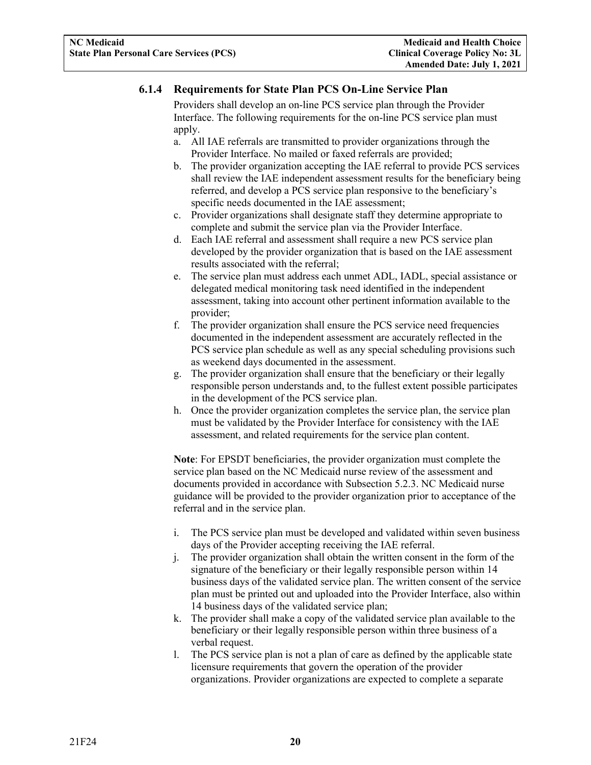### 6.1.4 Requirements for State Plan PCS On-Line Service Plan

Providers shall develop an on-line PCS service plan through the Provider Interface. The following requirements for the on-line PCS service plan must apply.

a. All IAE referrals are transmitted to provider organizations through the Provider Interface. No mailed or faxed referrals are provided;
b. The provider organization accepting the IAE referral to provide PCS services shall review the IAE independent assessment results for the beneficiary being referred, and develop a PCS service plan responsive to the beneficiary's specific needs documented in the IAE assessment;
c. Provider organizations shall designate staff they determine appropriate to complete and submit the service plan via the Provider Interface.
d. Each IAE referral and assessment shall require a new PCS service plan developed by the provider organization that is based on the IAE assessment results associated with the referral;
e. The service plan must address each unmet ADL, IADL, special assistance or delegated medical monitoring task need identified in the independent assessment, taking into account other pertinent information available to the provider;
f. The provider organization shall ensure the PCS service need frequencies documented in the independent assessment are accurately reflected in the PCS service plan schedule as well as any special scheduling provisions such as weekend days documented in the assessment.
g. The provider organization shall ensure that the beneficiary or their legally responsible person understands and, to the fullest extent possible participates in the development of the PCS service plan.
h. Once the provider organization completes the service plan, the service plan must be validated by the Provider Interface for consistency with the IAE assessment, and related requirements for the service plan content.

**Note**: For EPSDT beneficiaries, the provider organization must complete the service plan based on the NC Medicaid nurse review of the assessment and documents provided in accordance with Subsection 5.2.3. NC Medicaid nurse guidance will be provided to the provider organization prior to acceptance of the referral and in the service plan.

i. The PCS service plan must be developed and validated within seven business days of the Provider accepting receiving the IAE referral.
j. The provider organization shall obtain the written consent in the form of the signature of the beneficiary or their legally responsible person within 14 business days of the validated service plan. The written consent of the service plan must be printed out and uploaded into the Provider Interface, also within 14 business days of the validated service plan;
k. The provider shall make a copy of the validated service plan available to the beneficiary or their legally responsible person within three business of a verbal request.
l. The PCS service plan is not a plan of care as defined by the applicable state licensure requirements that govern the operation of the provider organizations. Provider organizations are expected to complete a separate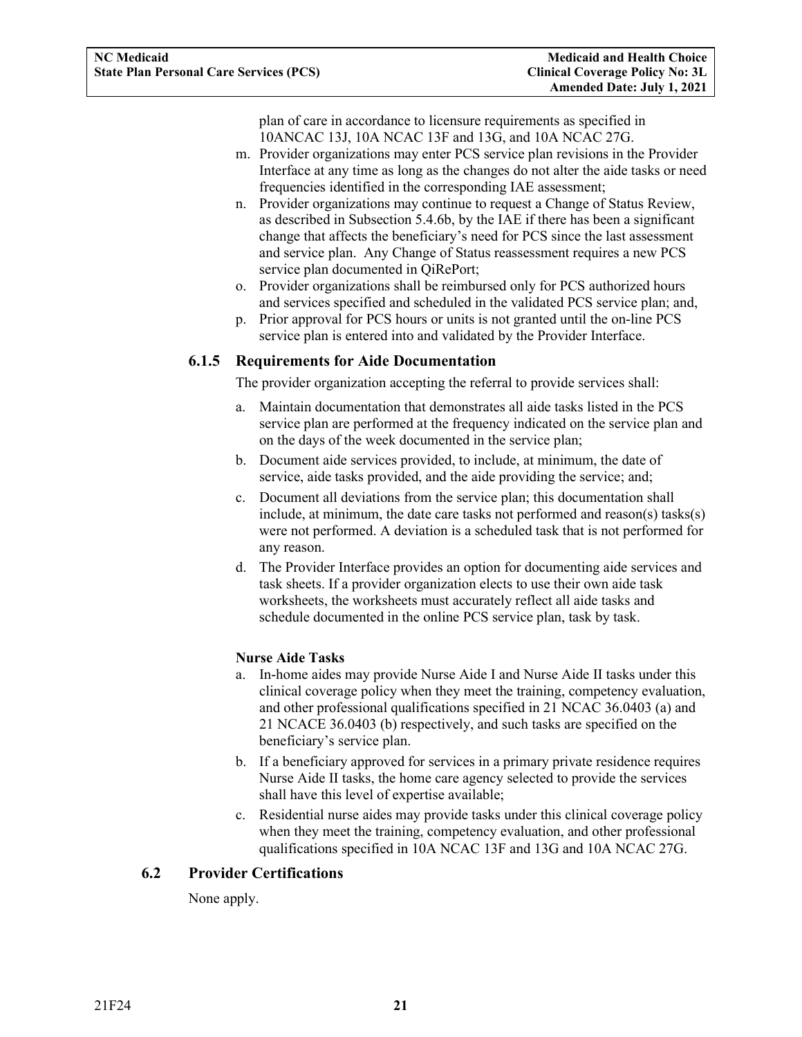plan of care in accordance to licensure requirements as specified in 10ANCAC 13J, 10A NCAC 13F and 13G, and 10A NCAC 27G.

m. Provider organizations may enter PCS service plan revisions in the Provider Interface at any time as long as the changes do not alter the aide tasks or need frequencies identified in the corresponding IAE assessment;
n. Provider organizations may continue to request a Change of Status Review, as described in Subsection 5.4.6b, by the IAE if there has been a significant change that affects the beneficiary's need for PCS since the last assessment and service plan. Any Change of Status reassessment requires a new PCS service plan documented in QiRePort;
o. Provider organizations shall be reimbursed only for PCS authorized hours and services specified and scheduled in the validated PCS service plan; and,
p. Prior approval for PCS hours or units is not granted until the on-line PCS service plan is entered into and validated by the Provider Interface.

### 6.1.5 Requirements for Aide Documentation

The provider organization accepting the referral to provide services shall:

a. Maintain documentation that demonstrates all aide tasks listed in the PCS service plan are performed at the frequency indicated on the service plan and on the days of the week documented in the service plan;
b. Document aide services provided, to include, at minimum, the date of service, aide tasks provided, and the aide providing the service; and;
c. Document all deviations from the service plan; this documentation shall include, at minimum, the date care tasks not performed and reason(s) tasks(s) were not performed. A deviation is a scheduled task that is not performed for any reason.
d. The Provider Interface provides an option for documenting aide services and task sheets. If a provider organization elects to use their own aide task worksheets, the worksheets must accurately reflect all aide tasks and schedule documented in the online PCS service plan, task by task.

**Nurse Aide Tasks**

a. In-home aides may provide Nurse Aide I and Nurse Aide II tasks under this clinical coverage policy when they meet the training, competency evaluation, and other professional qualifications specified in 21 NCAC 36.0403 (a) and 21 NCACE 36.0403 (b) respectively, and such tasks are specified on the beneficiary's service plan.
b. If a beneficiary approved for services in a primary private residence requires Nurse Aide II tasks, the home care agency selected to provide the services shall have this level of expertise available;
c. Residential nurse aides may provide tasks under this clinical coverage policy when they meet the training, competency evaluation, and other professional qualifications specified in 10A NCAC 13F and 13G and 10A NCAC 27G.

## 6.2 Provider Certifications

None apply.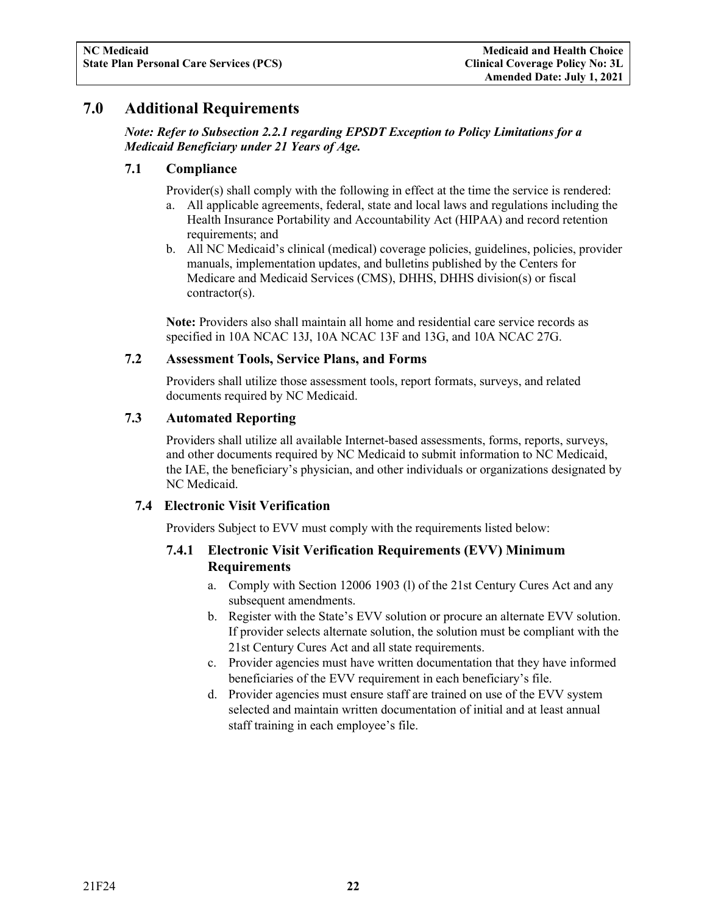# 7.0 Additional Requirements

***Note: Refer to Subsection 2.2.1 regarding EPSDT Exception to Policy Limitations for a Medicaid Beneficiary under 21 Years of Age.***

## 7.1 Compliance

Provider(s) shall comply with the following in effect at the time the service is rendered:

a. All applicable agreements, federal, state and local laws and regulations including the Health Insurance Portability and Accountability Act (HIPAA) and record retention requirements; and
b. All NC Medicaid's clinical (medical) coverage policies, guidelines, policies, provider manuals, implementation updates, and bulletins published by the Centers for Medicare and Medicaid Services (CMS), DHHS, DHHS division(s) or fiscal contractor(s).

**Note:** Providers also shall maintain all home and residential care service records as specified in 10A NCAC 13J, 10A NCAC 13F and 13G, and 10A NCAC 27G.

## 7.2 Assessment Tools, Service Plans, and Forms

Providers shall utilize those assessment tools, report formats, surveys, and related documents required by NC Medicaid.

## 7.3 Automated Reporting

Providers shall utilize all available Internet-based assessments, forms, reports, surveys, and other documents required by NC Medicaid to submit information to NC Medicaid, the IAE, the beneficiary's physician, and other individuals or organizations designated by NC Medicaid.

## 7.4 Electronic Visit Verification

Providers Subject to EVV must comply with the requirements listed below:

### 7.4.1 Electronic Visit Verification Requirements (EVV) Minimum Requirements

a. Comply with Section 12006 1903 (l) of the 21st Century Cures Act and any subsequent amendments.
b. Register with the State's EVV solution or procure an alternate EVV solution. If provider selects alternate solution, the solution must be compliant with the 21st Century Cures Act and all state requirements.
c. Provider agencies must have written documentation that they have informed beneficiaries of the EVV requirement in each beneficiary's file.
d. Provider agencies must ensure staff are trained on use of the EVV system selected and maintain written documentation of initial and at least annual staff training in each employee's file.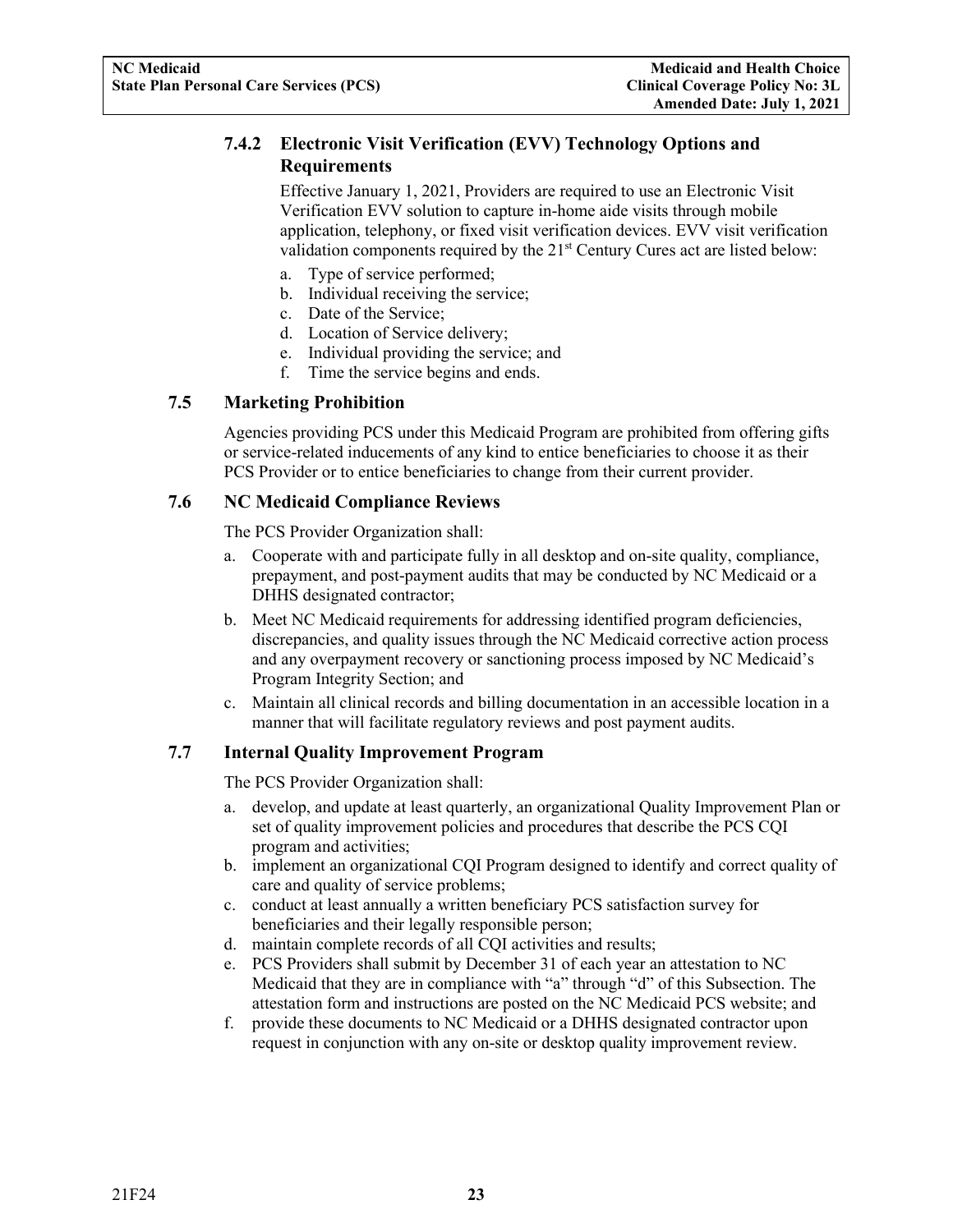#### 7.4.2 Electronic Visit Verification (EVV) Technology Options and Requirements

Effective January 1, 2021, Providers are required to use an Electronic Visit Verification EVV solution to capture in-home aide visits through mobile application, telephony, or fixed visit verification devices. EVV visit verification validation components required by the 21st Century Cures act are listed below:

a. Type of service performed;
b. Individual receiving the service;
c. Date of the Service;
d. Location of Service delivery;
e. Individual providing the service; and
f. Time the service begins and ends.

### 7.5 Marketing Prohibition

Agencies providing PCS under this Medicaid Program are prohibited from offering gifts or service-related inducements of any kind to entice beneficiaries to choose it as their PCS Provider or to entice beneficiaries to change from their current provider.

### 7.6 NC Medicaid Compliance Reviews

The PCS Provider Organization shall:

a. Cooperate with and participate fully in all desktop and on-site quality, compliance, prepayment, and post-payment audits that may be conducted by NC Medicaid or a DHHS designated contractor;
b. Meet NC Medicaid requirements for addressing identified program deficiencies, discrepancies, and quality issues through the NC Medicaid corrective action process and any overpayment recovery or sanctioning process imposed by NC Medicaid's Program Integrity Section; and
c. Maintain all clinical records and billing documentation in an accessible location in a manner that will facilitate regulatory reviews and post payment audits.

### 7.7 Internal Quality Improvement Program

The PCS Provider Organization shall:

a. develop, and update at least quarterly, an organizational Quality Improvement Plan or set of quality improvement policies and procedures that describe the PCS CQI program and activities;
b. implement an organizational CQI Program designed to identify and correct quality of care and quality of service problems;
c. conduct at least annually a written beneficiary PCS satisfaction survey for beneficiaries and their legally responsible person;
d. maintain complete records of all CQI activities and results;
e. PCS Providers shall submit by December 31 of each year an attestation to NC Medicaid that they are in compliance with "a" through "d" of this Subsection. The attestation form and instructions are posted on the NC Medicaid PCS website; and
f. provide these documents to NC Medicaid or a DHHS designated contractor upon request in conjunction with any on-site or desktop quality improvement review.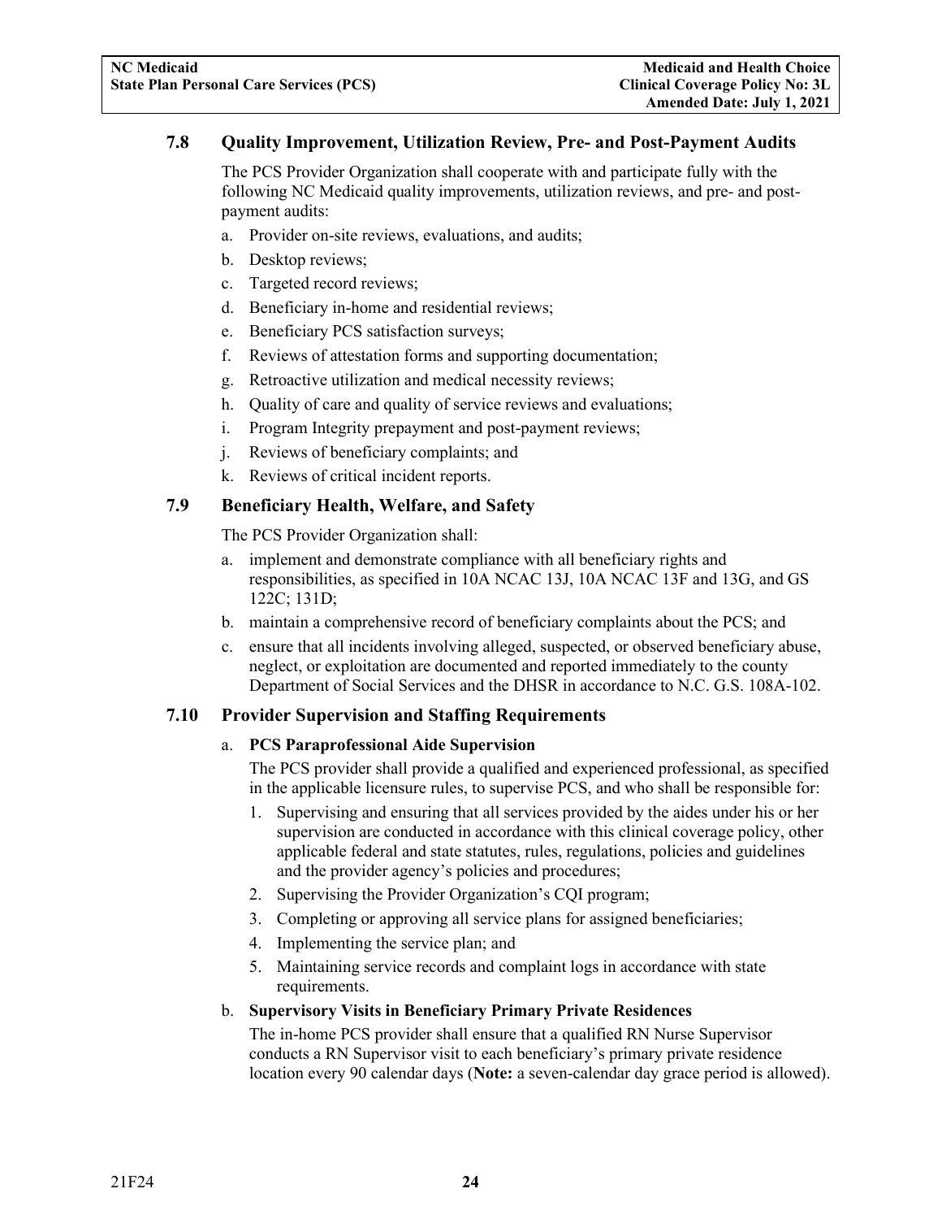### 7.8 Quality Improvement, Utilization Review, Pre- and Post-Payment Audits

The PCS Provider Organization shall cooperate with and participate fully with the following NC Medicaid quality improvements, utilization reviews, and pre- and post-payment audits:

a. Provider on-site reviews, evaluations, and audits;
b. Desktop reviews;
c. Targeted record reviews;
d. Beneficiary in-home and residential reviews;
e. Beneficiary PCS satisfaction surveys;
f. Reviews of attestation forms and supporting documentation;
g. Retroactive utilization and medical necessity reviews;
h. Quality of care and quality of service reviews and evaluations;
i. Program Integrity prepayment and post-payment reviews;
j. Reviews of beneficiary complaints; and
k. Reviews of critical incident reports.

### 7.9 Beneficiary Health, Welfare, and Safety

The PCS Provider Organization shall:

a. implement and demonstrate compliance with all beneficiary rights and responsibilities, as specified in 10A NCAC 13J, 10A NCAC 13F and 13G, and GS 122C; 131D;
b. maintain a comprehensive record of beneficiary complaints about the PCS; and
c. ensure that all incidents involving alleged, suspected, or observed beneficiary abuse, neglect, or exploitation are documented and reported immediately to the county Department of Social Services and the DHSR in accordance to N.C. G.S. 108A-102.

### 7.10 Provider Supervision and Staffing Requirements

a. **PCS Paraprofessional Aide Supervision**

   The PCS provider shall provide a qualified and experienced professional, as specified in the applicable licensure rules, to supervise PCS, and who shall be responsible for:

   1. Supervising and ensuring that all services provided by the aides under his or her supervision are conducted in accordance with this clinical coverage policy, other applicable federal and state statutes, rules, regulations, policies and guidelines and the provider agency's policies and procedures;
   2. Supervising the Provider Organization's CQI program;
   3. Completing or approving all service plans for assigned beneficiaries;
   4. Implementing the service plan; and
   5. Maintaining service records and complaint logs in accordance with state requirements.

b. **Supervisory Visits in Beneficiary Primary Private Residences**

   The in-home PCS provider shall ensure that a qualified RN Nurse Supervisor conducts a RN Supervisor visit to each beneficiary's primary private residence location every 90 calendar days (**Note:** a seven-calendar day grace period is allowed).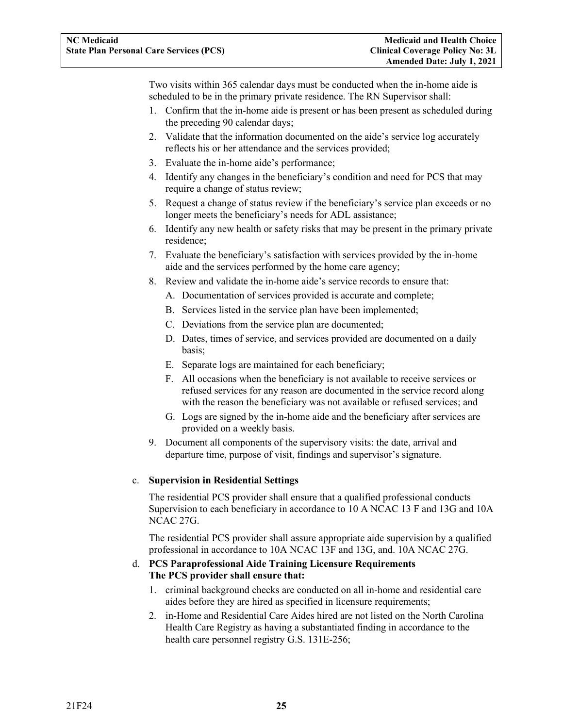Two visits within 365 calendar days must be conducted when the in-home aide is scheduled to be in the primary private residence. The RN Supervisor shall:

1. Confirm that the in-home aide is present or has been present as scheduled during the preceding 90 calendar days;
2. Validate that the information documented on the aide's service log accurately reflects his or her attendance and the services provided;
3. Evaluate the in-home aide's performance;
4. Identify any changes in the beneficiary's condition and need for PCS that may require a change of status review;
5. Request a change of status review if the beneficiary's service plan exceeds or no longer meets the beneficiary's needs for ADL assistance;
6. Identify any new health or safety risks that may be present in the primary private residence;
7. Evaluate the beneficiary's satisfaction with services provided by the in-home aide and the services performed by the home care agency;
8. Review and validate the in-home aide's service records to ensure that:
   A. Documentation of services provided is accurate and complete;
   B. Services listed in the service plan have been implemented;
   C. Deviations from the service plan are documented;
   D. Dates, times of service, and services provided are documented on a daily basis;
   E. Separate logs are maintained for each beneficiary;
   F. All occasions when the beneficiary is not available to receive services or refused services for any reason are documented in the service record along with the reason the beneficiary was not available or refused services; and
   G. Logs are signed by the in-home aide and the beneficiary after services are provided on a weekly basis.
9. Document all components of the supervisory visits: the date, arrival and departure time, purpose of visit, findings and supervisor's signature.

c. **Supervision in Residential Settings**

The residential PCS provider shall ensure that a qualified professional conducts Supervision to each beneficiary in accordance to 10 A NCAC 13 F and 13G and 10A NCAC 27G.

The residential PCS provider shall assure appropriate aide supervision by a qualified professional in accordance to 10A NCAC 13F and 13G, and. 10A NCAC 27G.

d. **PCS Paraprofessional Aide Training Licensure Requirements**
**The PCS provider shall ensure that:**

1. criminal background checks are conducted on all in-home and residential care aides before they are hired as specified in licensure requirements;
2. in-Home and Residential Care Aides hired are not listed on the North Carolina Health Care Registry as having a substantiated finding in accordance to the health care personnel registry G.S. 131E-256;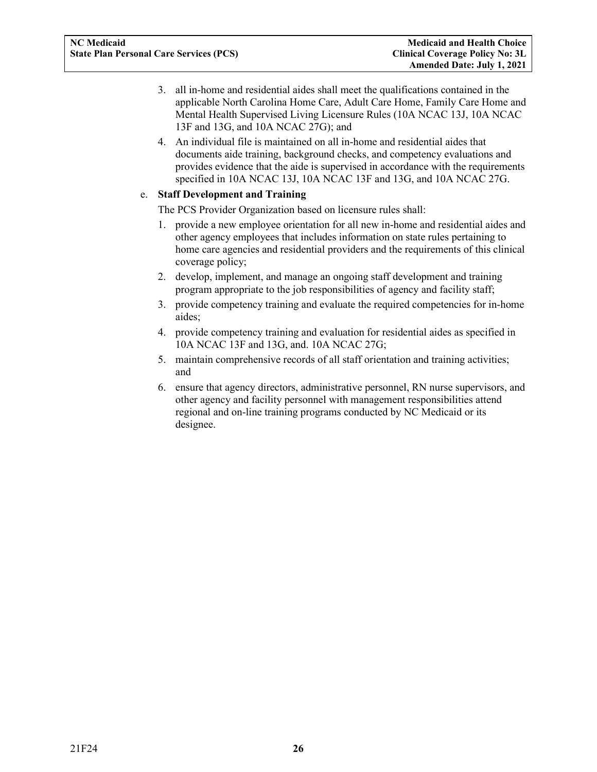3. all in-home and residential aides shall meet the qualifications contained in the applicable North Carolina Home Care, Adult Care Home, Family Care Home and Mental Health Supervised Living Licensure Rules (10A NCAC 13J, 10A NCAC 13F and 13G, and 10A NCAC 27G); and
4. An individual file is maintained on all in-home and residential aides that documents aide training, background checks, and competency evaluations and provides evidence that the aide is supervised in accordance with the requirements specified in 10A NCAC 13J, 10A NCAC 13F and 13G, and 10A NCAC 27G.

e. **Staff Development and Training**

The PCS Provider Organization based on licensure rules shall:

1. provide a new employee orientation for all new in-home and residential aides and other agency employees that includes information on state rules pertaining to home care agencies and residential providers and the requirements of this clinical coverage policy;
2. develop, implement, and manage an ongoing staff development and training program appropriate to the job responsibilities of agency and facility staff;
3. provide competency training and evaluate the required competencies for in-home aides;
4. provide competency training and evaluation for residential aides as specified in 10A NCAC 13F and 13G, and. 10A NCAC 27G;
5. maintain comprehensive records of all staff orientation and training activities; and
6. ensure that agency directors, administrative personnel, RN nurse supervisors, and other agency and facility personnel with management responsibilities attend regional and on-line training programs conducted by NC Medicaid or its designee.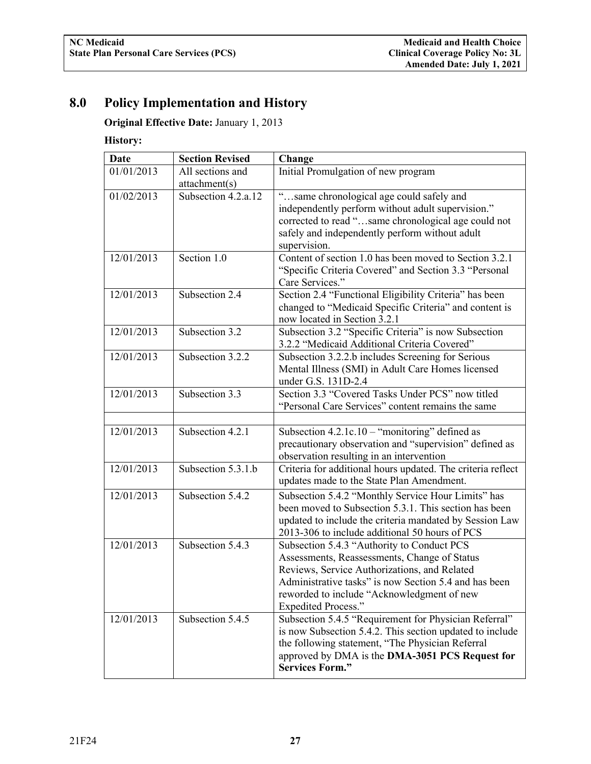## 8.0 Policy Implementation and History

**Original Effective Date:** January 1, 2013

**History:**

| Date | Section Revised | Change |
|---|---|---|
| 01/01/2013 | All sections and attachment(s) | Initial Promulgation of new program |
| 01/02/2013 | Subsection 4.2.a.12 | "…same chronological age could safely and independently perform without adult supervision." corrected to read "…same chronological age could not safely and independently perform without adult supervision. |
| 12/01/2013 | Section 1.0 | Content of section 1.0 has been moved to Section 3.2.1 "Specific Criteria Covered" and Section 3.3 "Personal Care Services." |
| 12/01/2013 | Subsection 2.4 | Section 2.4 "Functional Eligibility Criteria" has been changed to "Medicaid Specific Criteria" and content is now located in Section 3.2.1 |
| 12/01/2013 | Subsection 3.2 | Subsection 3.2 "Specific Criteria" is now Subsection 3.2.2 "Medicaid Additional Criteria Covered" |
| 12/01/2013 | Subsection 3.2.2 | Subsection 3.2.2.b includes Screening for Serious Mental Illness (SMI) in Adult Care Homes licensed under G.S. 131D-2.4 |
| 12/01/2013 | Subsection 3.3 | Section 3.3 "Covered Tasks Under PCS" now titled "Personal Care Services" content remains the same |
| | | |
| 12/01/2013 | Subsection 4.2.1 | Subsection 4.2.1c.10 – "monitoring" defined as precautionary observation and "supervision" defined as observation resulting in an intervention |
| 12/01/2013 | Subsection 5.3.1.b | Criteria for additional hours updated. The criteria reflect updates made to the State Plan Amendment. |
| 12/01/2013 | Subsection 5.4.2 | Subsection 5.4.2 "Monthly Service Hour Limits" has been moved to Subsection 5.3.1. This section has been updated to include the criteria mandated by Session Law 2013-306 to include additional 50 hours of PCS |
| 12/01/2013 | Subsection 5.4.3 | Subsection 5.4.3 "Authority to Conduct PCS Assessments, Reassessments, Change of Status Reviews, Service Authorizations, and Related Administrative tasks" is now Section 5.4 and has been reworded to include "Acknowledgment of new Expedited Process." |
| 12/01/2013 | Subsection 5.4.5 | Subsection 5.4.5 "Requirement for Physician Referral" is now Subsection 5.4.2. This section updated to include the following statement, "The Physician Referral approved by DMA is the **DMA-3051 PCS Request for Services Form."** |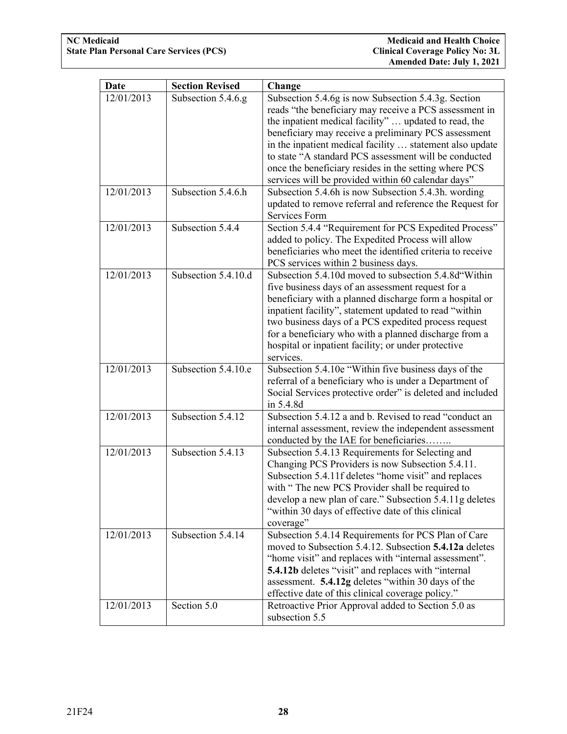| Date | Section Revised | Change |
|---|---|---|
| 12/01/2013 | Subsection 5.4.6.g | Subsection 5.4.6g is now Subsection 5.4.3g. Section reads "the beneficiary may receive a PCS assessment in the inpatient medical facility" … updated to read, the beneficiary may receive a preliminary PCS assessment in the inpatient medical facility … statement also update to state "A standard PCS assessment will be conducted once the beneficiary resides in the setting where PCS services will be provided within 60 calendar days" |
| 12/01/2013 | Subsection 5.4.6.h | Subsection 5.4.6h is now Subsection 5.4.3h. wording updated to remove referral and reference the Request for Services Form |
| 12/01/2013 | Subsection 5.4.4 | Section 5.4.4 "Requirement for PCS Expedited Process" added to policy. The Expedited Process will allow beneficiaries who meet the identified criteria to receive PCS services within 2 business days. |
| 12/01/2013 | Subsection 5.4.10.d | Subsection 5.4.10d moved to subsection 5.4.8d"Within five business days of an assessment request for a beneficiary with a planned discharge form a hospital or inpatient facility", statement updated to read "within two business days of a PCS expedited process request for a beneficiary who with a planned discharge from a hospital or inpatient facility; or under protective services. |
| 12/01/2013 | Subsection 5.4.10.e | Subsection 5.4.10e "Within five business days of the referral of a beneficiary who is under a Department of Social Services protective order" is deleted and included in 5.4.8d |
| 12/01/2013 | Subsection 5.4.12 | Subsection 5.4.12 a and b. Revised to read "conduct an internal assessment, review the independent assessment conducted by the IAE for beneficiaries…….. |
| 12/01/2013 | Subsection 5.4.13 | Subsection 5.4.13 Requirements for Selecting and Changing PCS Providers is now Subsection 5.4.11. Subsection 5.4.11f deletes "home visit" and replaces with " The new PCS Provider shall be required to develop a new plan of care." Subsection 5.4.11g deletes "within 30 days of effective date of this clinical coverage" |
| 12/01/2013 | Subsection 5.4.14 | Subsection 5.4.14 Requirements for PCS Plan of Care moved to Subsection 5.4.12. Subsection **5.4.12a** deletes "home visit" and replaces with "internal assessment". **5.4.12b** deletes "visit" and replaces with "internal assessment. **5.4.12g** deletes "within 30 days of the effective date of this clinical coverage policy." |
| 12/01/2013 | Section 5.0 | Retroactive Prior Approval added to Section 5.0 as subsection 5.5 |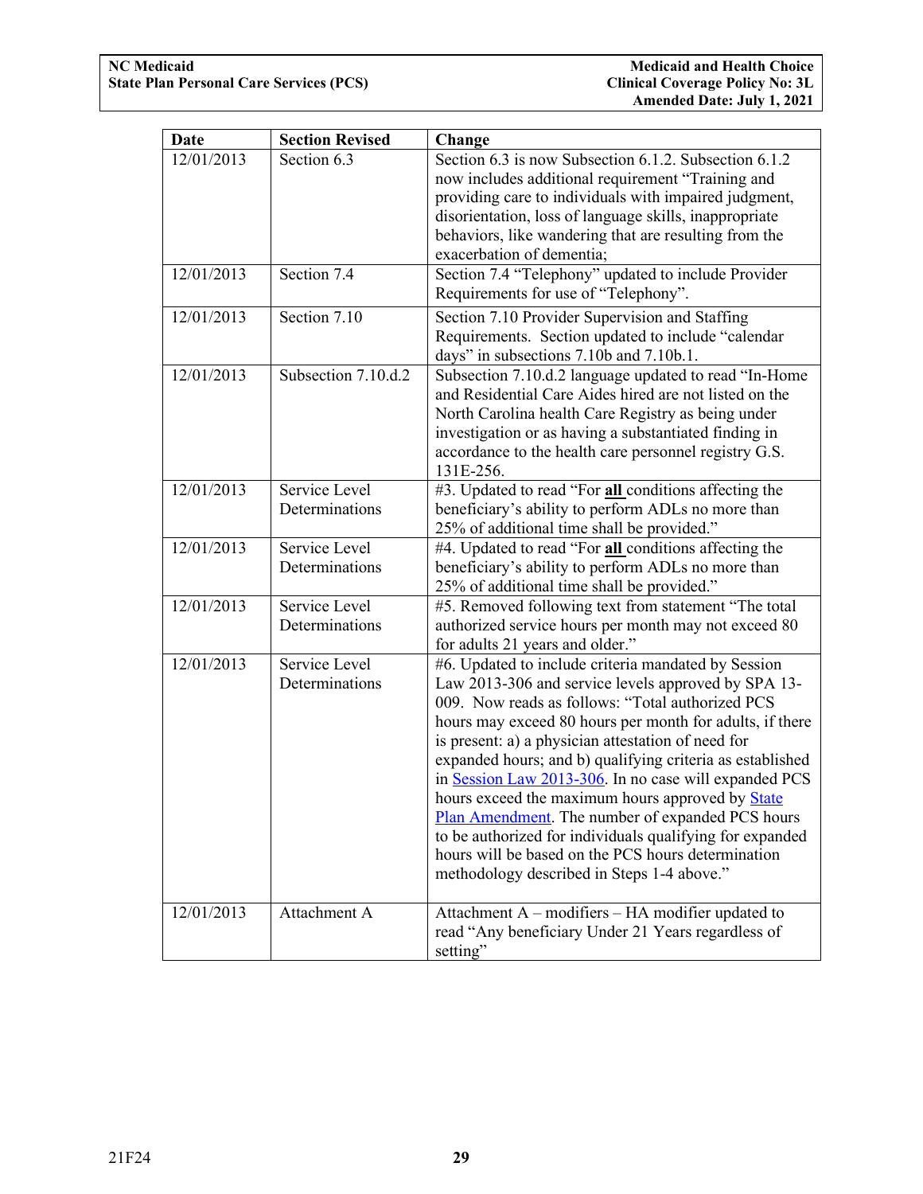| Date | Section Revised | Change |
|---|---|---|
| 12/01/2013 | Section 6.3 | Section 6.3 is now Subsection 6.1.2. Subsection 6.1.2 now includes additional requirement "Training and providing care to individuals with impaired judgment, disorientation, loss of language skills, inappropriate behaviors, like wandering that are resulting from the exacerbation of dementia; |
| 12/01/2013 | Section 7.4 | Section 7.4 "Telephony" updated to include Provider Requirements for use of "Telephony". |
| 12/01/2013 | Section 7.10 | Section 7.10 Provider Supervision and Staffing Requirements. Section updated to include "calendar days" in subsections 7.10b and 7.10b.1. |
| 12/01/2013 | Subsection 7.10.d.2 | Subsection 7.10.d.2 language updated to read "In-Home and Residential Care Aides hired are not listed on the North Carolina health Care Registry as being under investigation or as having a substantiated finding in accordance to the health care personnel registry G.S. 131E-256. |
| 12/01/2013 | Service Level Determinations | #3. Updated to read "For **all** conditions affecting the beneficiary's ability to perform ADLs no more than 25% of additional time shall be provided." |
| 12/01/2013 | Service Level Determinations | #4. Updated to read "For **all** conditions affecting the beneficiary's ability to perform ADLs no more than 25% of additional time shall be provided." |
| 12/01/2013 | Service Level Determinations | #5. Removed following text from statement "The total authorized service hours per month may not exceed 80 for adults 21 years and older." |
| 12/01/2013 | Service Level Determinations | #6. Updated to include criteria mandated by Session Law 2013-306 and service levels approved by SPA 13-009. Now reads as follows: "Total authorized PCS hours may exceed 80 hours per month for adults, if there is present: a) a physician attestation of need for expanded hours; and b) qualifying criteria as established in Session Law 2013-306. In no case will expanded PCS hours exceed the maximum hours approved by State Plan Amendment. The number of expanded PCS hours to be authorized for individuals qualifying for expanded hours will be based on the PCS hours determination methodology described in Steps 1-4 above." |
| 12/01/2013 | Attachment A | Attachment A – modifiers – HA modifier updated to read "Any beneficiary Under 21 Years regardless of setting" |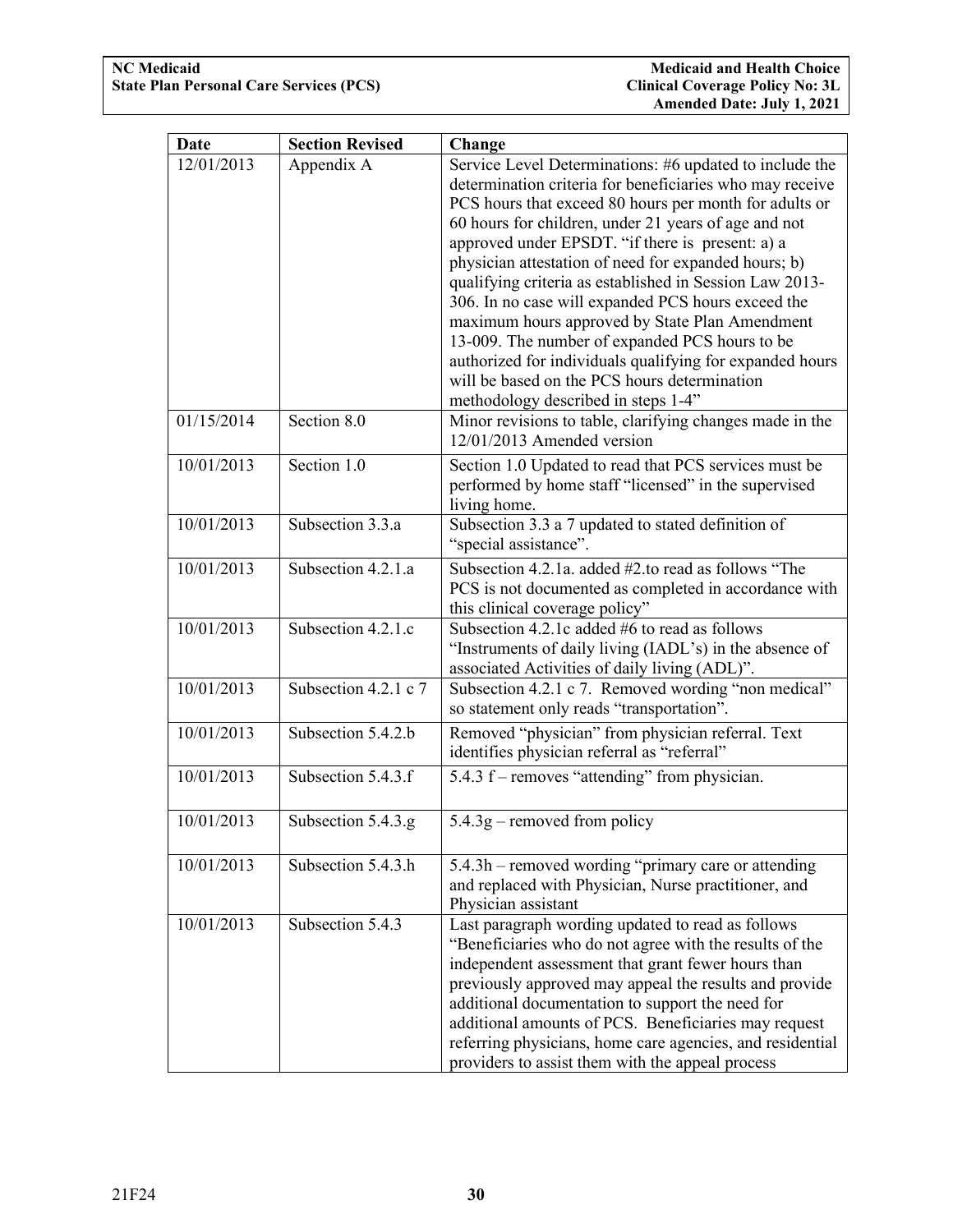| Date | Section Revised | Change |
|---|---|---|
| 12/01/2013 | Appendix A | Service Level Determinations: #6 updated to include the determination criteria for beneficiaries who may receive PCS hours that exceed 80 hours per month for adults or 60 hours for children, under 21 years of age and not approved under EPSDT. "if there is present: a) a physician attestation of need for expanded hours; b) qualifying criteria as established in Session Law 2013-306. In no case will expanded PCS hours exceed the maximum hours approved by State Plan Amendment 13-009. The number of expanded PCS hours to be authorized for individuals qualifying for expanded hours will be based on the PCS hours determination methodology described in steps 1-4" |
| 01/15/2014 | Section 8.0 | Minor revisions to table, clarifying changes made in the 12/01/2013 Amended version |
| 10/01/2013 | Section 1.0 | Section 1.0 Updated to read that PCS services must be performed by home staff "licensed" in the supervised living home. |
| 10/01/2013 | Subsection 3.3.a | Subsection 3.3 a 7 updated to stated definition of "special assistance". |
| 10/01/2013 | Subsection 4.2.1.a | Subsection 4.2.1a. added #2.to read as follows "The PCS is not documented as completed in accordance with this clinical coverage policy" |
| 10/01/2013 | Subsection 4.2.1.c | Subsection 4.2.1c added #6 to read as follows "Instruments of daily living (IADL's) in the absence of associated Activities of daily living (ADL)". |
| 10/01/2013 | Subsection 4.2.1 c 7 | Subsection 4.2.1 c 7. Removed wording "non medical" so statement only reads "transportation". |
| 10/01/2013 | Subsection 5.4.2.b | Removed "physician" from physician referral. Text identifies physician referral as "referral" |
| 10/01/2013 | Subsection 5.4.3.f | 5.4.3 f – removes "attending" from physician. |
| 10/01/2013 | Subsection 5.4.3.g | 5.4.3g – removed from policy |
| 10/01/2013 | Subsection 5.4.3.h | 5.4.3h – removed wording "primary care or attending and replaced with Physician, Nurse practitioner, and Physician assistant |
| 10/01/2013 | Subsection 5.4.3 | Last paragraph wording updated to read as follows "Beneficiaries who do not agree with the results of the independent assessment that grant fewer hours than previously approved may appeal the results and provide additional documentation to support the need for additional amounts of PCS. Beneficiaries may request referring physicians, home care agencies, and residential providers to assist them with the appeal process |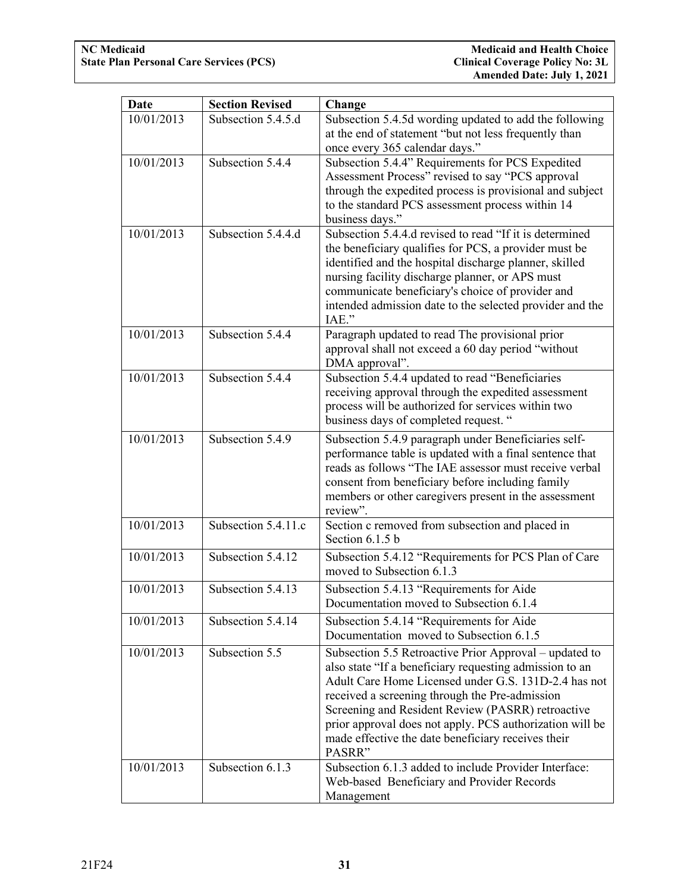| Date | Section Revised | Change |
|---|---|---|
| 10/01/2013 | Subsection 5.4.5.d | Subsection 5.4.5d wording updated to add the following at the end of statement "but not less frequently than once every 365 calendar days." |
| 10/01/2013 | Subsection 5.4.4 | Subsection 5.4.4" Requirements for PCS Expedited Assessment Process" revised to say "PCS approval through the expedited process is provisional and subject to the standard PCS assessment process within 14 business days." |
| 10/01/2013 | Subsection 5.4.4.d | Subsection 5.4.4.d revised to read "If it is determined the beneficiary qualifies for PCS, a provider must be identified and the hospital discharge planner, skilled nursing facility discharge planner, or APS must communicate beneficiary's choice of provider and intended admission date to the selected provider and the IAE." |
| 10/01/2013 | Subsection 5.4.4 | Paragraph updated to read The provisional prior approval shall not exceed a 60 day period "without DMA approval". |
| 10/01/2013 | Subsection 5.4.4 | Subsection 5.4.4 updated to read "Beneficiaries receiving approval through the expedited assessment process will be authorized for services within two business days of completed request. " |
| 10/01/2013 | Subsection 5.4.9 | Subsection 5.4.9 paragraph under Beneficiaries self-performance table is updated with a final sentence that reads as follows "The IAE assessor must receive verbal consent from beneficiary before including family members or other caregivers present in the assessment review". |
| 10/01/2013 | Subsection 5.4.11.c | Section c removed from subsection and placed in Section 6.1.5 b |
| 10/01/2013 | Subsection 5.4.12 | Subsection 5.4.12 "Requirements for PCS Plan of Care moved to Subsection 6.1.3 |
| 10/01/2013 | Subsection 5.4.13 | Subsection 5.4.13 "Requirements for Aide Documentation moved to Subsection 6.1.4 |
| 10/01/2013 | Subsection 5.4.14 | Subsection 5.4.14 "Requirements for Aide Documentation moved to Subsection 6.1.5 |
| 10/01/2013 | Subsection 5.5 | Subsection 5.5 Retroactive Prior Approval – updated to also state "If a beneficiary requesting admission to an Adult Care Home Licensed under G.S. 131D-2.4 has not received a screening through the Pre-admission Screening and Resident Review (PASRR) retroactive prior approval does not apply. PCS authorization will be made effective the date beneficiary receives their PASRR" |
| 10/01/2013 | Subsection 6.1.3 | Subsection 6.1.3 added to include Provider Interface: Web-based Beneficiary and Provider Records Management |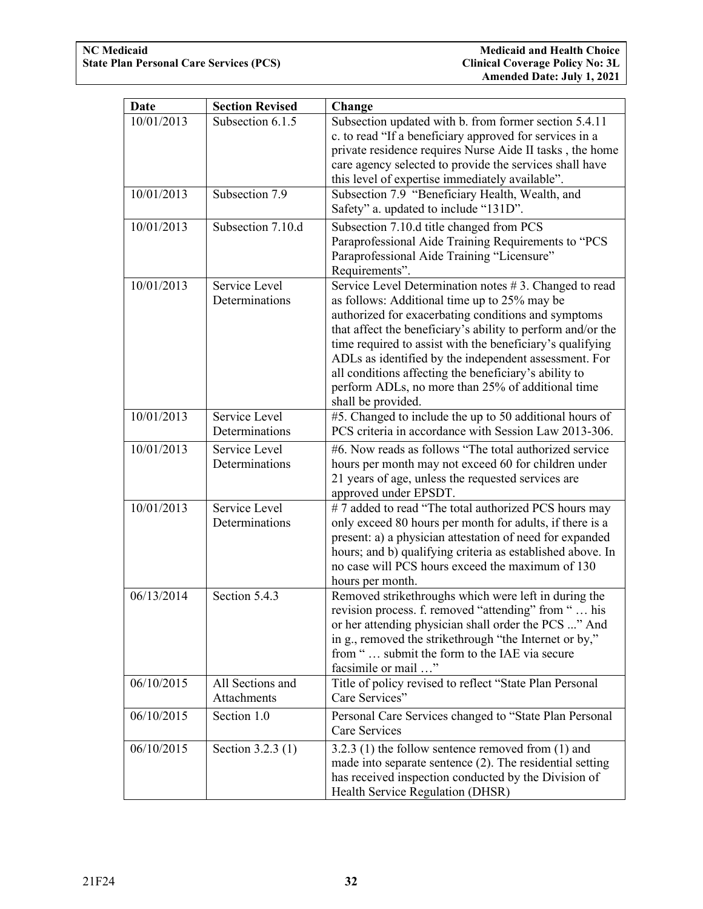| Date | Section Revised | Change |
|---|---|---|
| 10/01/2013 | Subsection 6.1.5 | Subsection updated with b. from former section 5.4.11 c. to read "If a beneficiary approved for services in a private residence requires Nurse Aide II tasks , the home care agency selected to provide the services shall have this level of expertise immediately available". |
| 10/01/2013 | Subsection 7.9 | Subsection 7.9 "Beneficiary Health, Wealth, and Safety" a. updated to include "131D". |
| 10/01/2013 | Subsection 7.10.d | Subsection 7.10.d title changed from PCS Paraprofessional Aide Training Requirements to "PCS Paraprofessional Aide Training "Licensure" Requirements". |
| 10/01/2013 | Service Level Determinations | Service Level Determination notes # 3. Changed to read as follows: Additional time up to 25% may be authorized for exacerbating conditions and symptoms that affect the beneficiary's ability to perform and/or the time required to assist with the beneficiary's qualifying ADLs as identified by the independent assessment. For all conditions affecting the beneficiary's ability to perform ADLs, no more than 25% of additional time shall be provided. |
| 10/01/2013 | Service Level Determinations | #5. Changed to include the up to 50 additional hours of PCS criteria in accordance with Session Law 2013-306. |
| 10/01/2013 | Service Level Determinations | #6. Now reads as follows "The total authorized service hours per month may not exceed 60 for children under 21 years of age, unless the requested services are approved under EPSDT. |
| 10/01/2013 | Service Level Determinations | # 7 added to read "The total authorized PCS hours may only exceed 80 hours per month for adults, if there is a present: a) a physician attestation of need for expanded hours; and b) qualifying criteria as established above. In no case will PCS hours exceed the maximum of 130 hours per month. |
| 06/13/2014 | Section 5.4.3 | Removed strikethroughs which were left in during the revision process. f. removed "attending" from " … his or her attending physician shall order the PCS ..." And in g., removed the strikethrough "the Internet or by," from " … submit the form to the IAE via secure facsimile or mail …" |
| 06/10/2015 | All Sections and Attachments | Title of policy revised to reflect "State Plan Personal Care Services" |
| 06/10/2015 | Section 1.0 | Personal Care Services changed to "State Plan Personal Care Services |
| 06/10/2015 | Section 3.2.3 (1) | 3.2.3 (1) the follow sentence removed from (1) and made into separate sentence (2). The residential setting has received inspection conducted by the Division of Health Service Regulation (DHSR) |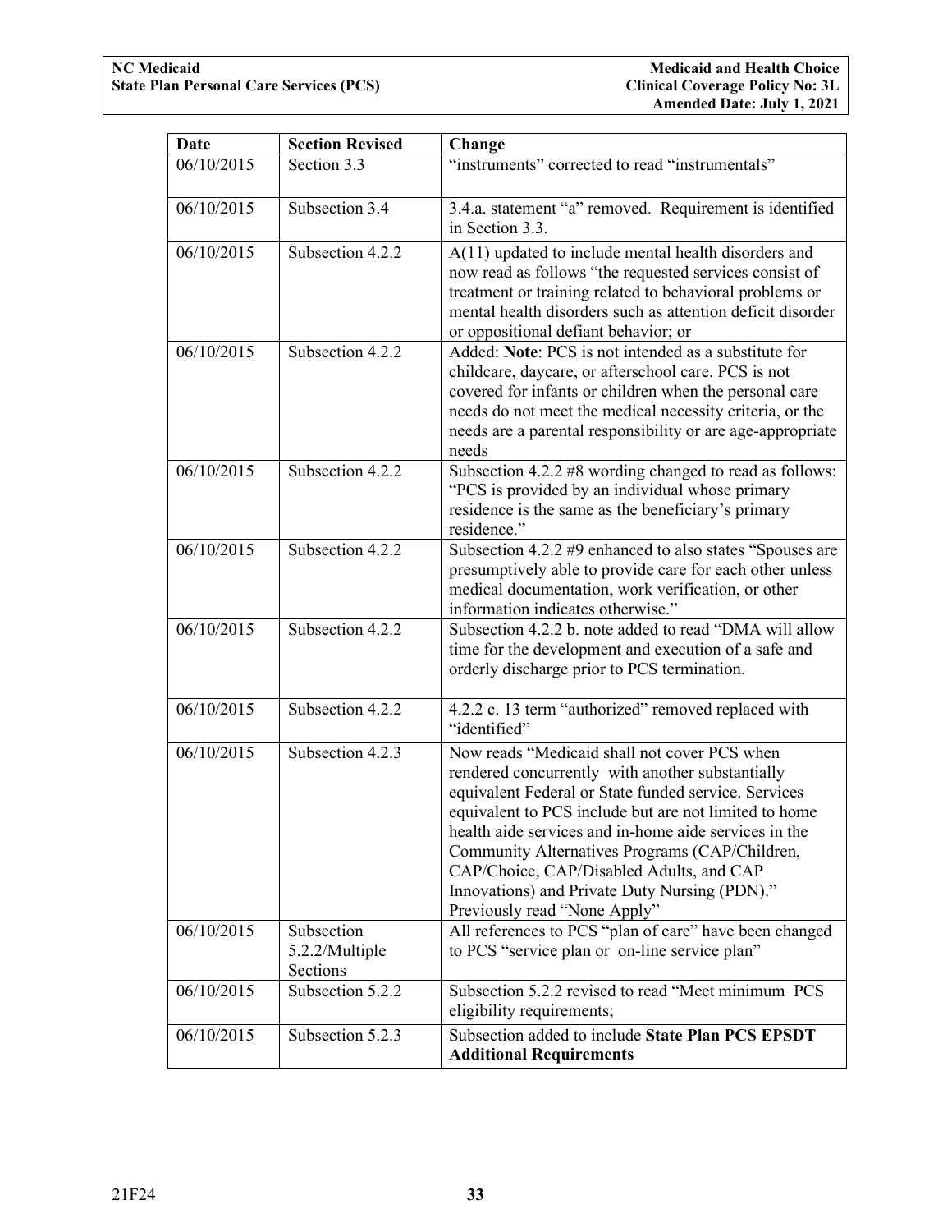| Date | Section Revised | Change |
|---|---|---|
| 06/10/2015 | Section 3.3 | "instruments" corrected to read "instrumentals" |
| 06/10/2015 | Subsection 3.4 | 3.4.a. statement "a" removed. Requirement is identified in Section 3.3. |
| 06/10/2015 | Subsection 4.2.2 | A(11) updated to include mental health disorders and now read as follows "the requested services consist of treatment or training related to behavioral problems or mental health disorders such as attention deficit disorder or oppositional defiant behavior; or |
| 06/10/2015 | Subsection 4.2.2 | Added: **Note**: PCS is not intended as a substitute for childcare, daycare, or afterschool care. PCS is not covered for infants or children when the personal care needs do not meet the medical necessity criteria, or the needs are a parental responsibility or are age-appropriate needs |
| 06/10/2015 | Subsection 4.2.2 | Subsection 4.2.2 #8 wording changed to read as follows: "PCS is provided by an individual whose primary residence is the same as the beneficiary's primary residence." |
| 06/10/2015 | Subsection 4.2.2 | Subsection 4.2.2 #9 enhanced to also states "Spouses are presumptively able to provide care for each other unless medical documentation, work verification, or other information indicates otherwise." |
| 06/10/2015 | Subsection 4.2.2 | Subsection 4.2.2 b. note added to read "DMA will allow time for the development and execution of a safe and orderly discharge prior to PCS termination. |
| 06/10/2015 | Subsection 4.2.2 | 4.2.2 c. 13 term "authorized" removed replaced with "identified" |
| 06/10/2015 | Subsection 4.2.3 | Now reads "Medicaid shall not cover PCS when rendered concurrently with another substantially equivalent Federal or State funded service. Services equivalent to PCS include but are not limited to home health aide services and in-home aide services in the Community Alternatives Programs (CAP/Children, CAP/Choice, CAP/Disabled Adults, and CAP Innovations) and Private Duty Nursing (PDN)." Previously read "None Apply" |
| 06/10/2015 | Subsection 5.2.2/Multiple Sections | All references to PCS "plan of care" have been changed to PCS "service plan or on-line service plan" |
| 06/10/2015 | Subsection 5.2.2 | Subsection 5.2.2 revised to read "Meet minimum PCS eligibility requirements; |
| 06/10/2015 | Subsection 5.2.3 | Subsection added to include **State Plan PCS EPSDT Additional Requirements** |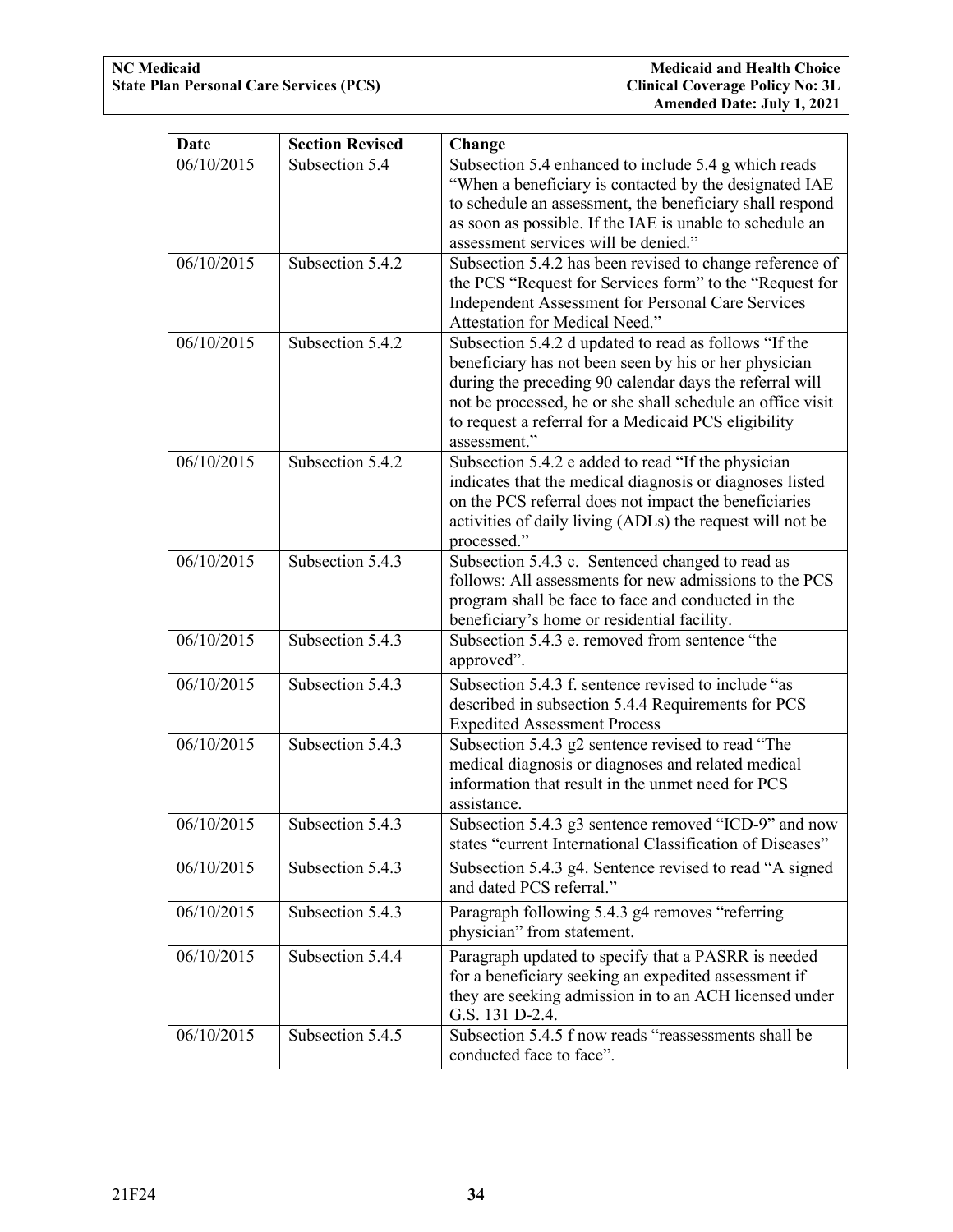| Date | Section Revised | Change |
|---|---|---|
| 06/10/2015 | Subsection 5.4 | Subsection 5.4 enhanced to include 5.4 g which reads "When a beneficiary is contacted by the designated IAE to schedule an assessment, the beneficiary shall respond as soon as possible. If the IAE is unable to schedule an assessment services will be denied." |
| 06/10/2015 | Subsection 5.4.2 | Subsection 5.4.2 has been revised to change reference of the PCS "Request for Services form" to the "Request for Independent Assessment for Personal Care Services Attestation for Medical Need." |
| 06/10/2015 | Subsection 5.4.2 | Subsection 5.4.2 d updated to read as follows "If the beneficiary has not been seen by his or her physician during the preceding 90 calendar days the referral will not be processed, he or she shall schedule an office visit to request a referral for a Medicaid PCS eligibility assessment." |
| 06/10/2015 | Subsection 5.4.2 | Subsection 5.4.2 e added to read "If the physician indicates that the medical diagnosis or diagnoses listed on the PCS referral does not impact the beneficiaries activities of daily living (ADLs) the request will not be processed." |
| 06/10/2015 | Subsection 5.4.3 | Subsection 5.4.3 c. Sentenced changed to read as follows: All assessments for new admissions to the PCS program shall be face to face and conducted in the beneficiary's home or residential facility. |
| 06/10/2015 | Subsection 5.4.3 | Subsection 5.4.3 e. removed from sentence "the approved". |
| 06/10/2015 | Subsection 5.4.3 | Subsection 5.4.3 f. sentence revised to include "as described in subsection 5.4.4 Requirements for PCS Expedited Assessment Process |
| 06/10/2015 | Subsection 5.4.3 | Subsection 5.4.3 g2 sentence revised to read "The medical diagnosis or diagnoses and related medical information that result in the unmet need for PCS assistance. |
| 06/10/2015 | Subsection 5.4.3 | Subsection 5.4.3 g3 sentence removed "ICD-9" and now states "current International Classification of Diseases" |
| 06/10/2015 | Subsection 5.4.3 | Subsection 5.4.3 g4. Sentence revised to read "A signed and dated PCS referral." |
| 06/10/2015 | Subsection 5.4.3 | Paragraph following 5.4.3 g4 removes "referring physician" from statement. |
| 06/10/2015 | Subsection 5.4.4 | Paragraph updated to specify that a PASRR is needed for a beneficiary seeking an expedited assessment if they are seeking admission in to an ACH licensed under G.S. 131 D-2.4. |
| 06/10/2015 | Subsection 5.4.5 | Subsection 5.4.5 f now reads "reassessments shall be conducted face to face". |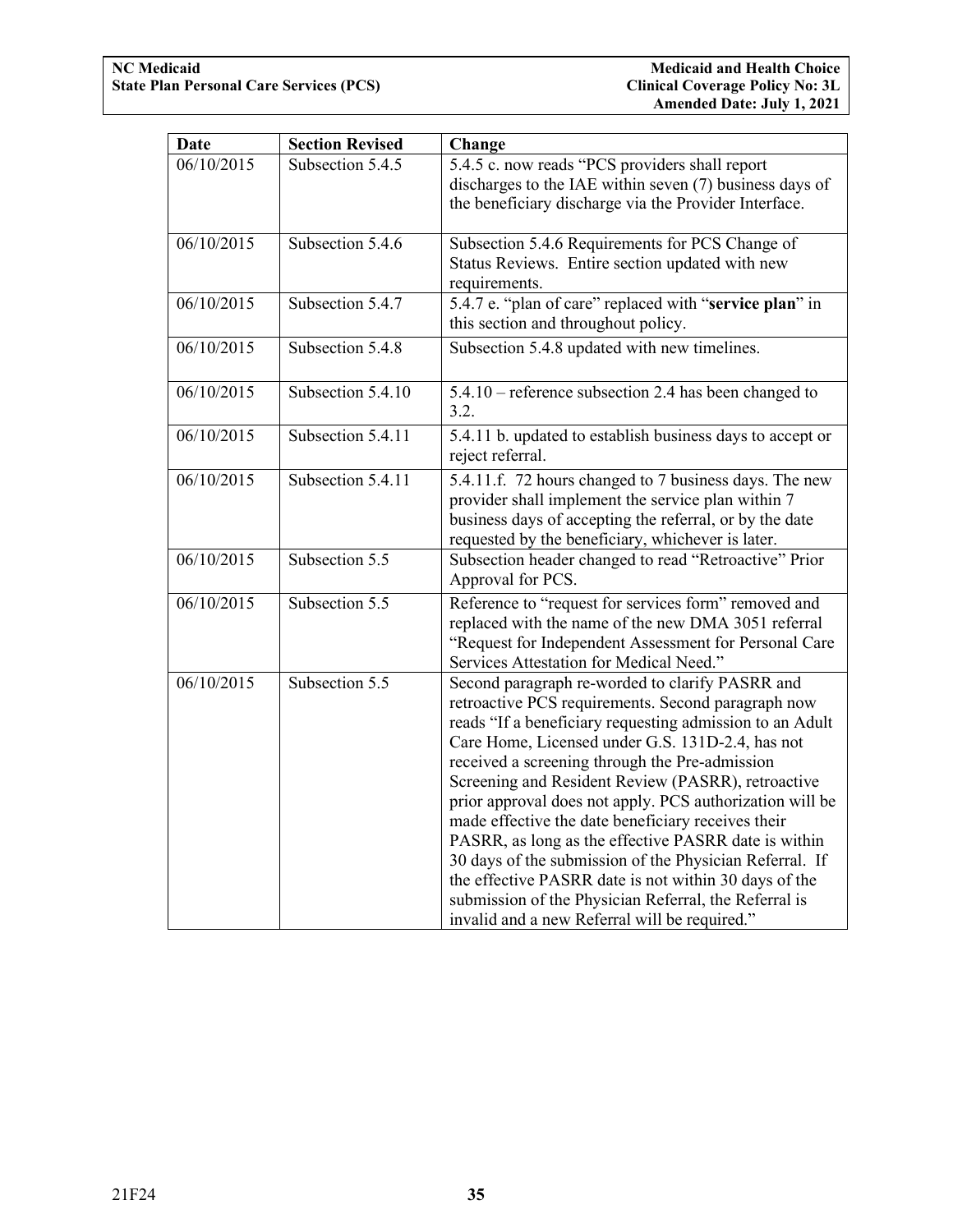| Date | Section Revised | Change |
|---|---|---|
| 06/10/2015 | Subsection 5.4.5 | 5.4.5 c. now reads "PCS providers shall report discharges to the IAE within seven (7) business days of the beneficiary discharge via the Provider Interface. |
| 06/10/2015 | Subsection 5.4.6 | Subsection 5.4.6 Requirements for PCS Change of Status Reviews. Entire section updated with new requirements. |
| 06/10/2015 | Subsection 5.4.7 | 5.4.7 e. "plan of care" replaced with "**service plan**" in this section and throughout policy. |
| 06/10/2015 | Subsection 5.4.8 | Subsection 5.4.8 updated with new timelines. |
| 06/10/2015 | Subsection 5.4.10 | 5.4.10 – reference subsection 2.4 has been changed to 3.2. |
| 06/10/2015 | Subsection 5.4.11 | 5.4.11 b. updated to establish business days to accept or reject referral. |
| 06/10/2015 | Subsection 5.4.11 | 5.4.11.f. 72 hours changed to 7 business days. The new provider shall implement the service plan within 7 business days of accepting the referral, or by the date requested by the beneficiary, whichever is later. |
| 06/10/2015 | Subsection 5.5 | Subsection header changed to read "Retroactive" Prior Approval for PCS. |
| 06/10/2015 | Subsection 5.5 | Reference to "request for services form" removed and replaced with the name of the new DMA 3051 referral "Request for Independent Assessment for Personal Care Services Attestation for Medical Need." |
| 06/10/2015 | Subsection 5.5 | Second paragraph re-worded to clarify PASRR and retroactive PCS requirements. Second paragraph now reads "If a beneficiary requesting admission to an Adult Care Home, Licensed under G.S. 131D-2.4, has not received a screening through the Pre-admission Screening and Resident Review (PASRR), retroactive prior approval does not apply. PCS authorization will be made effective the date beneficiary receives their PASRR, as long as the effective PASRR date is within 30 days of the submission of the Physician Referral. If the effective PASRR date is not within 30 days of the submission of the Physician Referral, the Referral is invalid and a new Referral will be required." |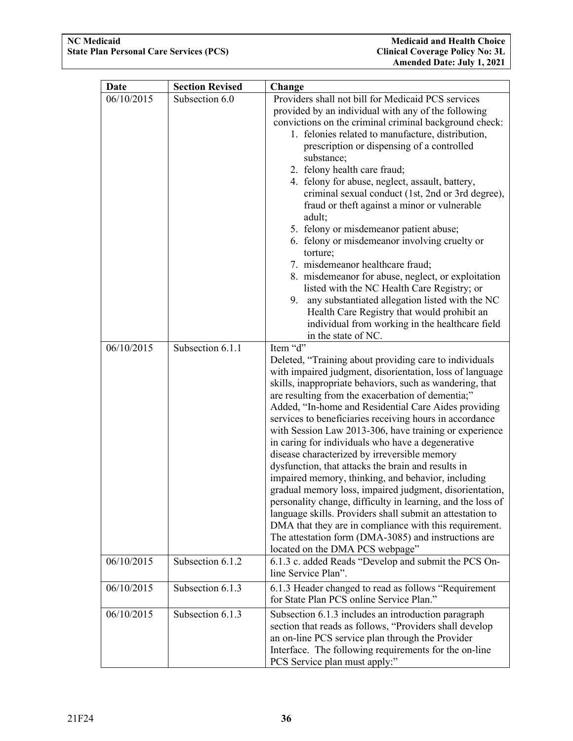| Date | Section Revised | Change |
|---|---|---|
| 06/10/2015 | Subsection 6.0 | Providers shall not bill for Medicaid PCS services provided by an individual with any of the following convictions on the criminal criminal background check:<br>1. felonies related to manufacture, distribution, prescription or dispensing of a controlled substance;<br>2. felony health care fraud;<br>4. felony for abuse, neglect, assault, battery, criminal sexual conduct (1st, 2nd or 3rd degree), fraud or theft against a minor or vulnerable adult;<br>5. felony or misdemeanor patient abuse;<br>6. felony or misdemeanor involving cruelty or torture;<br>7. misdemeanor healthcare fraud;<br>8. misdemeanor for abuse, neglect, or exploitation listed with the NC Health Care Registry; or<br>9. any substantiated allegation listed with the NC Health Care Registry that would prohibit an individual from working in the healthcare field in the state of NC. |
| 06/10/2015 | Subsection 6.1.1 | Item "d"<br>Deleted, "Training about providing care to individuals with impaired judgment, disorientation, loss of language skills, inappropriate behaviors, such as wandering, that are resulting from the exacerbation of dementia;"<br>Added, "In-home and Residential Care Aides providing services to beneficiaries receiving hours in accordance with Session Law 2013-306, have training or experience in caring for individuals who have a degenerative disease characterized by irreversible memory dysfunction, that attacks the brain and results in impaired memory, thinking, and behavior, including gradual memory loss, impaired judgment, disorientation, personality change, difficulty in learning, and the loss of language skills. Providers shall submit an attestation to DMA that they are in compliance with this requirement. The attestation form (DMA-3085) and instructions are located on the DMA PCS webpage" |
| 06/10/2015 | Subsection 6.1.2 | 6.1.3 c. added Reads "Develop and submit the PCS On-line Service Plan". |
| 06/10/2015 | Subsection 6.1.3 | 6.1.3 Header changed to read as follows "Requirement for State Plan PCS online Service Plan." |
| 06/10/2015 | Subsection 6.1.3 | Subsection 6.1.3 includes an introduction paragraph section that reads as follows, "Providers shall develop an on-line PCS service plan through the Provider Interface. The following requirements for the on-line PCS Service plan must apply:" |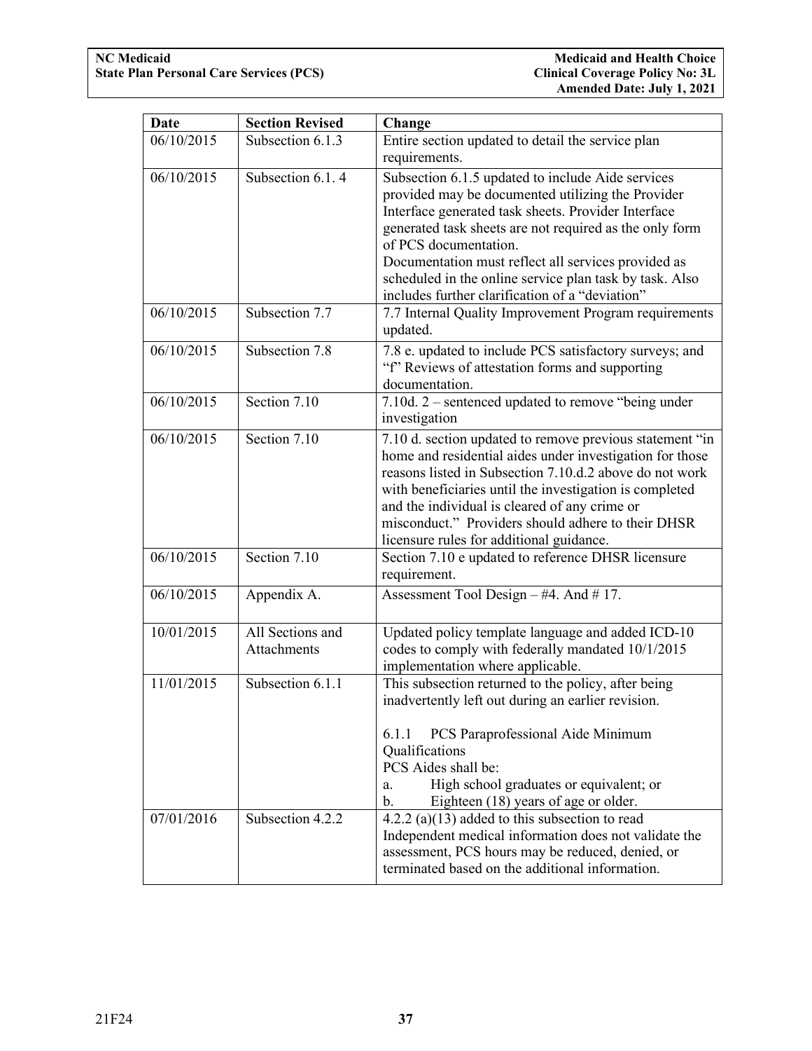| Date | Section Revised | Change |
|---|---|---|
| 06/10/2015 | Subsection 6.1.3 | Entire section updated to detail the service plan requirements. |
| 06/10/2015 | Subsection 6.1. 4 | Subsection 6.1.5 updated to include Aide services provided may be documented utilizing the Provider Interface generated task sheets. Provider Interface generated task sheets are not required as the only form of PCS documentation.<br>Documentation must reflect all services provided as scheduled in the online service plan task by task. Also includes further clarification of a "deviation" |
| 06/10/2015 | Subsection 7.7 | 7.7 Internal Quality Improvement Program requirements updated. |
| 06/10/2015 | Subsection 7.8 | 7.8 e. updated to include PCS satisfactory surveys; and "f" Reviews of attestation forms and supporting documentation. |
| 06/10/2015 | Section 7.10 | 7.10d. 2 – sentenced updated to remove "being under investigation |
| 06/10/2015 | Section 7.10 | 7.10 d. section updated to remove previous statement "in home and residential aides under investigation for those reasons listed in Subsection 7.10.d.2 above do not work with beneficiaries until the investigation is completed and the individual is cleared of any crime or misconduct." Providers should adhere to their DHSR licensure rules for additional guidance. |
| 06/10/2015 | Section 7.10 | Section 7.10 e updated to reference DHSR licensure requirement. |
| 06/10/2015 | Appendix A. | Assessment Tool Design – #4. And # 17. |
| 10/01/2015 | All Sections and Attachments | Updated policy template language and added ICD-10 codes to comply with federally mandated 10/1/2015 implementation where applicable. |
| 11/01/2015 | Subsection 6.1.1 | This subsection returned to the policy, after being inadvertently left out during an earlier revision.<br><br>6.1.1 PCS Paraprofessional Aide Minimum Qualifications<br>PCS Aides shall be:<br>a. High school graduates or equivalent; or<br>b. Eighteen (18) years of age or older. |
| 07/01/2016 | Subsection 4.2.2 | 4.2.2 (a)(13) added to this subsection to read Independent medical information does not validate the assessment, PCS hours may be reduced, denied, or terminated based on the additional information. |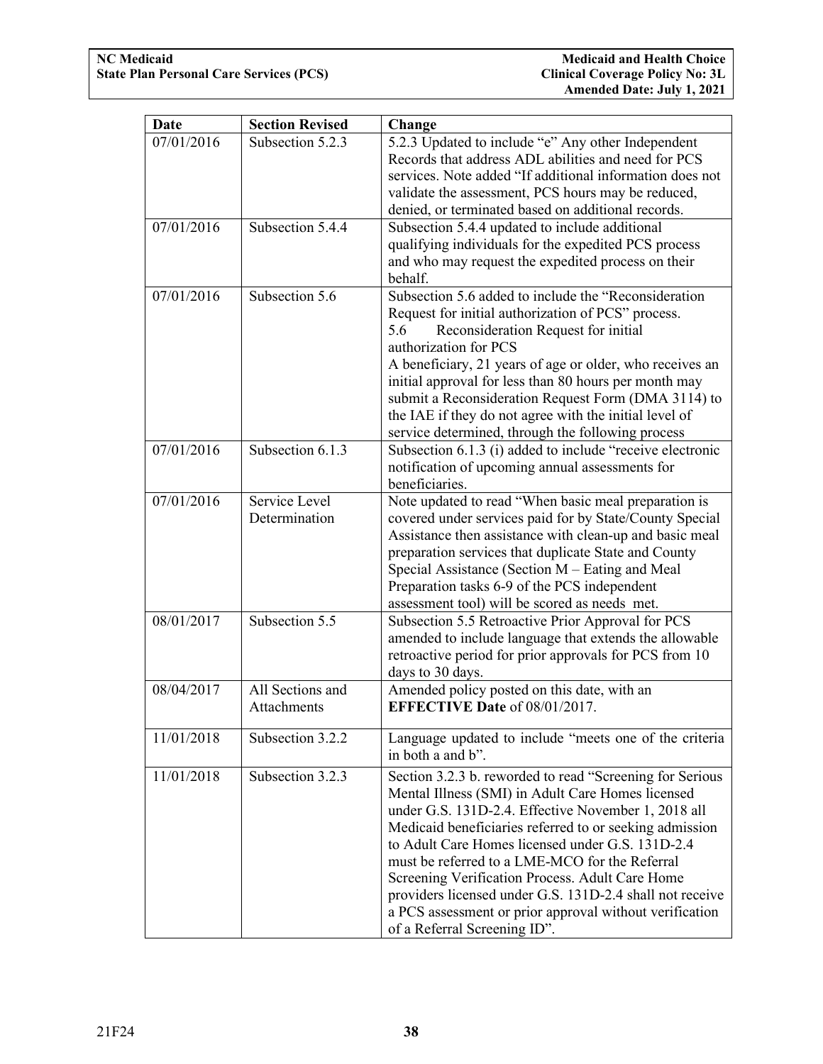| Date | Section Revised | Change |
|---|---|---|
| 07/01/2016 | Subsection 5.2.3 | 5.2.3 Updated to include "e" Any other Independent Records that address ADL abilities and need for PCS services. Note added "If additional information does not validate the assessment, PCS hours may be reduced, denied, or terminated based on additional records. |
| 07/01/2016 | Subsection 5.4.4 | Subsection 5.4.4 updated to include additional qualifying individuals for the expedited PCS process and who may request the expedited process on their behalf. |
| 07/01/2016 | Subsection 5.6 | Subsection 5.6 added to include the "Reconsideration Request for initial authorization of PCS" process.<br>5.6 Reconsideration Request for initial authorization for PCS<br>A beneficiary, 21 years of age or older, who receives an initial approval for less than 80 hours per month may submit a Reconsideration Request Form (DMA 3114) to the IAE if they do not agree with the initial level of service determined, through the following process |
| 07/01/2016 | Subsection 6.1.3 | Subsection 6.1.3 (i) added to include "receive electronic notification of upcoming annual assessments for beneficiaries. |
| 07/01/2016 | Service Level Determination | Note updated to read "When basic meal preparation is covered under services paid for by State/County Special Assistance then assistance with clean-up and basic meal preparation services that duplicate State and County Special Assistance (Section M – Eating and Meal Preparation tasks 6-9 of the PCS independent assessment tool) will be scored as needs met. |
| 08/01/2017 | Subsection 5.5 | Subsection 5.5 Retroactive Prior Approval for PCS amended to include language that extends the allowable retroactive period for prior approvals for PCS from 10 days to 30 days. |
| 08/04/2017 | All Sections and Attachments | Amended policy posted on this date, with an **EFFECTIVE Date** of 08/01/2017. |
| 11/01/2018 | Subsection 3.2.2 | Language updated to include "meets one of the criteria in both a and b". |
| 11/01/2018 | Subsection 3.2.3 | Section 3.2.3 b. reworded to read "Screening for Serious Mental Illness (SMI) in Adult Care Homes licensed under G.S. 131D-2.4. Effective November 1, 2018 all Medicaid beneficiaries referred to or seeking admission to Adult Care Homes licensed under G.S. 131D-2.4 must be referred to a LME-MCO for the Referral Screening Verification Process. Adult Care Home providers licensed under G.S. 131D-2.4 shall not receive a PCS assessment or prior approval without verification of a Referral Screening ID". |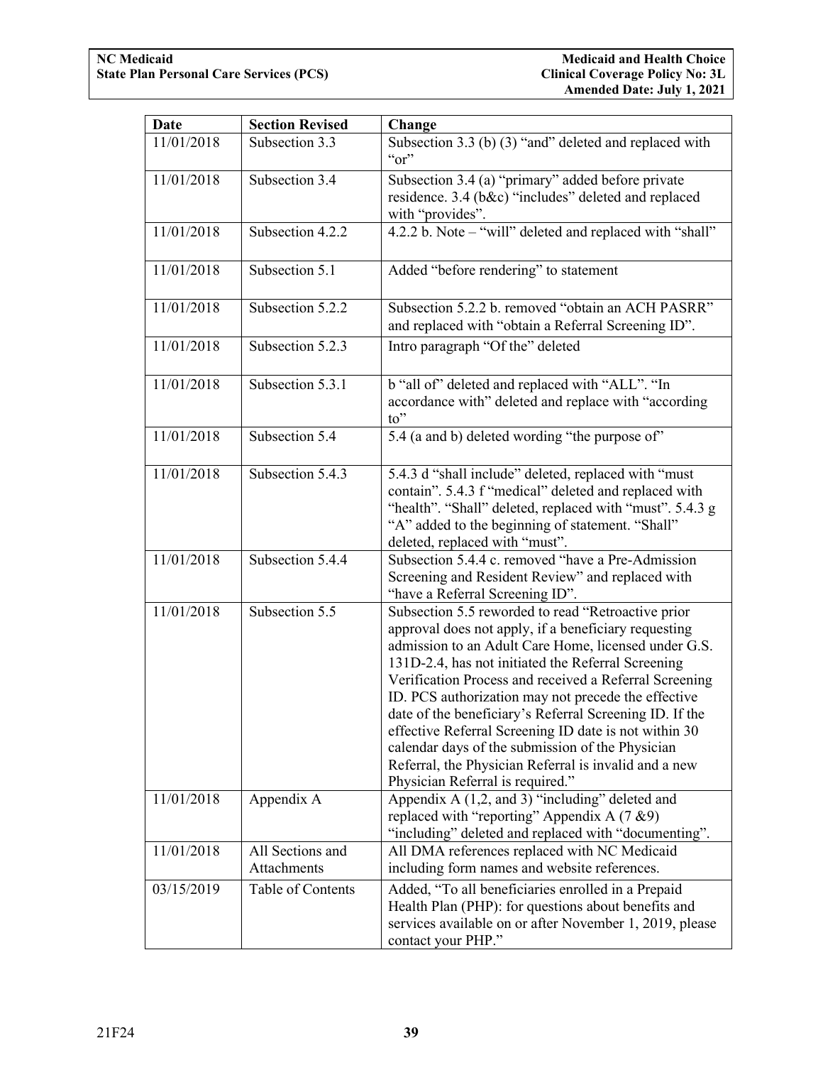| Date | Section Revised | Change |
|---|---|---|
| 11/01/2018 | Subsection 3.3 | Subsection 3.3 (b) (3) "and" deleted and replaced with "or" |
| 11/01/2018 | Subsection 3.4 | Subsection 3.4 (a) "primary" added before private residence. 3.4 (b&c) "includes" deleted and replaced with "provides". |
| 11/01/2018 | Subsection 4.2.2 | 4.2.2 b. Note – "will" deleted and replaced with "shall" |
| 11/01/2018 | Subsection 5.1 | Added "before rendering" to statement |
| 11/01/2018 | Subsection 5.2.2 | Subsection 5.2.2 b. removed "obtain an ACH PASRR" and replaced with "obtain a Referral Screening ID". |
| 11/01/2018 | Subsection 5.2.3 | Intro paragraph "Of the" deleted |
| 11/01/2018 | Subsection 5.3.1 | b "all of" deleted and replaced with "ALL". "In accordance with" deleted and replace with "according to" |
| 11/01/2018 | Subsection 5.4 | 5.4 (a and b) deleted wording "the purpose of" |
| 11/01/2018 | Subsection 5.4.3 | 5.4.3 d "shall include" deleted, replaced with "must contain". 5.4.3 f "medical" deleted and replaced with "health". "Shall" deleted, replaced with "must". 5.4.3 g "A" added to the beginning of statement. "Shall" deleted, replaced with "must". |
| 11/01/2018 | Subsection 5.4.4 | Subsection 5.4.4 c. removed "have a Pre-Admission Screening and Resident Review" and replaced with "have a Referral Screening ID". |
| 11/01/2018 | Subsection 5.5 | Subsection 5.5 reworded to read "Retroactive prior approval does not apply, if a beneficiary requesting admission to an Adult Care Home, licensed under G.S. 131D-2.4, has not initiated the Referral Screening Verification Process and received a Referral Screening ID. PCS authorization may not precede the effective date of the beneficiary's Referral Screening ID. If the effective Referral Screening ID date is not within 30 calendar days of the submission of the Physician Referral, the Physician Referral is invalid and a new Physician Referral is required." |
| 11/01/2018 | Appendix A | Appendix A (1,2, and 3) "including" deleted and replaced with "reporting" Appendix A (7 &9) "including" deleted and replaced with "documenting". |
| 11/01/2018 | All Sections and Attachments | All DMA references replaced with NC Medicaid including form names and website references. |
| 03/15/2019 | Table of Contents | Added, "To all beneficiaries enrolled in a Prepaid Health Plan (PHP): for questions about benefits and services available on or after November 1, 2019, please contact your PHP." |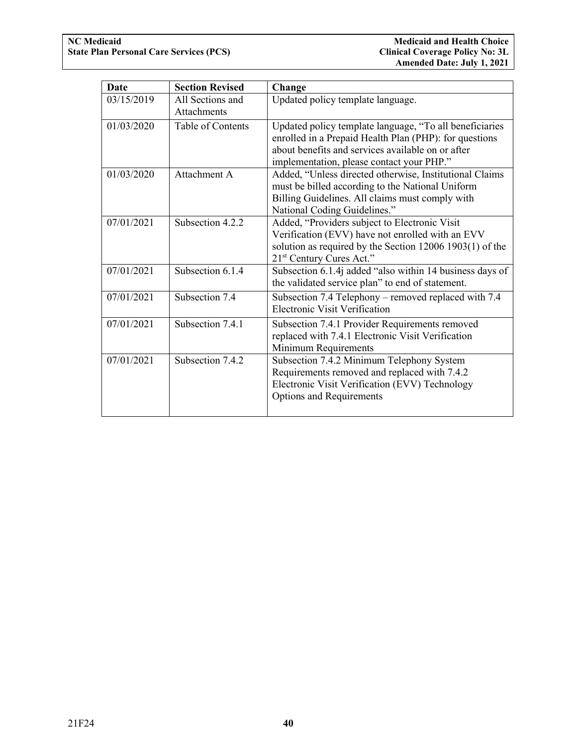| Date | Section Revised | Change |
| --- | --- | --- |
| 03/15/2019 | All Sections and Attachments | Updated policy template language. |
| 01/03/2020 | Table of Contents | Updated policy template language, "To all beneficiaries enrolled in a Prepaid Health Plan (PHP): for questions about benefits and services available on or after implementation, please contact your PHP." |
| 01/03/2020 | Attachment A | Added, "Unless directed otherwise, Institutional Claims must be billed according to the National Uniform Billing Guidelines. All claims must comply with National Coding Guidelines." |
| 07/01/2021 | Subsection 4.2.2 | Added, "Providers subject to Electronic Visit Verification (EVV) have not enrolled with an EVV solution as required by the Section 12006 1903(1) of the 21st Century Cures Act." |
| 07/01/2021 | Subsection 6.1.4 | Subsection 6.1.4j added "also within 14 business days of the validated service plan" to end of statement. |
| 07/01/2021 | Subsection 7.4 | Subsection 7.4 Telephony – removed replaced with 7.4 Electronic Visit Verification |
| 07/01/2021 | Subsection 7.4.1 | Subsection 7.4.1 Provider Requirements removed replaced with 7.4.1 Electronic Visit Verification Minimum Requirements |
| 07/01/2021 | Subsection 7.4.2 | Subsection 7.4.2 Minimum Telephony System Requirements removed and replaced with 7.4.2 Electronic Visit Verification (EVV) Technology Options and Requirements |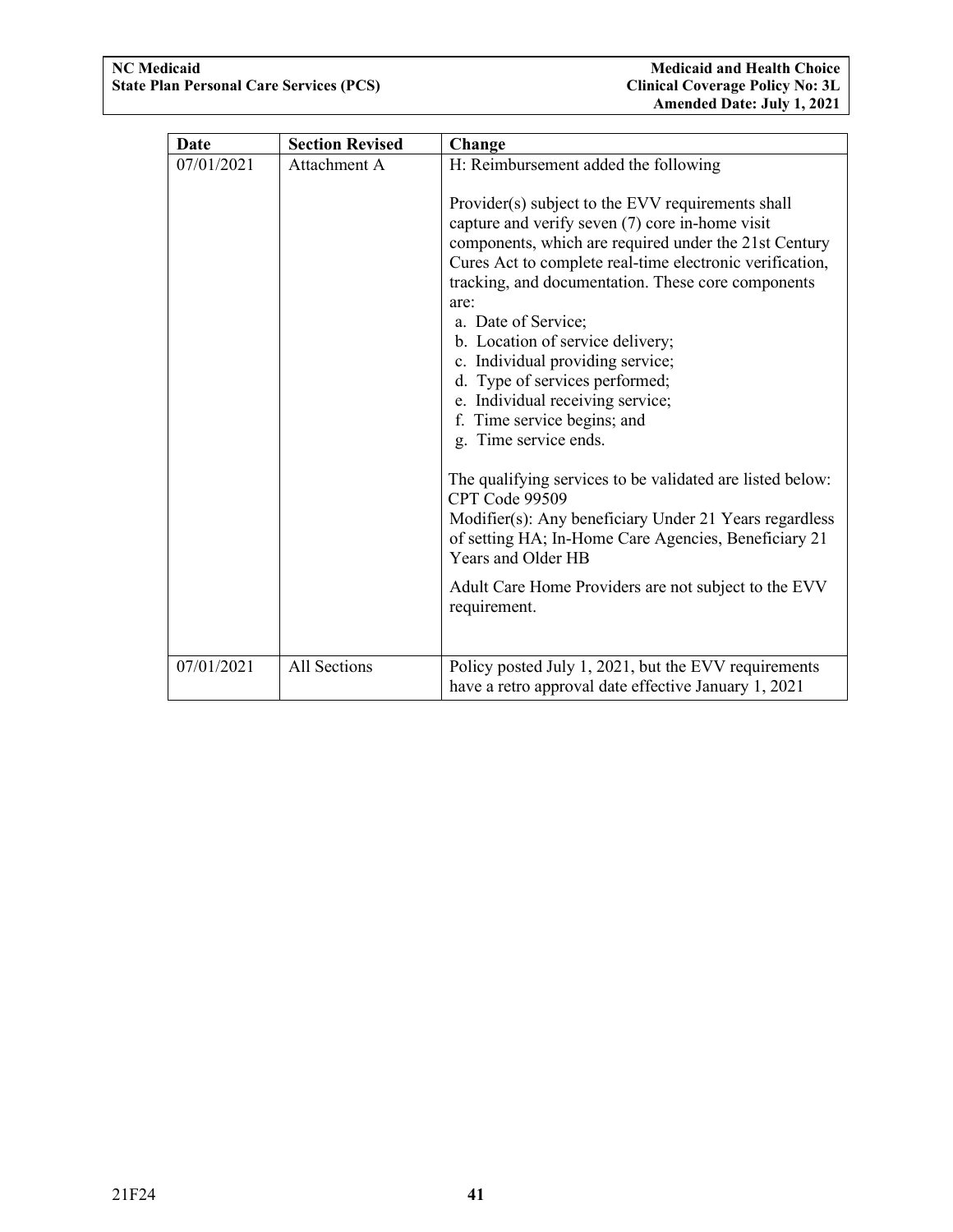| Date | Section Revised | Change |
|---|---|---|
| 07/01/2021 | Attachment A | H: Reimbursement added the following<br><br>Provider(s) subject to the EVV requirements shall capture and verify seven (7) core in-home visit components, which are required under the 21st Century Cures Act to complete real-time electronic verification, tracking, and documentation. These core components are:<br>a. Date of Service;<br>b. Location of service delivery;<br>c. Individual providing service;<br>d. Type of services performed;<br>e. Individual receiving service;<br>f. Time service begins; and<br>g. Time service ends.<br><br>The qualifying services to be validated are listed below:<br>CPT Code 99509<br>Modifier(s): Any beneficiary Under 21 Years regardless of setting HA; In-Home Care Agencies, Beneficiary 21 Years and Older HB<br><br>Adult Care Home Providers are not subject to the EVV requirement. |
| 07/01/2021 | All Sections | Policy posted July 1, 2021, but the EVV requirements have a retro approval date effective January 1, 2021 |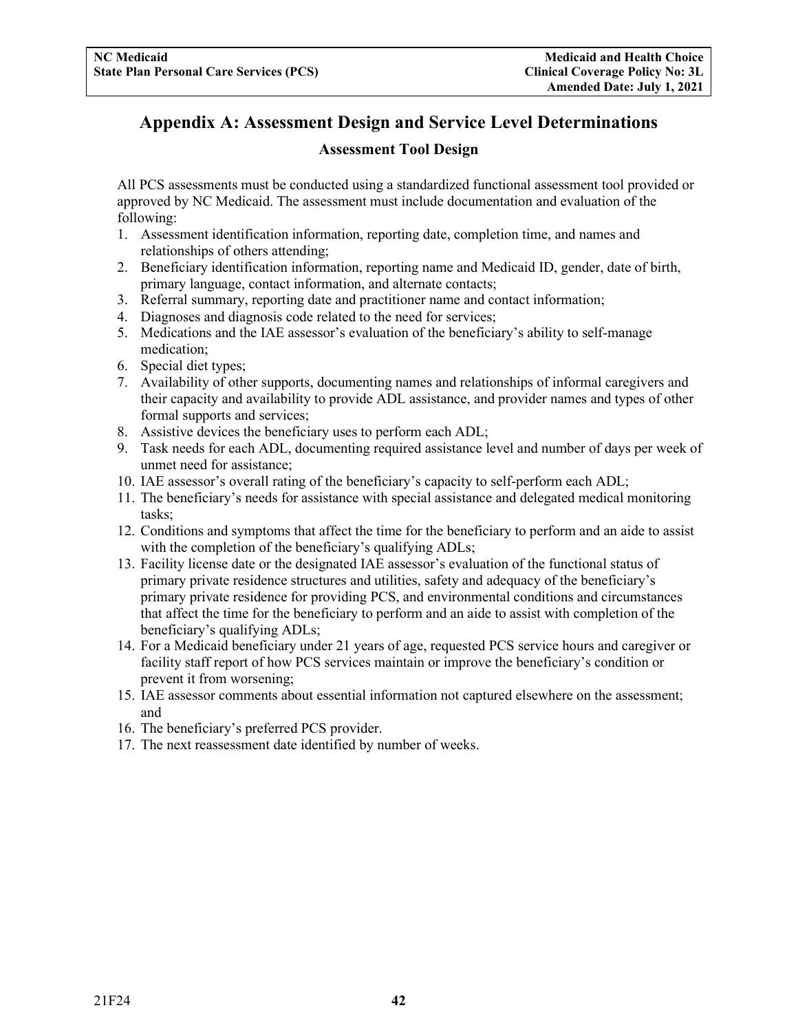# Appendix A: Assessment Design and Service Level Determinations

## Assessment Tool Design

All PCS assessments must be conducted using a standardized functional assessment tool provided or approved by NC Medicaid. The assessment must include documentation and evaluation of the following:

1. Assessment identification information, reporting date, completion time, and names and relationships of others attending;
2. Beneficiary identification information, reporting name and Medicaid ID, gender, date of birth, primary language, contact information, and alternate contacts;
3. Referral summary, reporting date and practitioner name and contact information;
4. Diagnoses and diagnosis code related to the need for services;
5. Medications and the IAE assessor's evaluation of the beneficiary's ability to self-manage medication;
6. Special diet types;
7. Availability of other supports, documenting names and relationships of informal caregivers and their capacity and availability to provide ADL assistance, and provider names and types of other formal supports and services;
8. Assistive devices the beneficiary uses to perform each ADL;
9. Task needs for each ADL, documenting required assistance level and number of days per week of unmet need for assistance;
10. IAE assessor's overall rating of the beneficiary's capacity to self-perform each ADL;
11. The beneficiary's needs for assistance with special assistance and delegated medical monitoring tasks;
12. Conditions and symptoms that affect the time for the beneficiary to perform and an aide to assist with the completion of the beneficiary's qualifying ADLs;
13. Facility license date or the designated IAE assessor's evaluation of the functional status of primary private residence structures and utilities, safety and adequacy of the beneficiary's primary private residence for providing PCS, and environmental conditions and circumstances that affect the time for the beneficiary to perform and an aide to assist with completion of the beneficiary's qualifying ADLs;
14. For a Medicaid beneficiary under 21 years of age, requested PCS service hours and caregiver or facility staff report of how PCS services maintain or improve the beneficiary's condition or prevent it from worsening;
15. IAE assessor comments about essential information not captured elsewhere on the assessment; and
16. The beneficiary's preferred PCS provider.
17. The next reassessment date identified by number of weeks.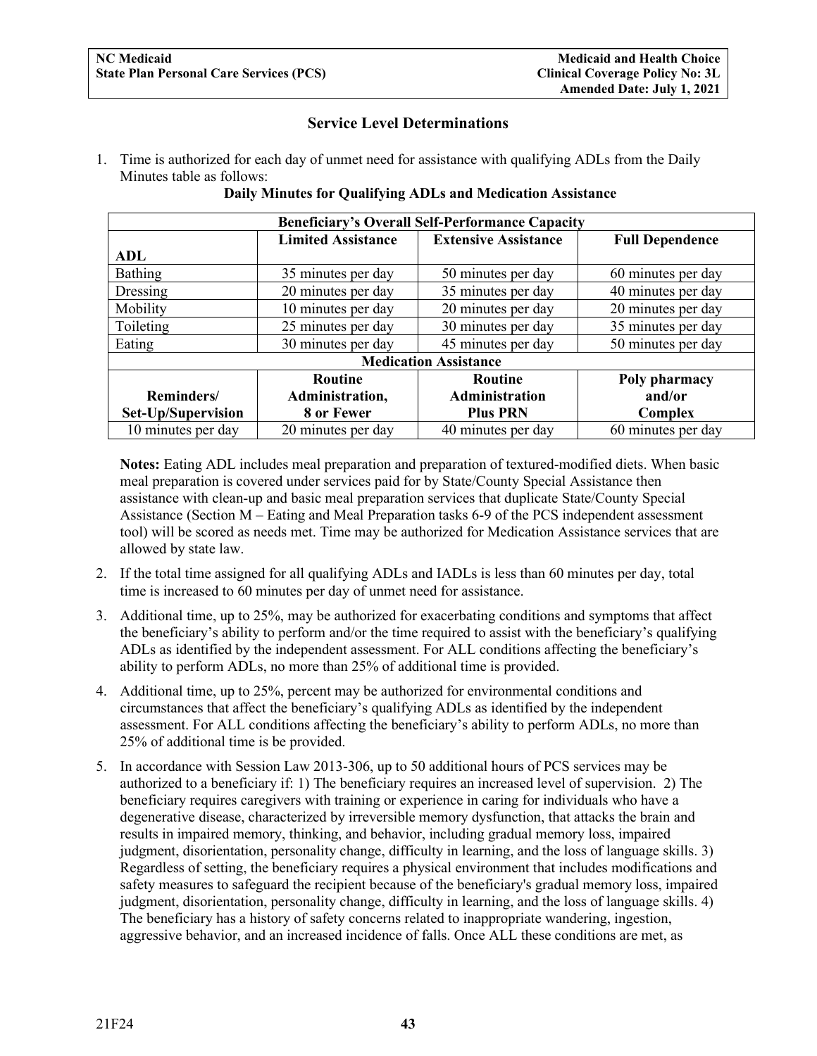### Service Level Determinations

1. Time is authorized for each day of unmet need for assistance with qualifying ADLs from the Daily Minutes table as follows:

**Daily Minutes for Qualifying ADLs and Medication Assistance**

| **Beneficiary's Overall Self-Performance Capacity** | | | |
|---|---|---|---|
| **ADL** | **Limited Assistance** | **Extensive Assistance** | **Full Dependence** |
| Bathing | 35 minutes per day | 50 minutes per day | 60 minutes per day |
| Dressing | 20 minutes per day | 35 minutes per day | 40 minutes per day |
| Mobility | 10 minutes per day | 20 minutes per day | 20 minutes per day |
| Toileting | 25 minutes per day | 30 minutes per day | 35 minutes per day |
| Eating | 30 minutes per day | 45 minutes per day | 50 minutes per day |
| **Medication Assistance** | | | |
| **Reminders/ Set-Up/Supervision** | **Routine Administration, 8 or Fewer** | **Routine Administration Plus PRN** | **Poly pharmacy and/or Complex** |
| 10 minutes per day | 20 minutes per day | 40 minutes per day | 60 minutes per day |

**Notes:** Eating ADL includes meal preparation and preparation of textured-modified diets. When basic meal preparation is covered under services paid for by State/County Special Assistance then assistance with clean-up and basic meal preparation services that duplicate State/County Special Assistance (Section M – Eating and Meal Preparation tasks 6-9 of the PCS independent assessment tool) will be scored as needs met. Time may be authorized for Medication Assistance services that are allowed by state law.

2. If the total time assigned for all qualifying ADLs and IADLs is less than 60 minutes per day, total time is increased to 60 minutes per day of unmet need for assistance.

3. Additional time, up to 25%, may be authorized for exacerbating conditions and symptoms that affect the beneficiary's ability to perform and/or the time required to assist with the beneficiary's qualifying ADLs as identified by the independent assessment. For ALL conditions affecting the beneficiary's ability to perform ADLs, no more than 25% of additional time is provided.

4. Additional time, up to 25%, percent may be authorized for environmental conditions and circumstances that affect the beneficiary's qualifying ADLs as identified by the independent assessment. For ALL conditions affecting the beneficiary's ability to perform ADLs, no more than 25% of additional time is be provided.

5. In accordance with Session Law 2013-306, up to 50 additional hours of PCS services may be authorized to a beneficiary if: 1) The beneficiary requires an increased level of supervision. 2) The beneficiary requires caregivers with training or experience in caring for individuals who have a degenerative disease, characterized by irreversible memory dysfunction, that attacks the brain and results in impaired memory, thinking, and behavior, including gradual memory loss, impaired judgment, disorientation, personality change, difficulty in learning, and the loss of language skills. 3) Regardless of setting, the beneficiary requires a physical environment that includes modifications and safety measures to safeguard the recipient because of the beneficiary's gradual memory loss, impaired judgment, disorientation, personality change, difficulty in learning, and the loss of language skills. 4) The beneficiary has a history of safety concerns related to inappropriate wandering, ingestion, aggressive behavior, and an increased incidence of falls. Once ALL these conditions are met, as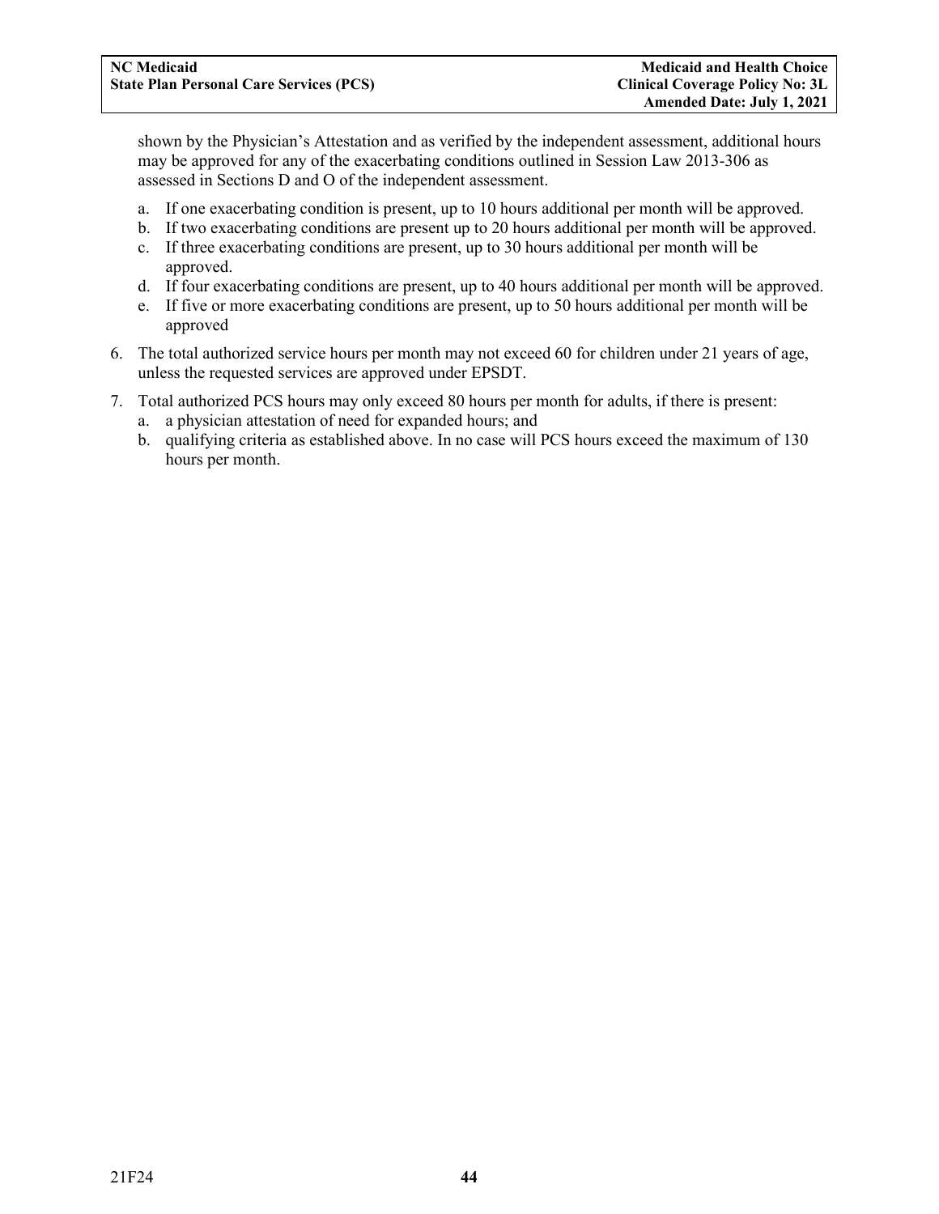shown by the Physician's Attestation and as verified by the independent assessment, additional hours may be approved for any of the exacerbating conditions outlined in Session Law 2013-306 as assessed in Sections D and O of the independent assessment.

a. If one exacerbating condition is present, up to 10 hours additional per month will be approved.
b. If two exacerbating conditions are present up to 20 hours additional per month will be approved.
c. If three exacerbating conditions are present, up to 30 hours additional per month will be approved.
d. If four exacerbating conditions are present, up to 40 hours additional per month will be approved.
e. If five or more exacerbating conditions are present, up to 50 hours additional per month will be approved

6. The total authorized service hours per month may not exceed 60 for children under 21 years of age, unless the requested services are approved under EPSDT.
7. Total authorized PCS hours may only exceed 80 hours per month for adults, if there is present:
   a. a physician attestation of need for expanded hours; and
   b. qualifying criteria as established above. In no case will PCS hours exceed the maximum of 130 hours per month.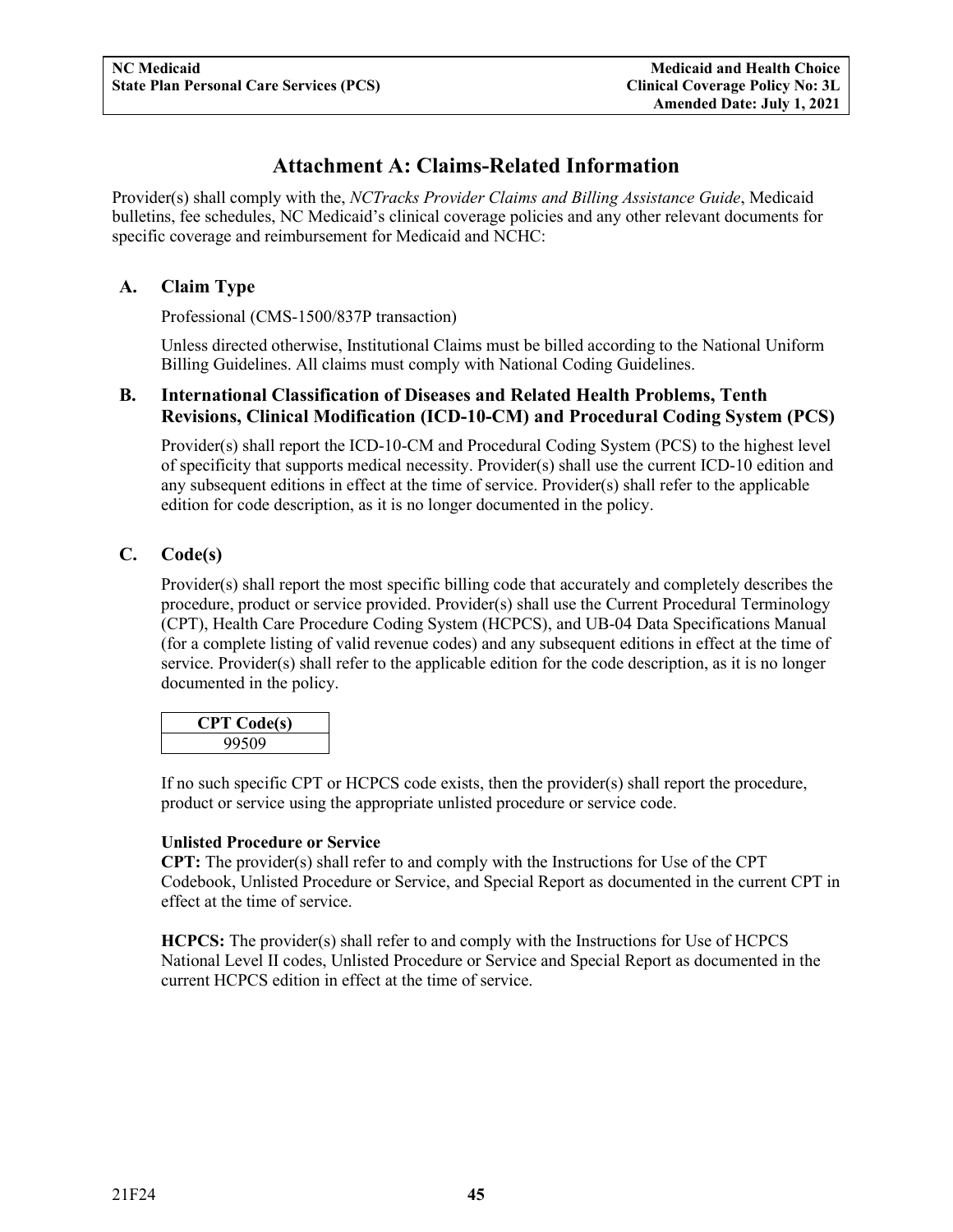# Attachment A: Claims-Related Information

Provider(s) shall comply with the, *NCTracks Provider Claims and Billing Assistance Guide*, Medicaid bulletins, fee schedules, NC Medicaid's clinical coverage policies and any other relevant documents for specific coverage and reimbursement for Medicaid and NCHC:

## A. Claim Type

Professional (CMS-1500/837P transaction)

Unless directed otherwise, Institutional Claims must be billed according to the National Uniform Billing Guidelines. All claims must comply with National Coding Guidelines.

## B. International Classification of Diseases and Related Health Problems, Tenth Revisions, Clinical Modification (ICD-10-CM) and Procedural Coding System (PCS)

Provider(s) shall report the ICD-10-CM and Procedural Coding System (PCS) to the highest level of specificity that supports medical necessity. Provider(s) shall use the current ICD-10 edition and any subsequent editions in effect at the time of service. Provider(s) shall refer to the applicable edition for code description, as it is no longer documented in the policy.

## C. Code(s)

Provider(s) shall report the most specific billing code that accurately and completely describes the procedure, product or service provided. Provider(s) shall use the Current Procedural Terminology (CPT), Health Care Procedure Coding System (HCPCS), and UB-04 Data Specifications Manual (for a complete listing of valid revenue codes) and any subsequent editions in effect at the time of service. Provider(s) shall refer to the applicable edition for the code description, as it is no longer documented in the policy.

| CPT Code(s) |
|---|
| 99509 |

If no such specific CPT or HCPCS code exists, then the provider(s) shall report the procedure, product or service using the appropriate unlisted procedure or service code.

**Unlisted Procedure or Service**

**CPT:** The provider(s) shall refer to and comply with the Instructions for Use of the CPT Codebook, Unlisted Procedure or Service, and Special Report as documented in the current CPT in effect at the time of service.

**HCPCS:** The provider(s) shall refer to and comply with the Instructions for Use of HCPCS National Level II codes, Unlisted Procedure or Service and Special Report as documented in the current HCPCS edition in effect at the time of service.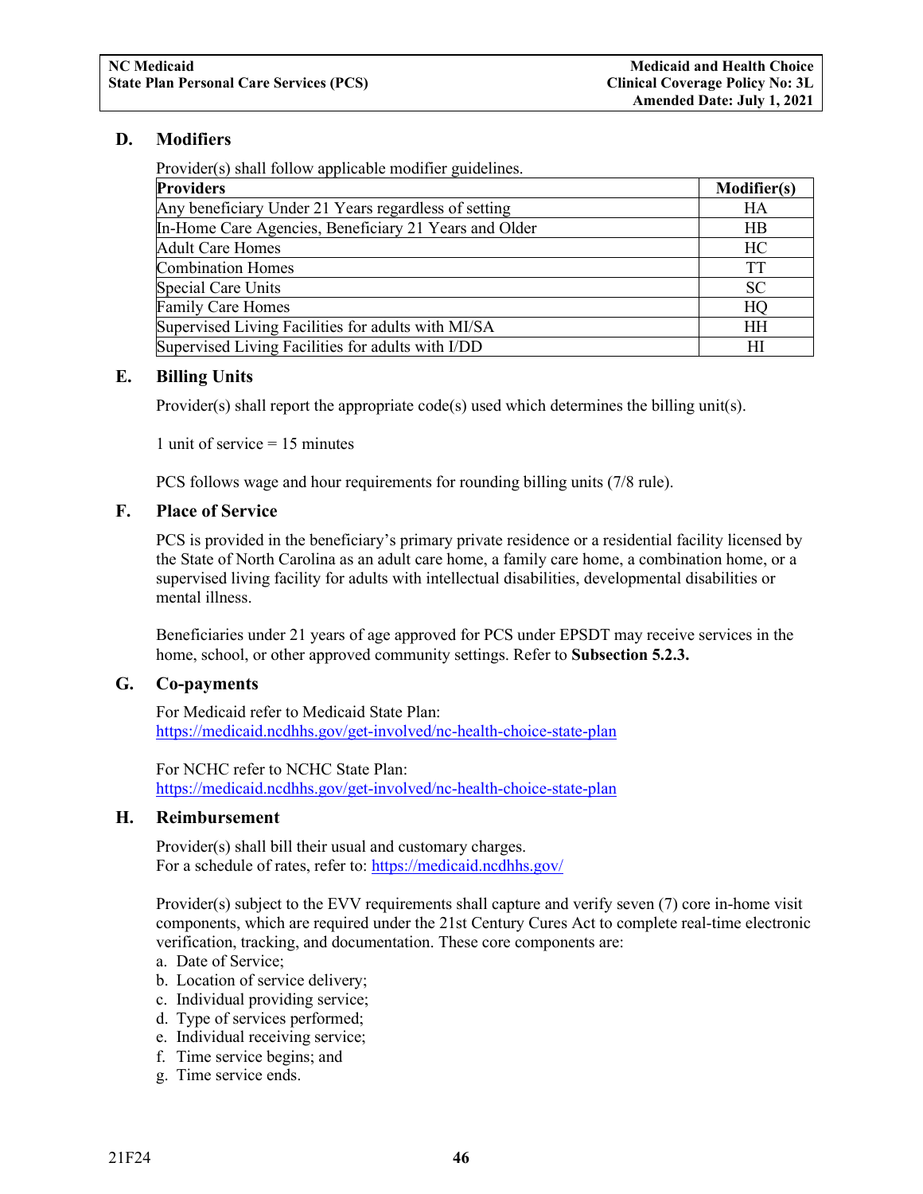### D. Modifiers

Provider(s) shall follow applicable modifier guidelines.

| Providers | Modifier(s) |
|---|---|
| Any beneficiary Under 21 Years regardless of setting | HA |
| In-Home Care Agencies, Beneficiary 21 Years and Older | HB |
| Adult Care Homes | HC |
| Combination Homes | TT |
| Special Care Units | SC |
| Family Care Homes | HQ |
| Supervised Living Facilities for adults with MI/SA | HH |
| Supervised Living Facilities for adults with I/DD | HI |

### E. Billing Units

Provider(s) shall report the appropriate code(s) used which determines the billing unit(s).

1 unit of service = 15 minutes

PCS follows wage and hour requirements for rounding billing units (7/8 rule).

### F. Place of Service

PCS is provided in the beneficiary's primary private residence or a residential facility licensed by the State of North Carolina as an adult care home, a family care home, a combination home, or a supervised living facility for adults with intellectual disabilities, developmental disabilities or mental illness.

Beneficiaries under 21 years of age approved for PCS under EPSDT may receive services in the home, school, or other approved community settings. Refer to **Subsection 5.2.3.**

### G. Co-payments

For Medicaid refer to Medicaid State Plan:
https://medicaid.ncdhhs.gov/get-involved/nc-health-choice-state-plan

For NCHC refer to NCHC State Plan:
https://medicaid.ncdhhs.gov/get-involved/nc-health-choice-state-plan

### H. Reimbursement

Provider(s) shall bill their usual and customary charges.
For a schedule of rates, refer to: https://medicaid.ncdhhs.gov/

Provider(s) subject to the EVV requirements shall capture and verify seven (7) core in-home visit components, which are required under the 21st Century Cures Act to complete real-time electronic verification, tracking, and documentation. These core components are:

a. Date of Service;
b. Location of service delivery;
c. Individual providing service;
d. Type of services performed;
e. Individual receiving service;
f. Time service begins; and
g. Time service ends.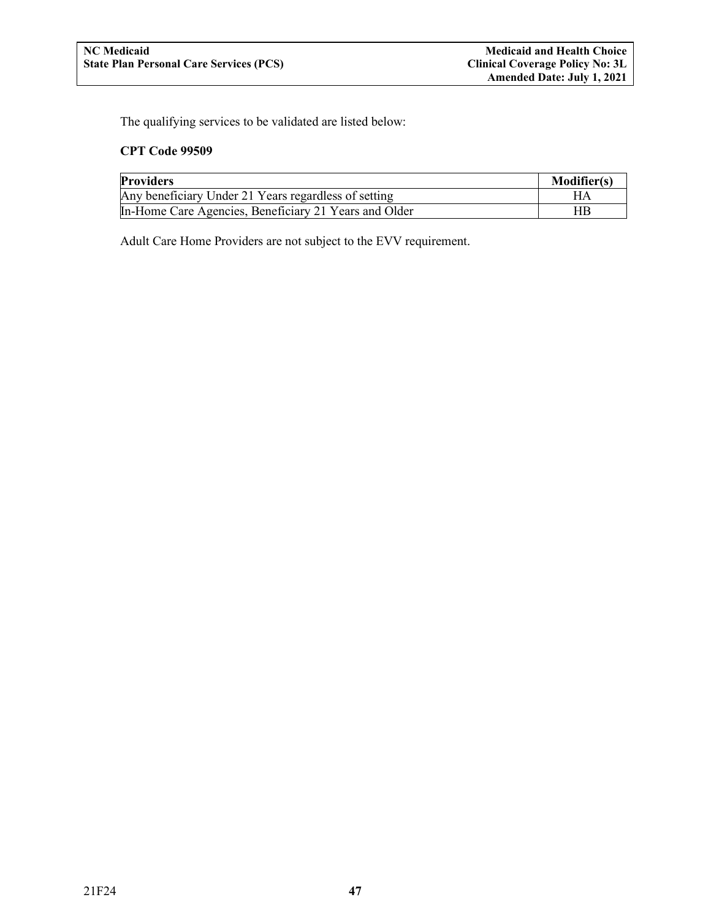The qualifying services to be validated are listed below:

**CPT Code 99509**

| Providers | Modifier(s) |
|---|---|
| Any beneficiary Under 21 Years regardless of setting | HA |
| In-Home Care Agencies, Beneficiary 21 Years and Older | HB |

Adult Care Home Providers are not subject to the EVV requirement.